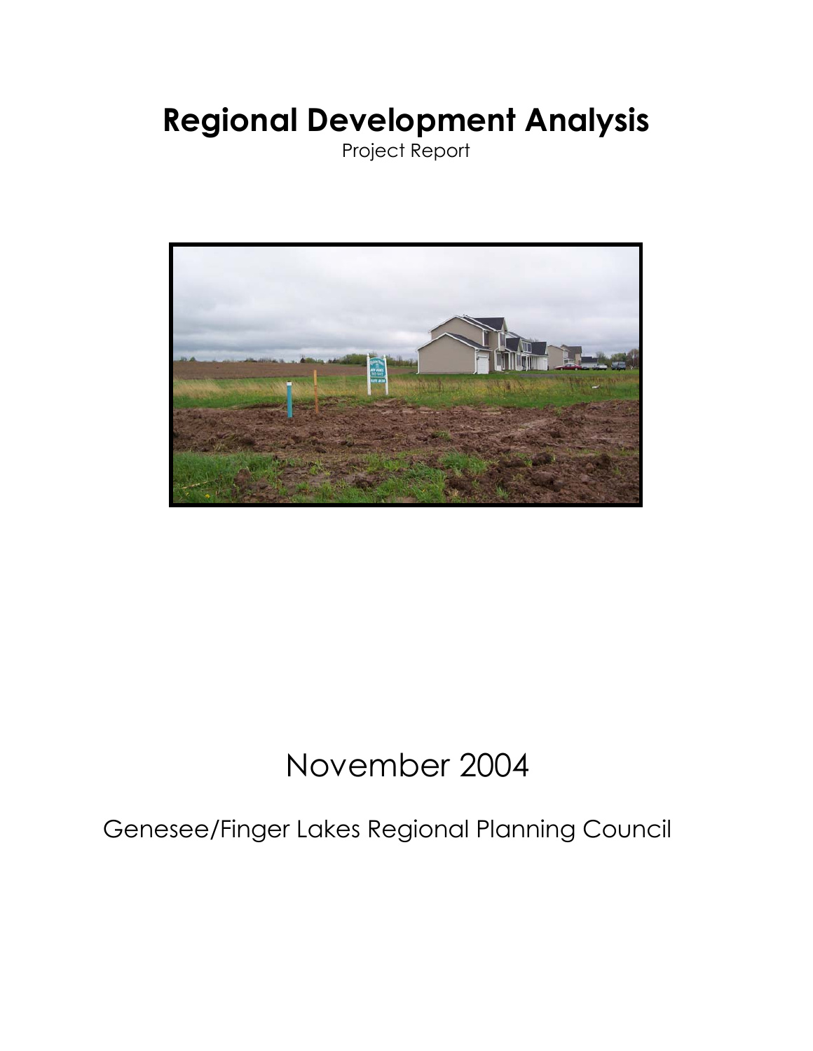# Regional Development Analysis

Project Report

November 2004

Genesee/Finger Lakes Regional Planning Council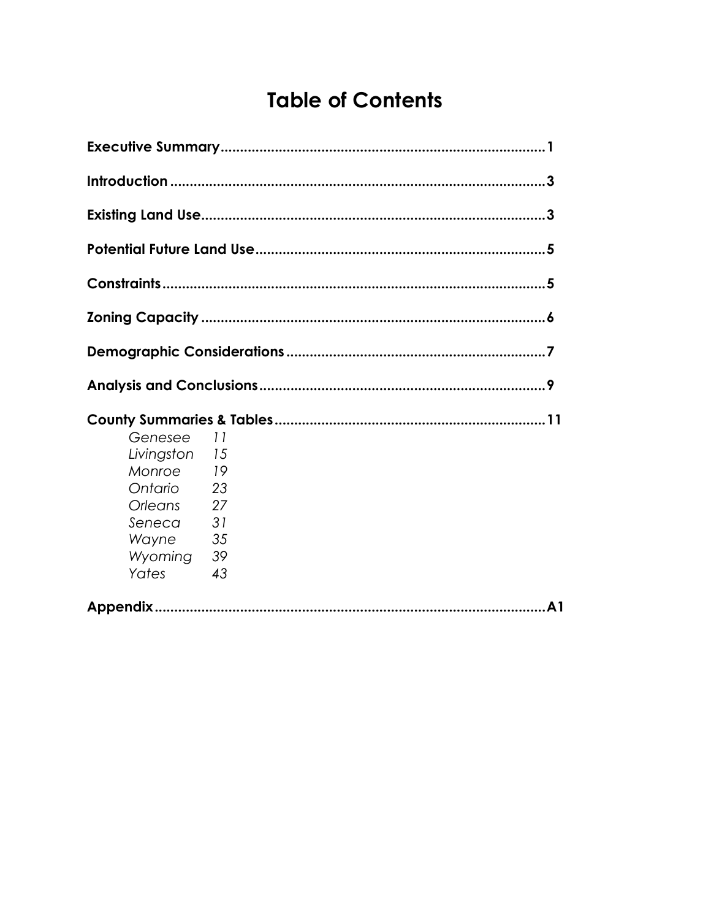# Table of Contents

**Executive Summary** .................................................................................... 1

**Introduction** ................................................................................................ 3

**Existing Land Use** ........................................................................................ 3

**Potential Future Land Use** ............................................................................ 5

**Constraints** .................................................................................................. 5

**Zoning Capacity** .......................................................................................... 6

**Demographic Considerations** ....................................................................... 7

**Analysis and Conclusions** ............................................................................. 9

**County Summaries & Tables** ....................................................................... 11

- *Genesee* 11
- *Livingston* 15
- *Monroe* 19
- *Ontario* 23
- *Orleans* 27
- *Seneca* 31
- *Wayne* 35
- *Wyoming* 39
- *Yates* 43

**Appendix** .................................................................................................. A1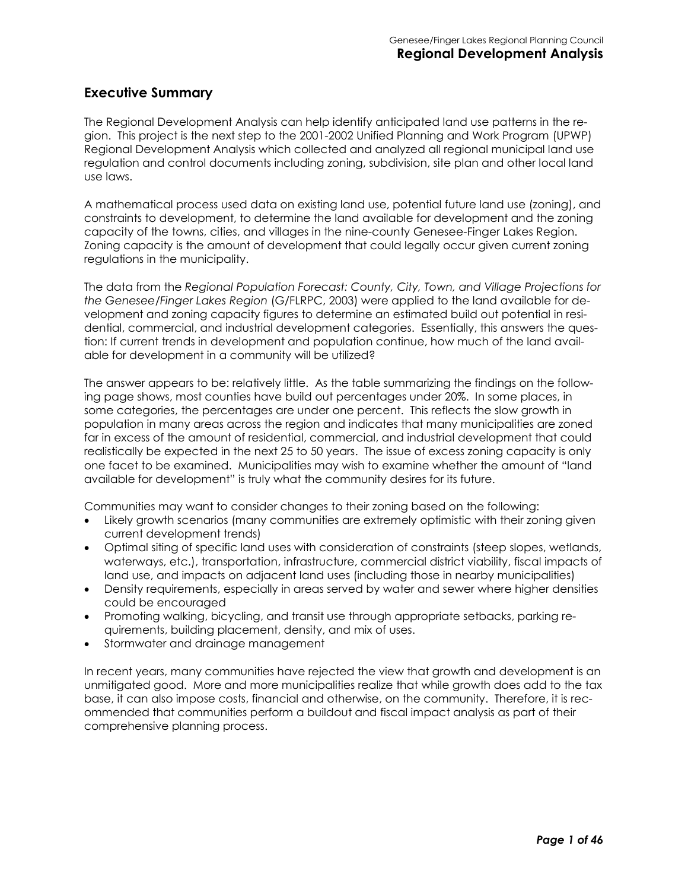## Executive Summary

The Regional Development Analysis can help identify anticipated land use patterns in the region. This project is the next step to the 2001-2002 Unified Planning and Work Program (UPWP) Regional Development Analysis which collected and analyzed all regional municipal land use regulation and control documents including zoning, subdivision, site plan and other local land use laws.

A mathematical process used data on existing land use, potential future land use (zoning), and constraints to development, to determine the land available for development and the zoning capacity of the towns, cities, and villages in the nine-county Genesee-Finger Lakes Region. Zoning capacity is the amount of development that could legally occur given current zoning regulations in the municipality.

The data from the *Regional Population Forecast: County, City, Town, and Village Projections for the Genesee/Finger Lakes Region* (G/FLRPC, 2003) were applied to the land available for development and zoning capacity figures to determine an estimated build out potential in residential, commercial, and industrial development categories. Essentially, this answers the question: If current trends in development and population continue, how much of the land available for development in a community will be utilized?

The answer appears to be: relatively little. As the table summarizing the findings on the following page shows, most counties have build out percentages under 20%. In some places, in some categories, the percentages are under one percent. This reflects the slow growth in population in many areas across the region and indicates that many municipalities are zoned far in excess of the amount of residential, commercial, and industrial development that could realistically be expected in the next 25 to 50 years. The issue of excess zoning capacity is only one facet to be examined. Municipalities may wish to examine whether the amount of "land available for development" is truly what the community desires for its future.

Communities may want to consider changes to their zoning based on the following:

- Likely growth scenarios (many communities are extremely optimistic with their zoning given current development trends)
- Optimal siting of specific land uses with consideration of constraints (steep slopes, wetlands, waterways, etc.), transportation, infrastructure, commercial district viability, fiscal impacts of land use, and impacts on adjacent land uses (including those in nearby municipalities)
- Density requirements, especially in areas served by water and sewer where higher densities could be encouraged
- Promoting walking, bicycling, and transit use through appropriate setbacks, parking requirements, building placement, density, and mix of uses.
- Stormwater and drainage management

In recent years, many communities have rejected the view that growth and development is an unmitigated good. More and more municipalities realize that while growth does add to the tax base, it can also impose costs, financial and otherwise, on the community. Therefore, it is recommended that communities perform a buildout and fiscal impact analysis as part of their comprehensive planning process.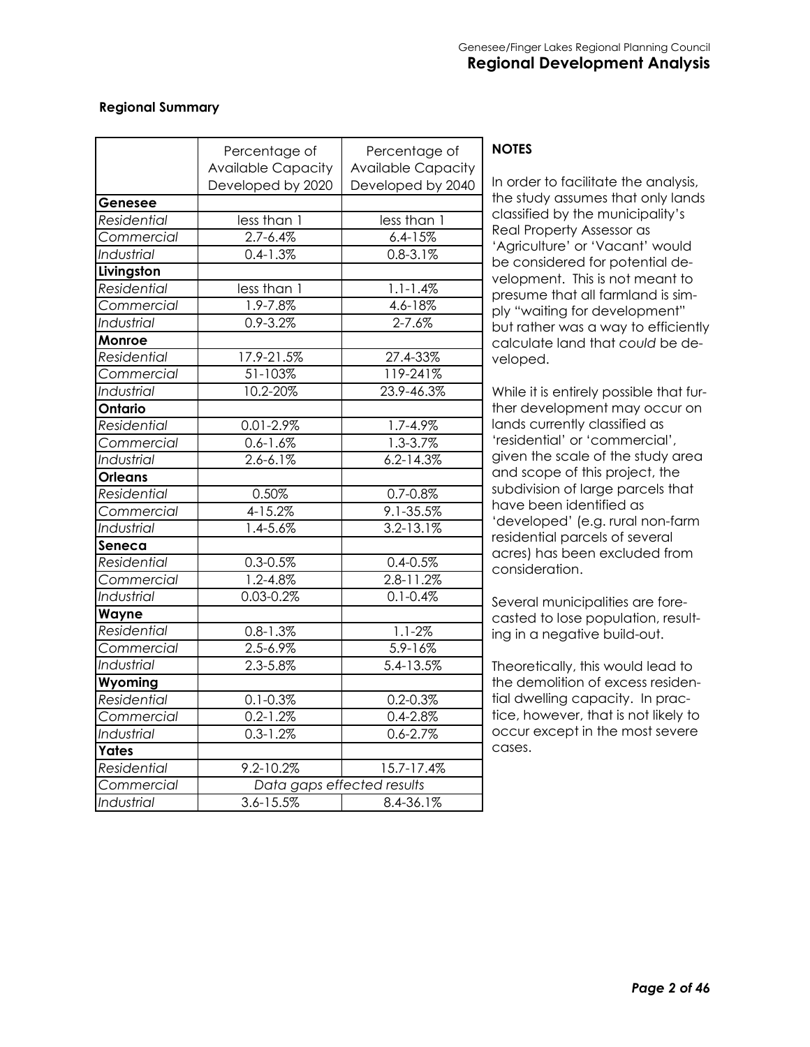## Regional Summary

| | Percentage of Available Capacity Developed by 2020 | Percentage of Available Capacity Developed by 2040 |
|---|---|---|
| **Genesee** | | |
| *Residential* | less than 1 | less than 1 |
| *Commercial* | 2.7-6.4% | 6.4-15% |
| *Industrial* | 0.4-1.3% | 0.8-3.1% |
| **Livingston** | | |
| *Residential* | less than 1 | 1.1-1.4% |
| *Commercial* | 1.9-7.8% | 4.6-18% |
| *Industrial* | 0.9-3.2% | 2-7.6% |
| **Monroe** | | |
| *Residential* | 17.9-21.5% | 27.4-33% |
| *Commercial* | 51-103% | 119-241% |
| *Industrial* | 10.2-20% | 23.9-46.3% |
| **Ontario** | | |
| *Residential* | 0.01-2.9% | 1.7-4.9% |
| *Commercial* | 0.6-1.6% | 1.3-3.7% |
| *Industrial* | 2.6-6.1% | 6.2-14.3% |
| **Orleans** | | |
| *Residential* | 0.50% | 0.7-0.8% |
| *Commercial* | 4-15.2% | 9.1-35.5% |
| *Industrial* | 1.4-5.6% | 3.2-13.1% |
| **Seneca** | | |
| *Residential* | 0.3-0.5% | 0.4-0.5% |
| *Commercial* | 1.2-4.8% | 2.8-11.2% |
| *Industrial* | 0.03-0.2% | 0.1-0.4% |
| **Wayne** | | |
| *Residential* | 0.8-1.3% | 1.1-2% |
| *Commercial* | 2.5-6.9% | 5.9-16% |
| *Industrial* | 2.3-5.8% | 5.4-13.5% |
| **Wyoming** | | |
| *Residential* | 0.1-0.3% | 0.2-0.3% |
| *Commercial* | 0.2-1.2% | 0.4-2.8% |
| *Industrial* | 0.3-1.2% | 0.6-2.7% |
| **Yates** | | |
| *Residential* | 9.2-10.2% | 15.7-17.4% |
| *Commercial* | *Data gaps effected results* | |
| *Industrial* | 3.6-15.5% | 8.4-36.1% |

**NOTES**

In order to facilitate the analysis, the study assumes that only lands classified by the municipality's Real Property Assessor as 'Agriculture' or 'Vacant' would be considered for potential development. This is not meant to presume that all farmland is simply "waiting for development" but rather was a way to efficiently calculate land that *could* be developed.

While it is entirely possible that further development may occur on lands currently classified as 'residential' or 'commercial', given the scale of the study area and scope of this project, the subdivision of large parcels that have been identified as 'developed' (e.g. rural non-farm residential parcels of several acres) has been excluded from consideration.

Several municipalities are forecasted to lose population, resulting in a negative build-out.

Theoretically, this would lead to the demolition of excess residential dwelling capacity. In practice, however, that is not likely to occur except in the most severe cases.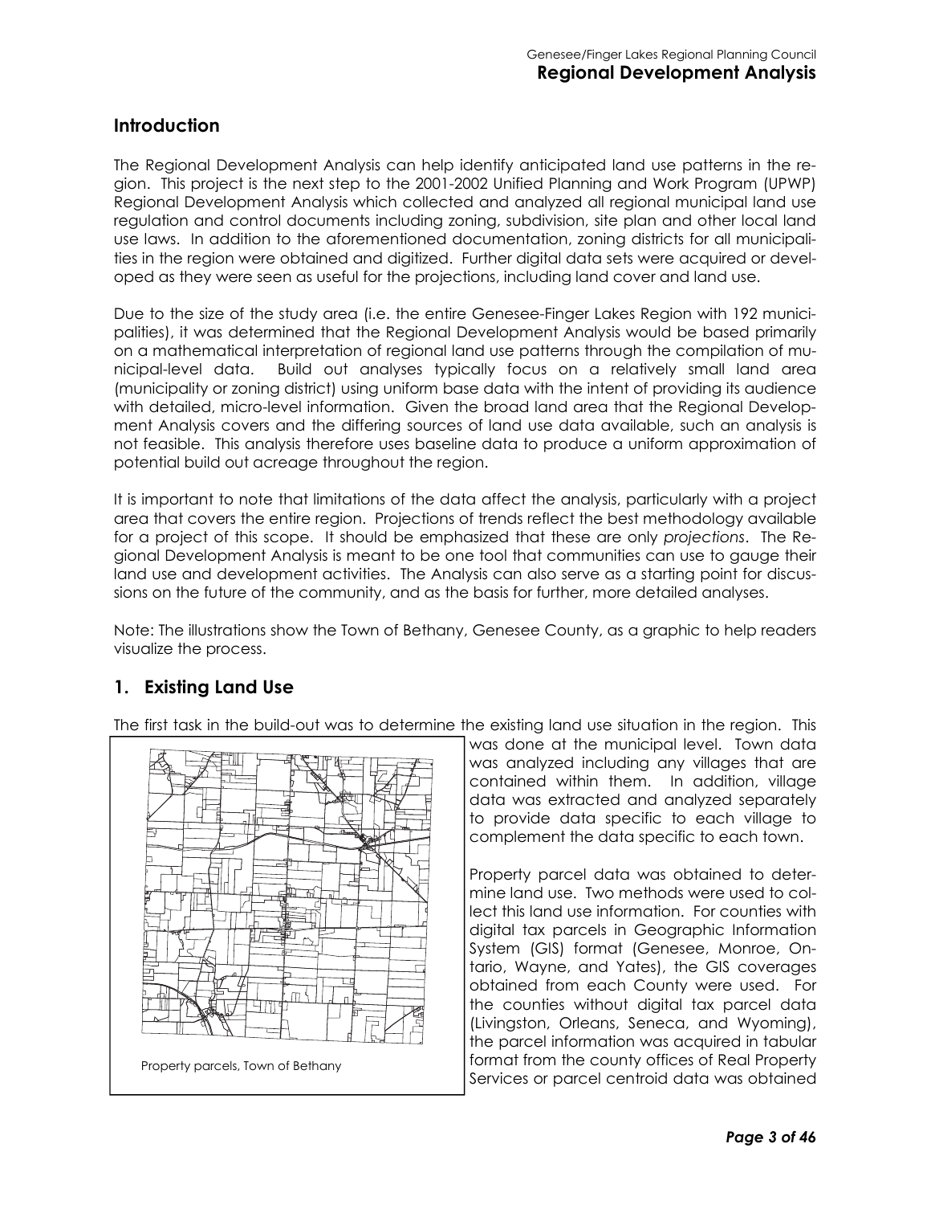## Introduction

The Regional Development Analysis can help identify anticipated land use patterns in the region. This project is the next step to the 2001-2002 Unified Planning and Work Program (UPWP) Regional Development Analysis which collected and analyzed all regional municipal land use regulation and control documents including zoning, subdivision, site plan and other local land use laws. In addition to the aforementioned documentation, zoning districts for all municipalities in the region were obtained and digitized. Further digital data sets were acquired or developed as they were seen as useful for the projections, including land cover and land use.

Due to the size of the study area (i.e. the entire Genesee-Finger Lakes Region with 192 municipalities), it was determined that the Regional Development Analysis would be based primarily on a mathematical interpretation of regional land use patterns through the compilation of municipal-level data. Build out analyses typically focus on a relatively small land area (municipality or zoning district) using uniform base data with the intent of providing its audience with detailed, micro-level information. Given the broad land area that the Regional Development Analysis covers and the differing sources of land use data available, such an analysis is not feasible. This analysis therefore uses baseline data to produce a uniform approximation of potential build out acreage throughout the region.

It is important to note that limitations of the data affect the analysis, particularly with a project area that covers the entire region. Projections of trends reflect the best methodology available for a project of this scope. It should be emphasized that these are only *projections*. The Regional Development Analysis is meant to be one tool that communities can use to gauge their land use and development activities. The Analysis can also serve as a starting point for discussions on the future of the community, and as the basis for further, more detailed analyses.

Note: The illustrations show the Town of Bethany, Genesee County, as a graphic to help readers visualize the process.

## 1. Existing Land Use

The first task in the build-out was to determine the existing land use situation in the region. This was done at the municipal level. Town data was analyzed including any villages that are contained within them. In addition, village data was extracted and analyzed separately to provide data specific to each village to complement the data specific to each town.

Property parcels, Town of Bethany

Property parcel data was obtained to determine land use. Two methods were used to collect this land use information. For counties with digital tax parcels in Geographic Information System (GIS) format (Genesee, Monroe, Ontario, Wayne, and Yates), the GIS coverages obtained from each County were used. For the counties without digital tax parcel data (Livingston, Orleans, Seneca, and Wyoming), the parcel information was acquired in tabular format from the county offices of Real Property Services or parcel centroid data was obtained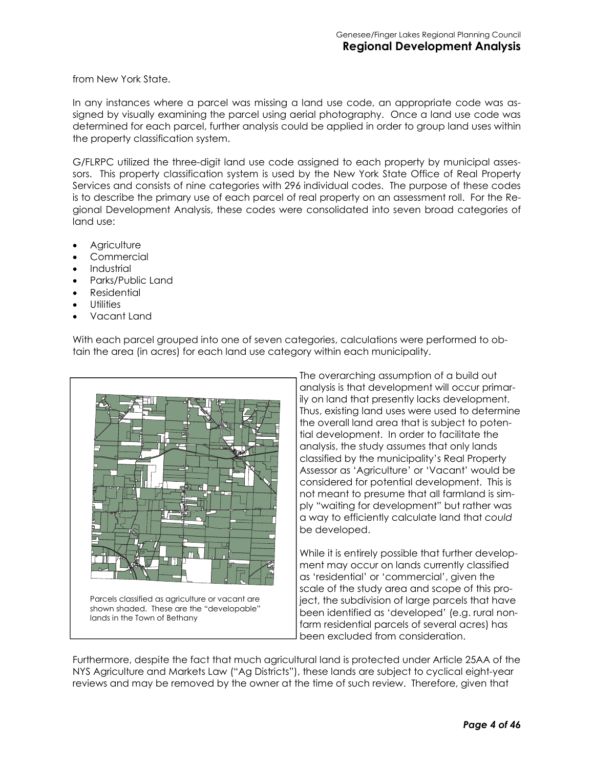from New York State.

In any instances where a parcel was missing a land use code, an appropriate code was assigned by visually examining the parcel using aerial photography. Once a land use code was determined for each parcel, further analysis could be applied in order to group land uses within the property classification system.

G/FLRPC utilized the three-digit land use code assigned to each property by municipal assessors. This property classification system is used by the New York State Office of Real Property Services and consists of nine categories with 296 individual codes. The purpose of these codes is to describe the primary use of each parcel of real property on an assessment roll. For the Regional Development Analysis, these codes were consolidated into seven broad categories of land use:

- Agriculture
- Commercial
- Industrial
- Parks/Public Land
- Residential
- Utilities
- Vacant Land

With each parcel grouped into one of seven categories, calculations were performed to obtain the area (in acres) for each land use category within each municipality.

Parcels classified as agriculture or vacant are shown shaded. These are the "developable" lands in the Town of Bethany

The overarching assumption of a build out analysis is that development will occur primarily on land that presently lacks development. Thus, existing land uses were used to determine the overall land area that is subject to potential development. In order to facilitate the analysis, the study assumes that only lands classified by the municipality's Real Property Assessor as 'Agriculture' or 'Vacant' would be considered for potential development. This is not meant to presume that all farmland is simply "waiting for development" but rather was a way to efficiently calculate land that *could* be developed.

While it is entirely possible that further development may occur on lands currently classified as 'residential' or 'commercial', given the scale of the study area and scope of this project, the subdivision of large parcels that have been identified as 'developed' (e.g. rural non-farm residential parcels of several acres) has been excluded from consideration.

Furthermore, despite the fact that much agricultural land is protected under Article 25AA of the NYS Agriculture and Markets Law ("Ag Districts"), these lands are subject to cyclical eight-year reviews and may be removed by the owner at the time of such review. Therefore, given that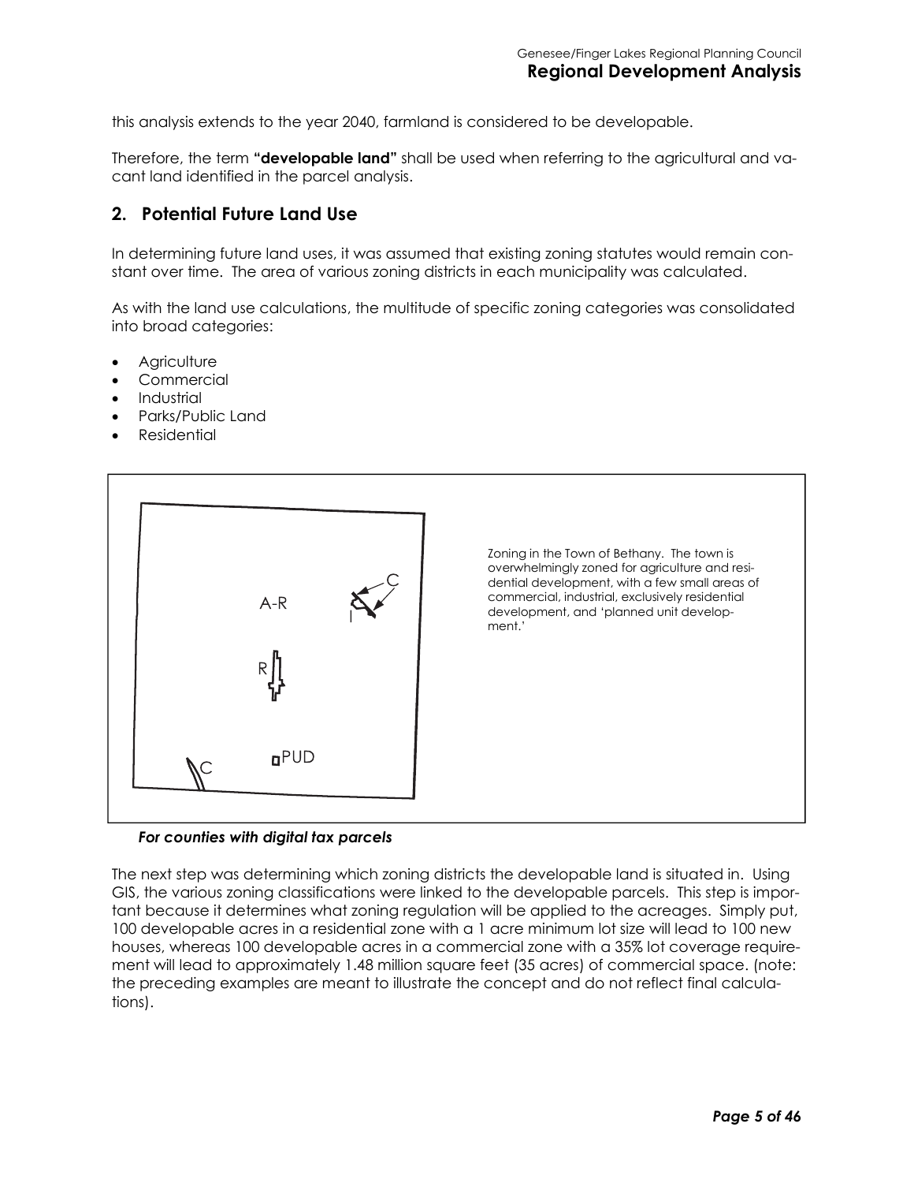this analysis extends to the year 2040, farmland is considered to be developable.

Therefore, the term **"developable land"** shall be used when referring to the agricultural and vacant land identified in the parcel analysis.

## 2. Potential Future Land Use

In determining future land uses, it was assumed that existing zoning statutes would remain constant over time. The area of various zoning districts in each municipality was calculated.

As with the land use calculations, the multitude of specific zoning categories was consolidated into broad categories:

- Agriculture
- Commercial
- Industrial
- Parks/Public Land
- Residential

Zoning in the Town of Bethany. The town is overwhelmingly zoned for agriculture and residential development, with a few small areas of commercial, industrial, exclusively residential development, and 'planned unit development.'

***For counties with digital tax parcels***

The next step was determining which zoning districts the developable land is situated in. Using GIS, the various zoning classifications were linked to the developable parcels. This step is important because it determines what zoning regulation will be applied to the acreages. Simply put, 100 developable acres in a residential zone with a 1 acre minimum lot size will lead to 100 new houses, whereas 100 developable acres in a commercial zone with a 35% lot coverage requirement will lead to approximately 1.48 million square feet (35 acres) of commercial space. (note: the preceding examples are meant to illustrate the concept and do not reflect final calculations).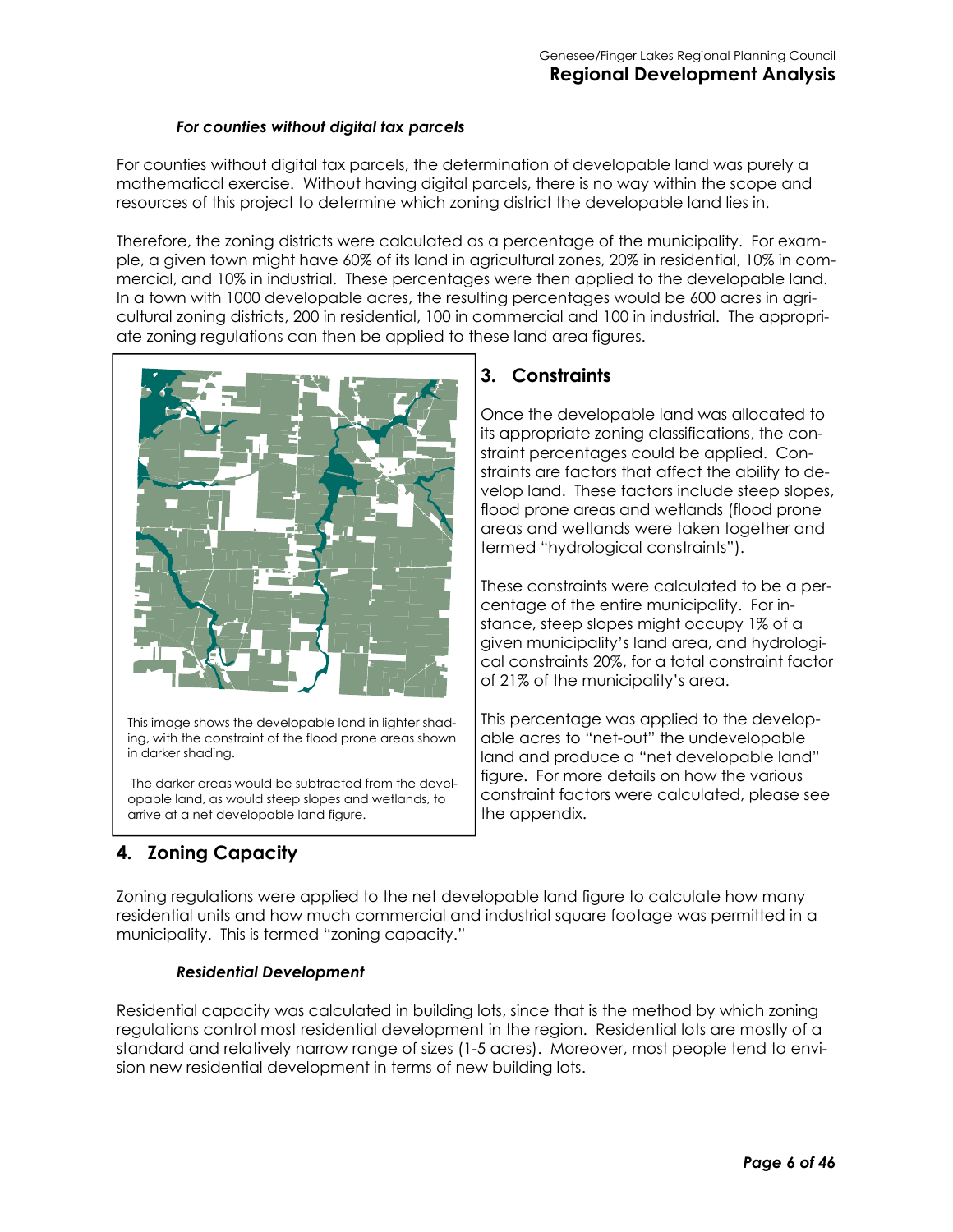#### *For counties without digital tax parcels*

For counties without digital tax parcels, the determination of developable land was purely a mathematical exercise. Without having digital parcels, there is no way within the scope and resources of this project to determine which zoning district the developable land lies in.

Therefore, the zoning districts were calculated as a percentage of the municipality. For example, a given town might have 60% of its land in agricultural zones, 20% in residential, 10% in commercial, and 10% in industrial. These percentages were then applied to the developable land. In a town with 1000 developable acres, the resulting percentages would be 600 acres in agricultural zoning districts, 200 in residential, 100 in commercial and 100 in industrial. The appropriate zoning regulations can then be applied to these land area figures.

This image shows the developable land in lighter shading, with the constraint of the flood prone areas shown in darker shading.

The darker areas would be subtracted from the developable land, as would steep slopes and wetlands, to arrive at a net developable land figure.

## 3. Constraints

Once the developable land was allocated to its appropriate zoning classifications, the constraint percentages could be applied. Constraints are factors that affect the ability to develop land. These factors include steep slopes, flood prone areas and wetlands (flood prone areas and wetlands were taken together and termed "hydrological constraints").

These constraints were calculated to be a percentage of the entire municipality. For instance, steep slopes might occupy 1% of a given municipality's land area, and hydrological constraints 20%, for a total constraint factor of 21% of the municipality's area.

This percentage was applied to the developable acres to "net-out" the undevelopable land and produce a "net developable land" figure. For more details on how the various constraint factors were calculated, please see the appendix.

## 4. Zoning Capacity

Zoning regulations were applied to the net developable land figure to calculate how many residential units and how much commercial and industrial square footage was permitted in a municipality. This is termed "zoning capacity."

#### *Residential Development*

Residential capacity was calculated in building lots, since that is the method by which zoning regulations control most residential development in the region. Residential lots are mostly of a standard and relatively narrow range of sizes (1-5 acres). Moreover, most people tend to envision new residential development in terms of new building lots.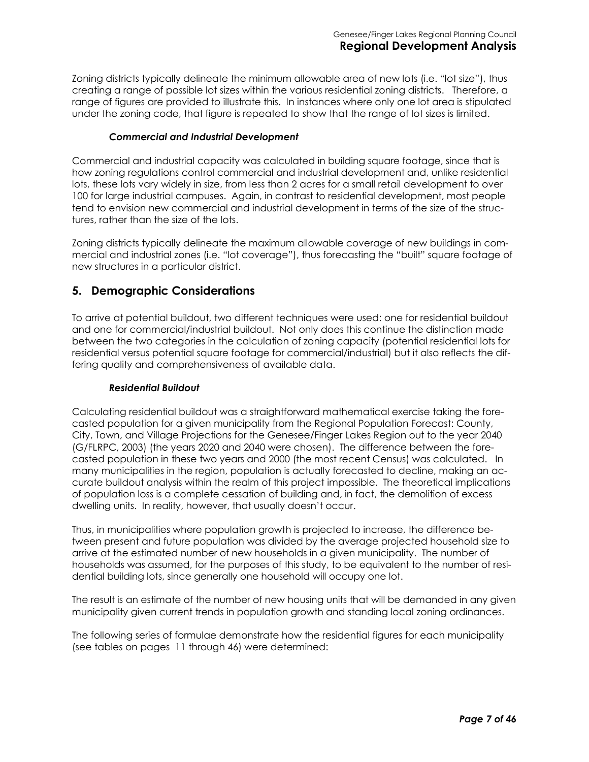Zoning districts typically delineate the minimum allowable area of new lots (i.e. "lot size"), thus creating a range of possible lot sizes within the various residential zoning districts. Therefore, a range of figures are provided to illustrate this. In instances where only one lot area is stipulated under the zoning code, that figure is repeated to show that the range of lot sizes is limited.

#### *Commercial and Industrial Development*

Commercial and industrial capacity was calculated in building square footage, since that is how zoning regulations control commercial and industrial development and, unlike residential lots, these lots vary widely in size, from less than 2 acres for a small retail development to over 100 for large industrial campuses. Again, in contrast to residential development, most people tend to envision new commercial and industrial development in terms of the size of the structures, rather than the size of the lots.

Zoning districts typically delineate the maximum allowable coverage of new buildings in commercial and industrial zones (i.e. "lot coverage"), thus forecasting the "built" square footage of new structures in a particular district.

## 5. Demographic Considerations

To arrive at potential buildout, two different techniques were used: one for residential buildout and one for commercial/industrial buildout. Not only does this continue the distinction made between the two categories in the calculation of zoning capacity (potential residential lots for residential versus potential square footage for commercial/industrial) but it also reflects the differing quality and comprehensiveness of available data.

#### *Residential Buildout*

Calculating residential buildout was a straightforward mathematical exercise taking the forecasted population for a given municipality from the Regional Population Forecast: County, City, Town, and Village Projections for the Genesee/Finger Lakes Region out to the year 2040 (G/FLRPC, 2003) (the years 2020 and 2040 were chosen). The difference between the forecasted population in these two years and 2000 (the most recent Census) was calculated. In many municipalities in the region, population is actually forecasted to decline, making an accurate buildout analysis within the realm of this project impossible. The theoretical implications of population loss is a complete cessation of building and, in fact, the demolition of excess dwelling units. In reality, however, that usually doesn't occur.

Thus, in municipalities where population growth is projected to increase, the difference between present and future population was divided by the average projected household size to arrive at the estimated number of new households in a given municipality. The number of households was assumed, for the purposes of this study, to be equivalent to the number of residential building lots, since generally one household will occupy one lot.

The result is an estimate of the number of new housing units that will be demanded in any given municipality given current trends in population growth and standing local zoning ordinances.

The following series of formulae demonstrate how the residential figures for each municipality (see tables on pages 11 through 46) were determined: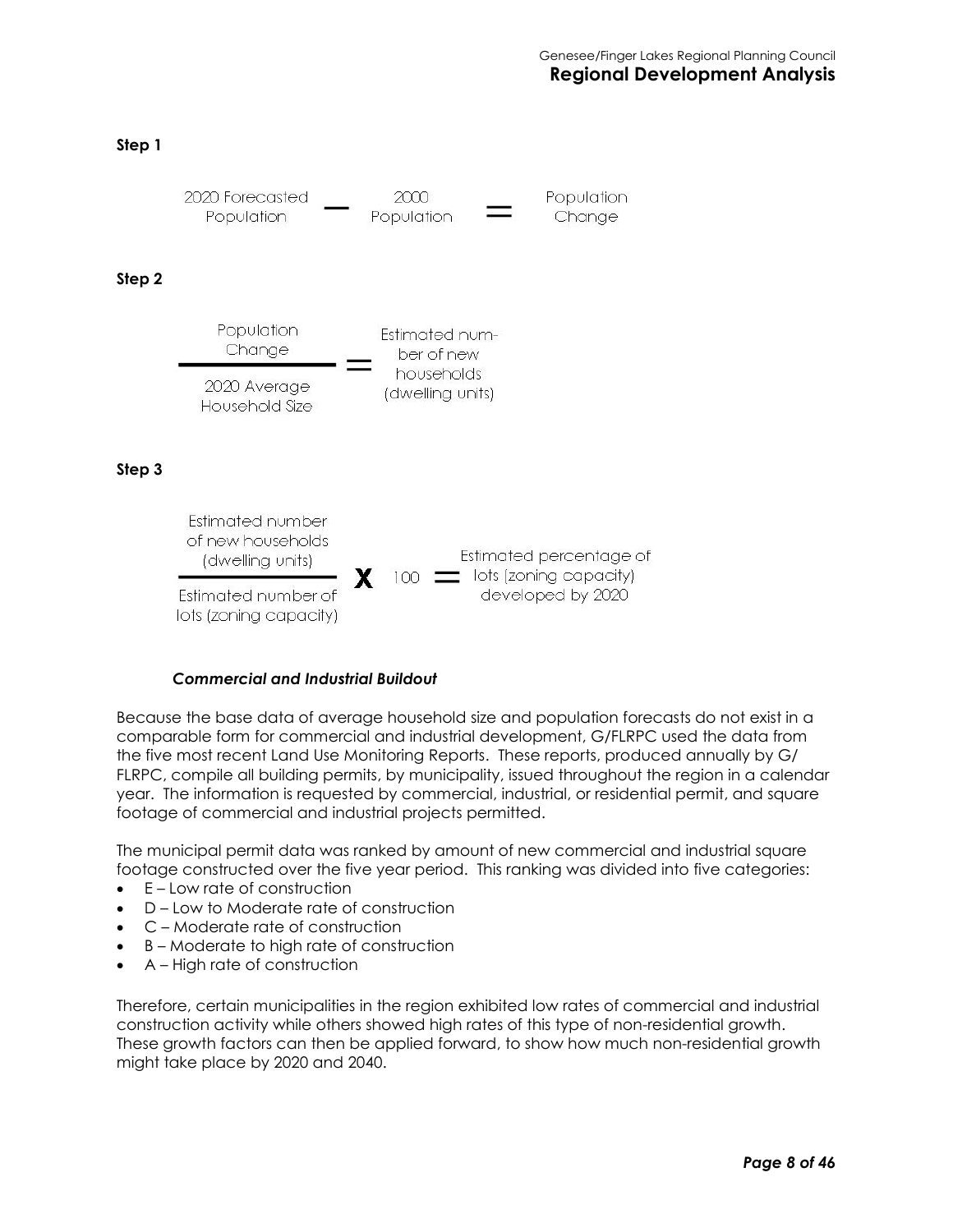**Step 1**

$$\text{2020 Forecasted Population} - \text{2000 Population} = \text{Population Change}$$

**Step 2**

$$\frac{\text{Population Change}}{\text{2020 Average Household Size}} = \text{Estimated number of new households (dwelling units)}$$

**Step 3**

$$\frac{\text{Estimated number of new households (dwelling units)}}{\text{Estimated number of lots (zoning capacity)}} \times 100 = \text{Estimated percentage of lots (zoning capacity) developed by 2020}$$

### *Commercial and Industrial Buildout*

Because the base data of average household size and population forecasts do not exist in a comparable form for commercial and industrial development, G/FLRPC used the data from the five most recent Land Use Monitoring Reports. These reports, produced annually by G/FLRPC, compile all building permits, by municipality, issued throughout the region in a calendar year. The information is requested by commercial, industrial, or residential permit, and square footage of commercial and industrial projects permitted.

The municipal permit data was ranked by amount of new commercial and industrial square footage constructed over the five year period. This ranking was divided into five categories:

- E – Low rate of construction
- D – Low to Moderate rate of construction
- C – Moderate rate of construction
- B – Moderate to high rate of construction
- A – High rate of construction

Therefore, certain municipalities in the region exhibited low rates of commercial and industrial construction activity while others showed high rates of this type of non-residential growth. These growth factors can then be applied forward, to show how much non-residential growth might take place by 2020 and 2040.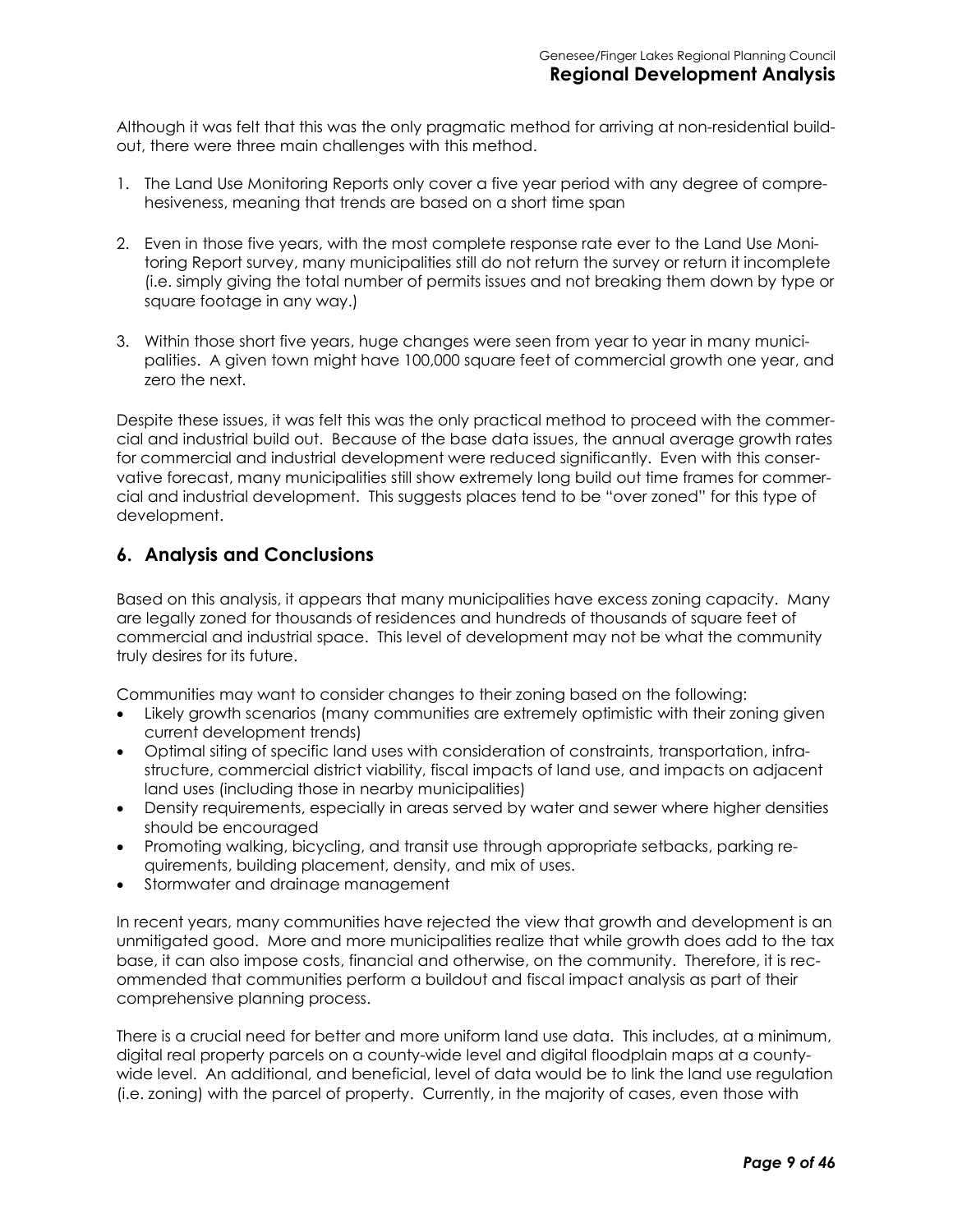Although it was felt that this was the only pragmatic method for arriving at non-residential build-out, there were three main challenges with this method.

1. The Land Use Monitoring Reports only cover a five year period with any degree of comprehesiveness, meaning that trends are based on a short time span

2. Even in those five years, with the most complete response rate ever to the Land Use Monitoring Report survey, many municipalities still do not return the survey or return it incomplete (i.e. simply giving the total number of permits issues and not breaking them down by type or square footage in any way.)

3. Within those short five years, huge changes were seen from year to year in many municipalities. A given town might have 100,000 square feet of commercial growth one year, and zero the next.

Despite these issues, it was felt this was the only practical method to proceed with the commercial and industrial build out. Because of the base data issues, the annual average growth rates for commercial and industrial development were reduced significantly. Even with this conservative forecast, many municipalities still show extremely long build out time frames for commercial and industrial development. This suggests places tend to be "over zoned" for this type of development.

## 6. Analysis and Conclusions

Based on this analysis, it appears that many municipalities have excess zoning capacity. Many are legally zoned for thousands of residences and hundreds of thousands of square feet of commercial and industrial space. This level of development may not be what the community truly desires for its future.

Communities may want to consider changes to their zoning based on the following:

- Likely growth scenarios (many communities are extremely optimistic with their zoning given current development trends)
- Optimal siting of specific land uses with consideration of constraints, transportation, infrastructure, commercial district viability, fiscal impacts of land use, and impacts on adjacent land uses (including those in nearby municipalities)
- Density requirements, especially in areas served by water and sewer where higher densities should be encouraged
- Promoting walking, bicycling, and transit use through appropriate setbacks, parking requirements, building placement, density, and mix of uses.
- Stormwater and drainage management

In recent years, many communities have rejected the view that growth and development is an unmitigated good. More and more municipalities realize that while growth does add to the tax base, it can also impose costs, financial and otherwise, on the community. Therefore, it is recommended that communities perform a buildout and fiscal impact analysis as part of their comprehensive planning process.

There is a crucial need for better and more uniform land use data. This includes, at a minimum, digital real property parcels on a county-wide level and digital floodplain maps at a county-wide level. An additional, and beneficial, level of data would be to link the land use regulation (i.e. zoning) with the parcel of property. Currently, in the majority of cases, even those with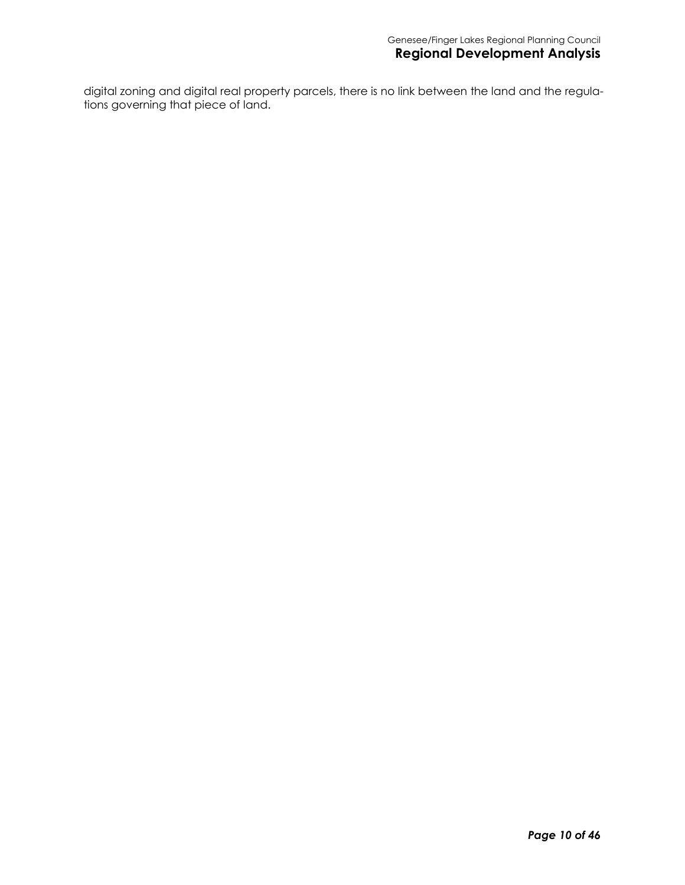digital zoning and digital real property parcels, there is no link between the land and the regulations governing that piece of land.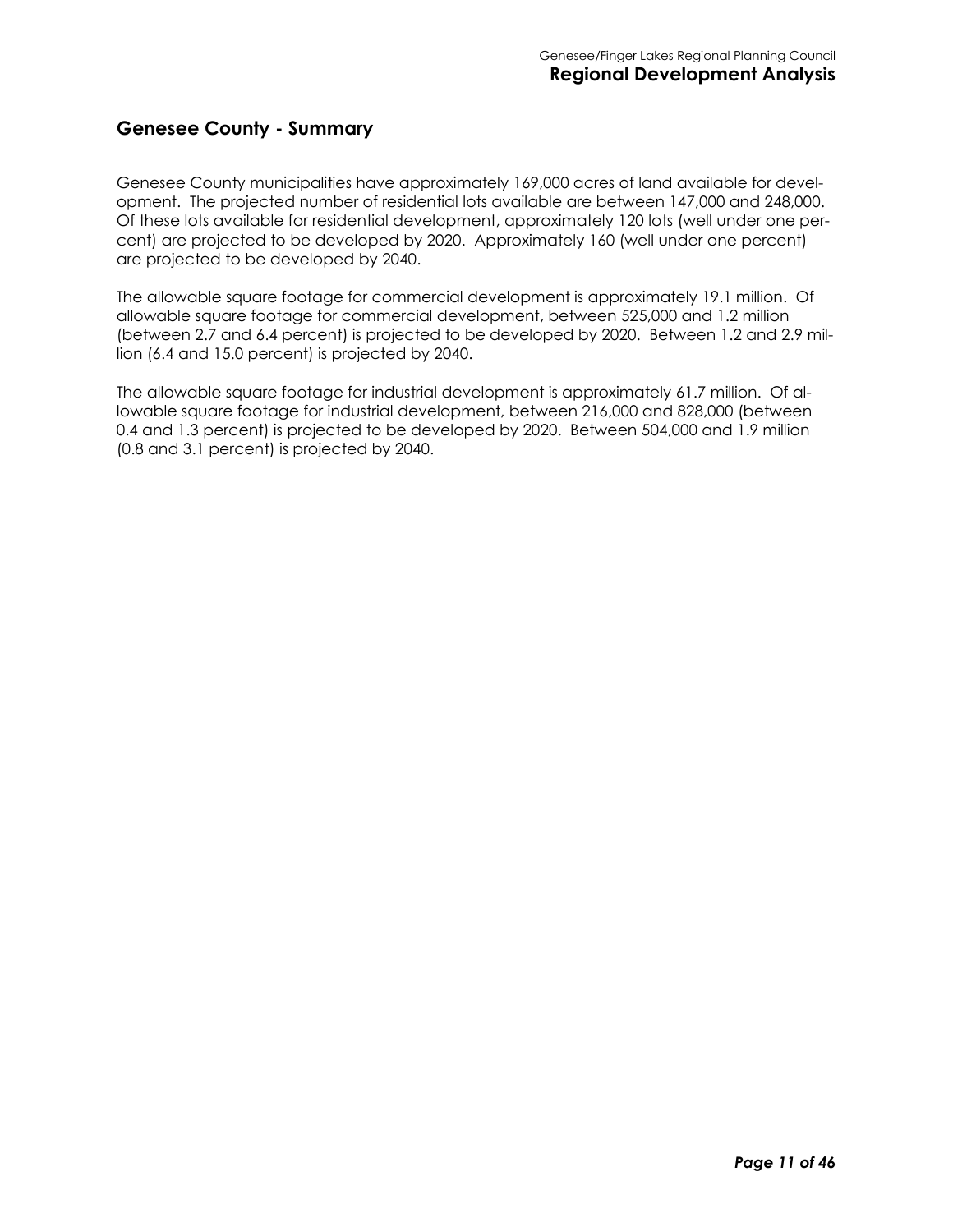## Genesee County - Summary

Genesee County municipalities have approximately 169,000 acres of land available for development. The projected number of residential lots available are between 147,000 and 248,000. Of these lots available for residential development, approximately 120 lots (well under one percent) are projected to be developed by 2020. Approximately 160 (well under one percent) are projected to be developed by 2040.

The allowable square footage for commercial development is approximately 19.1 million. Of allowable square footage for commercial development, between 525,000 and 1.2 million (between 2.7 and 6.4 percent) is projected to be developed by 2020. Between 1.2 and 2.9 million (6.4 and 15.0 percent) is projected by 2040.

The allowable square footage for industrial development is approximately 61.7 million. Of allowable square footage for industrial development, between 216,000 and 828,000 (between 0.4 and 1.3 percent) is projected to be developed by 2020. Between 504,000 and 1.9 million (0.8 and 3.1 percent) is projected by 2040.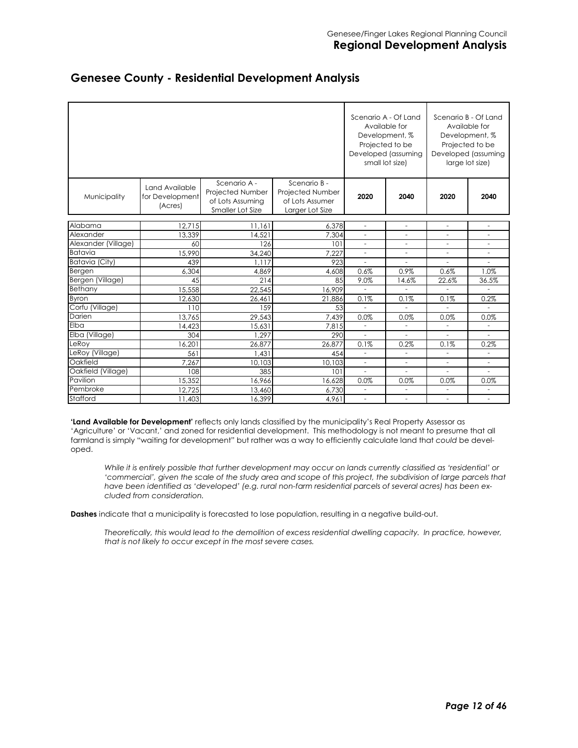## Genesee County - Residential Development Analysis

| Municipality | Land Available for Development (Acres) | Scenario A - Projected Number of Lots Assuming Smaller Lot Size | Scenario B - Projected Number of Lots Assumer Larger Lot Size | Scenario A - Of Land Available for Development, % Projected to be Developed (assuming small lot size) | | Scenario B - Of Land Available for Development, % Projected to be Developed (assuming large lot size) | |
|---|---|---|---|---|---|---|---|
| | | | | 2020 | 2040 | 2020 | 2040 |
| Alabama | 12,715 | 11,161 | 6,378 | - | - | - | - |
| Alexander | 13,339 | 14,521 | 7,304 | - | - | - | - |
| Alexander (Village) | 60 | 126 | 101 | - | - | - | - |
| Batavia | 15,990 | 34,240 | 7,227 | - | - | - | - |
| Batavia (City) | 439 | 1,117 | 923 | - | - | - | - |
| Bergen | 6,304 | 4,869 | 4,608 | 0.6% | 0.9% | 0.6% | 1.0% |
| Bergen (Village) | 45 | 214 | 85 | 9.0% | 14.6% | 22.6% | 36.5% |
| Bethany | 15,558 | 22,545 | 16,909 | - | - | - | - |
| Byron | 12,630 | 26,461 | 21,886 | 0.1% | 0.1% | 0.1% | 0.2% |
| Corfu (Village) | 110 | 159 | 53 | - | - | - | - |
| Darien | 13,765 | 29,543 | 7,439 | 0.0% | 0.0% | 0.0% | 0.0% |
| Elba | 14,423 | 15,631 | 7,815 | - | - | - | - |
| Elba (Village) | 304 | 1,297 | 290 | - | - | - | - |
| LeRoy | 16,201 | 26,877 | 26,877 | 0.1% | 0.2% | 0.1% | 0.2% |
| LeRoy (Village) | 561 | 1,431 | 454 | - | - | - | - |
| Oakfield | 7,267 | 10,103 | 10,103 | - | - | - | - |
| Oakfield (Village) | 108 | 385 | 101 | - | - | - | - |
| Pavilion | 15,352 | 16,966 | 16,628 | 0.0% | 0.0% | 0.0% | 0.0% |
| Pembroke | 12,725 | 13,460 | 6,730 | - | - | - | - |
| Stafford | 11,403 | 16,399 | 4,961 | - | - | - | - |

**'Land Available for Development'** reflects only lands classified by the municipality's Real Property Assessor as 'Agriculture' or 'Vacant,' and zoned for residential development. This methodology is not meant to presume that all farmland is simply "waiting for development" but rather was a way to efficiently calculate land that *could* be developed.

> *While it is entirely possible that further development may occur on lands currently classified as 'residential' or 'commercial', given the scale of the study area and scope of this project, the subdivision of large parcels that have been identified as 'developed' (e.g. rural non-farm residential parcels of several acres) has been excluded from consideration.*

**Dashes** indicate that a municipality is forecasted to lose population, resulting in a negative build-out.

> *Theoretically, this would lead to the demolition of excess residential dwelling capacity. In practice, however, that is not likely to occur except in the most severe cases.*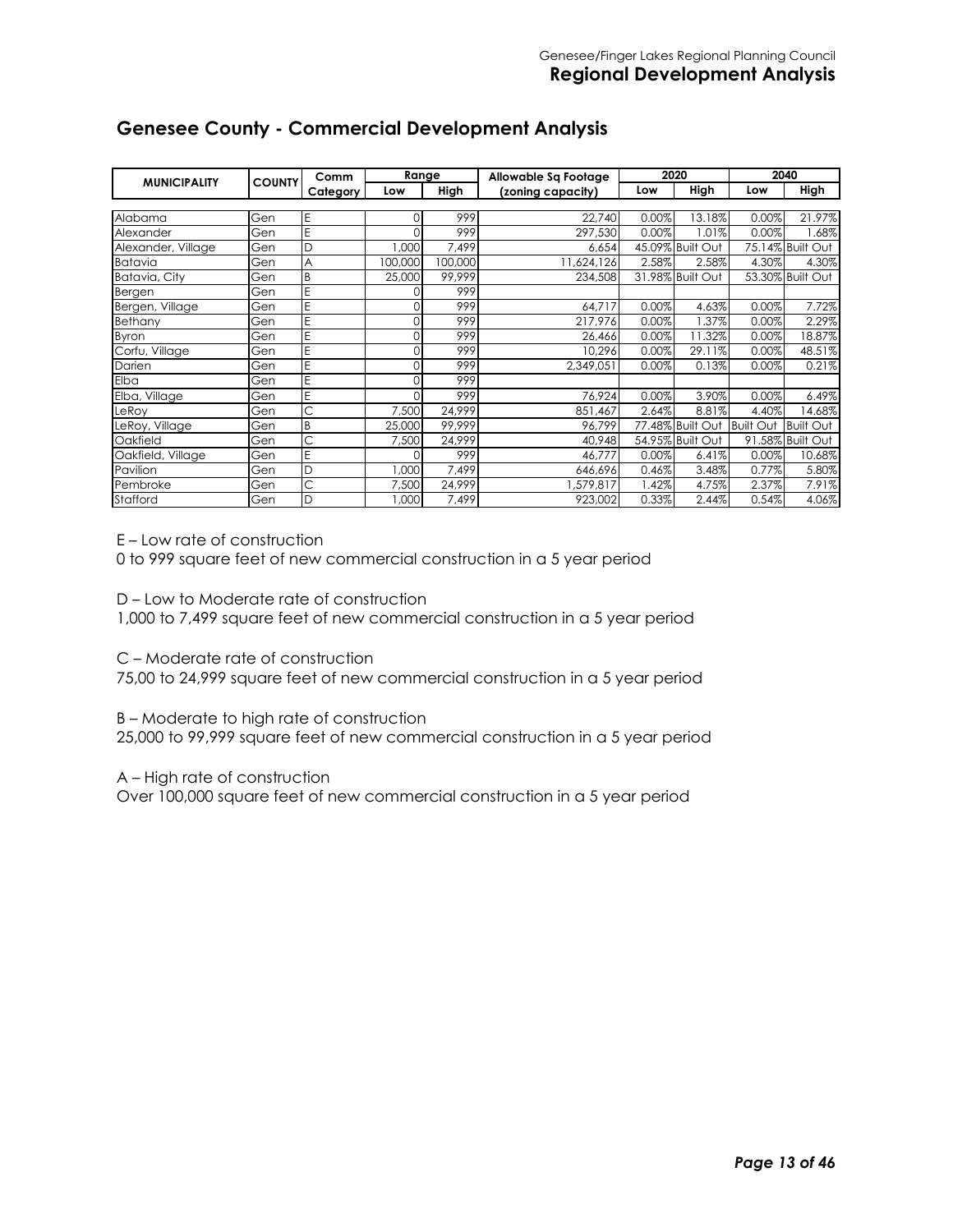## Genesee County - Commercial Development Analysis

| MUNICIPALITY | COUNTY | Comm Category | Range | | Allowable Sq Footage (zoning capacity) | 2020 | | 2040 | |
|---|---|---|---|---|---|---|---|---|---|
| | | | Low | High | | Low | High | Low | High |
| Alabama | Gen | E | 0 | 999 | 22,740 | 0.00% | 13.18% | 0.00% | 21.97% |
| Alexander | Gen | E | 0 | 999 | 297,530 | 0.00% | 1.01% | 0.00% | 1.68% |
| Alexander, Village | Gen | D | 1,000 | 7,499 | 6,654 | 45.09% | Built Out | 75.14% | Built Out |
| Batavia | Gen | A | 100,000 | 100,000 | 11,624,126 | 2.58% | 2.58% | 4.30% | 4.30% |
| Batavia, City | Gen | B | 25,000 | 99,999 | 234,508 | 31.98% | Built Out | 53.30% | Built Out |
| Bergen | Gen | E | 0 | 999 | | | | | |
| Bergen, Village | Gen | E | 0 | 999 | 64,717 | 0.00% | 4.63% | 0.00% | 7.72% |
| Bethany | Gen | E | 0 | 999 | 217,976 | 0.00% | 1.37% | 0.00% | 2.29% |
| Byron | Gen | E | 0 | 999 | 26,466 | 0.00% | 11.32% | 0.00% | 18.87% |
| Corfu, Village | Gen | E | 0 | 999 | 10,296 | 0.00% | 29.11% | 0.00% | 48.51% |
| Darien | Gen | E | 0 | 999 | 2,349,051 | 0.00% | 0.13% | 0.00% | 0.21% |
| Elba | Gen | E | 0 | 999 | | | | | |
| Elba, Village | Gen | E | 0 | 999 | 76,924 | 0.00% | 3.90% | 0.00% | 6.49% |
| LeRoy | Gen | C | 7,500 | 24,999 | 851,467 | 2.64% | 8.81% | 4.40% | 14.68% |
| LeRoy, Village | Gen | B | 25,000 | 99,999 | 96,799 | 77.48% | Built Out | Built Out | Built Out |
| Oakfield | Gen | C | 7,500 | 24,999 | 40,948 | 54.95% | Built Out | 91.58% | Built Out |
| Oakfield, Village | Gen | E | 0 | 999 | 46,777 | 0.00% | 6.41% | 0.00% | 10.68% |
| Pavilion | Gen | D | 1,000 | 7,499 | 646,696 | 0.46% | 3.48% | 0.77% | 5.80% |
| Pembroke | Gen | C | 7,500 | 24,999 | 1,579,817 | 1.42% | 4.75% | 2.37% | 7.91% |
| Stafford | Gen | D | 1,000 | 7,499 | 923,002 | 0.33% | 2.44% | 0.54% | 4.06% |

E – Low rate of construction
0 to 999 square feet of new commercial construction in a 5 year period

D – Low to Moderate rate of construction
1,000 to 7,499 square feet of new commercial construction in a 5 year period

C – Moderate rate of construction
75,00 to 24,999 square feet of new commercial construction in a 5 year period

B – Moderate to high rate of construction
25,000 to 99,999 square feet of new commercial construction in a 5 year period

A – High rate of construction
Over 100,000 square feet of new commercial construction in a 5 year period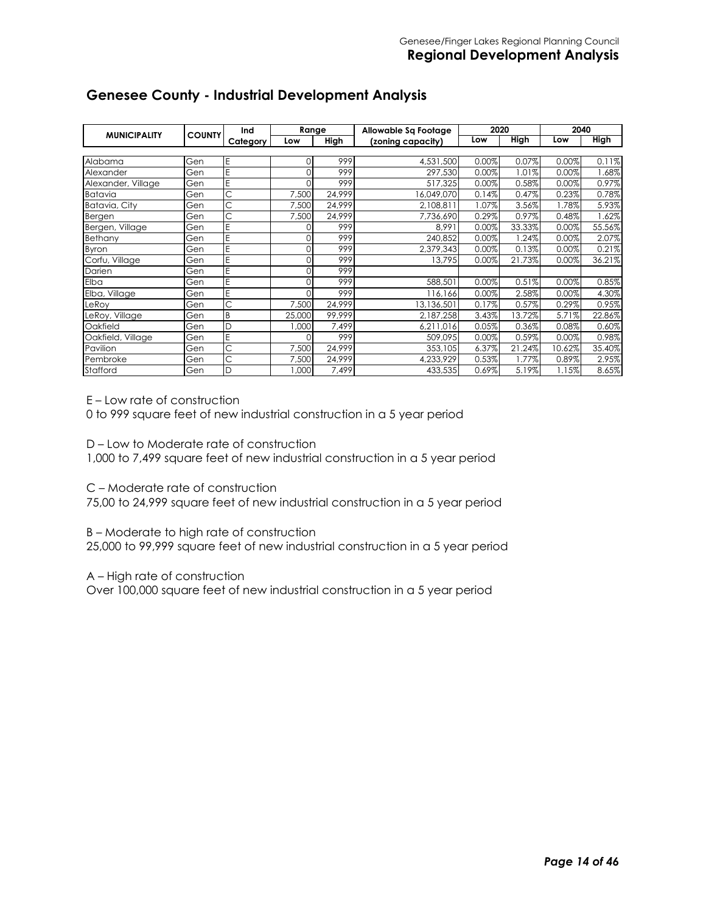## Genesee County - Industrial Development Analysis

| MUNICIPALITY | COUNTY | Ind Category | Range | | Allowable Sq Footage (zoning capacity) | 2020 | | 2040 | |
|---|---|---|---|---|---|---|---|---|---|
| | | | Low | High | | Low | High | Low | High |
| Alabama | Gen | E | 0 | 999 | 4,531,500 | 0.00% | 0.07% | 0.00% | 0.11% |
| Alexander | Gen | E | 0 | 999 | 297,530 | 0.00% | 1.01% | 0.00% | 1.68% |
| Alexander, Village | Gen | E | 0 | 999 | 517,325 | 0.00% | 0.58% | 0.00% | 0.97% |
| Batavia | Gen | C | 7,500 | 24,999 | 16,049,070 | 0.14% | 0.47% | 0.23% | 0.78% |
| Batavia, City | Gen | C | 7,500 | 24,999 | 2,108,811 | 1.07% | 3.56% | 1.78% | 5.93% |
| Bergen | Gen | C | 7,500 | 24,999 | 7,736,690 | 0.29% | 0.97% | 0.48% | 1.62% |
| Bergen, Village | Gen | E | 0 | 999 | 8,991 | 0.00% | 33.33% | 0.00% | 55.56% |
| Bethany | Gen | E | 0 | 999 | 240,852 | 0.00% | 1.24% | 0.00% | 2.07% |
| Byron | Gen | E | 0 | 999 | 2,379,343 | 0.00% | 0.13% | 0.00% | 0.21% |
| Corfu, Village | Gen | E | 0 | 999 | 13,795 | 0.00% | 21.73% | 0.00% | 36.21% |
| Darien | Gen | E | 0 | 999 | | | | | |
| Elba | Gen | E | 0 | 999 | 588,501 | 0.00% | 0.51% | 0.00% | 0.85% |
| Elba, Village | Gen | E | 0 | 999 | 116,166 | 0.00% | 2.58% | 0.00% | 4.30% |
| LeRoy | Gen | C | 7,500 | 24,999 | 13,136,501 | 0.17% | 0.57% | 0.29% | 0.95% |
| LeRoy, Village | Gen | B | 25,000 | 99,999 | 2,187,258 | 3.43% | 13.72% | 5.71% | 22.86% |
| Oakfield | Gen | D | 1,000 | 7,499 | 6,211,016 | 0.05% | 0.36% | 0.08% | 0.60% |
| Oakfield, Village | Gen | E | 0 | 999 | 509,095 | 0.00% | 0.59% | 0.00% | 0.98% |
| Pavilion | Gen | C | 7,500 | 24,999 | 353,105 | 6.37% | 21.24% | 10.62% | 35.40% |
| Pembroke | Gen | C | 7,500 | 24,999 | 4,233,929 | 0.53% | 1.77% | 0.89% | 2.95% |
| Stafford | Gen | D | 1,000 | 7,499 | 433,535 | 0.69% | 5.19% | 1.15% | 8.65% |

E – Low rate of construction
0 to 999 square feet of new industrial construction in a 5 year period

D – Low to Moderate rate of construction
1,000 to 7,499 square feet of new industrial construction in a 5 year period

C – Moderate rate of construction
75,00 to 24,999 square feet of new industrial construction in a 5 year period

B – Moderate to high rate of construction
25,000 to 99,999 square feet of new industrial construction in a 5 year period

A – High rate of construction
Over 100,000 square feet of new industrial construction in a 5 year period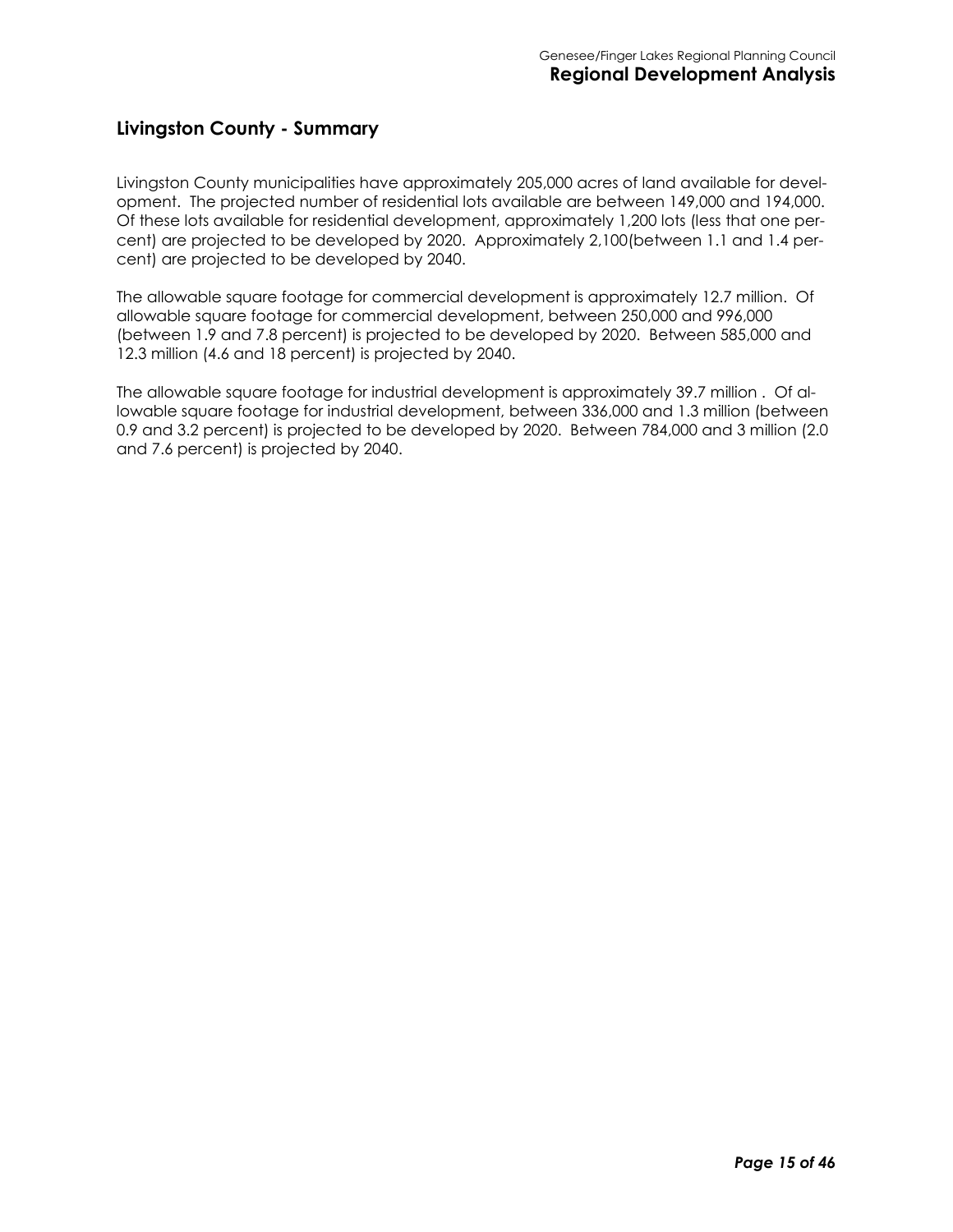## Livingston County - Summary

Livingston County municipalities have approximately 205,000 acres of land available for development. The projected number of residential lots available are between 149,000 and 194,000. Of these lots available for residential development, approximately 1,200 lots (less that one percent) are projected to be developed by 2020. Approximately 2,100(between 1.1 and 1.4 percent) are projected to be developed by 2040.

The allowable square footage for commercial development is approximately 12.7 million. Of allowable square footage for commercial development, between 250,000 and 996,000 (between 1.9 and 7.8 percent) is projected to be developed by 2020. Between 585,000 and 12.3 million (4.6 and 18 percent) is projected by 2040.

The allowable square footage for industrial development is approximately 39.7 million . Of allowable square footage for industrial development, between 336,000 and 1.3 million (between 0.9 and 3.2 percent) is projected to be developed by 2020. Between 784,000 and 3 million (2.0 and 7.6 percent) is projected by 2040.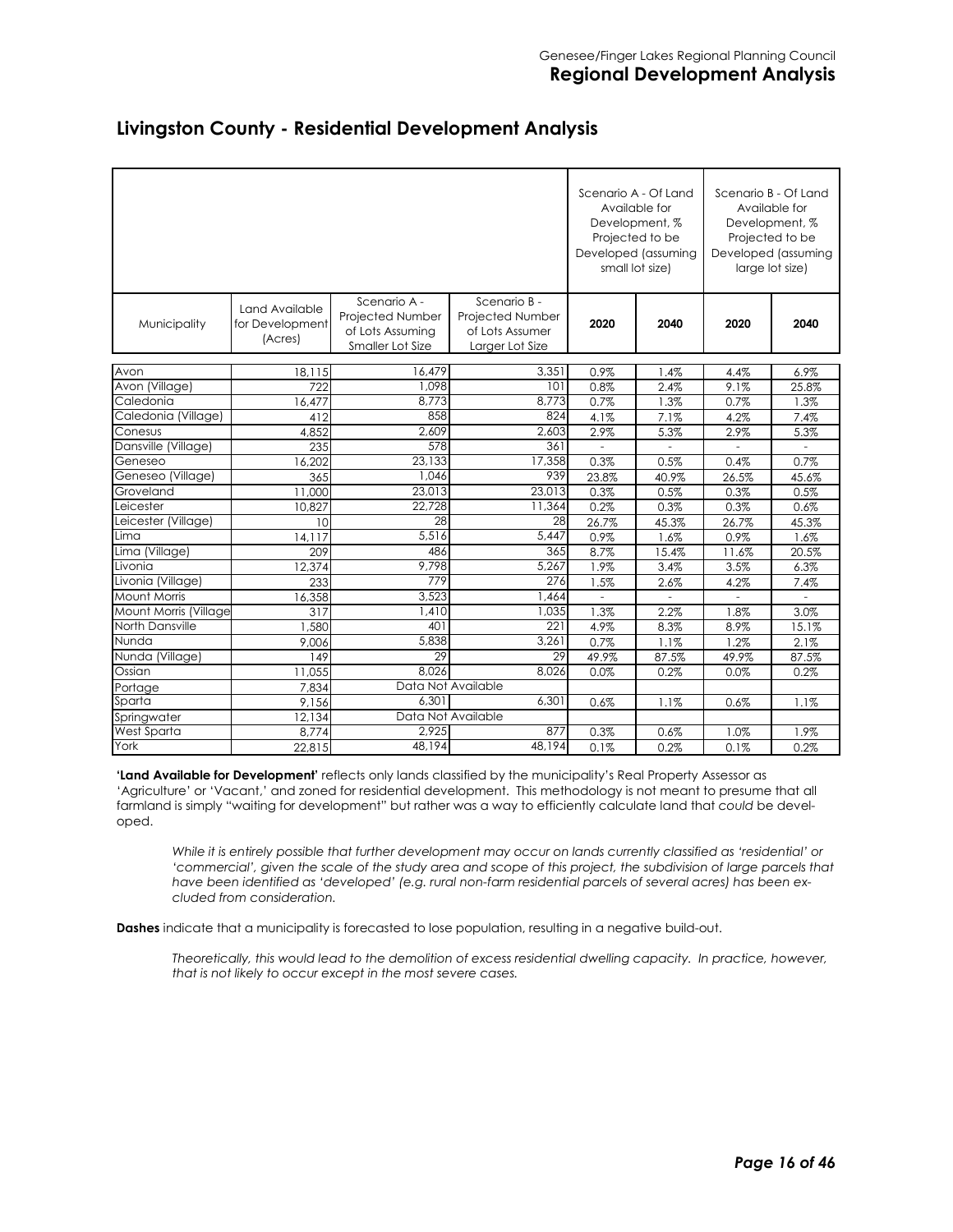## Livingston County - Residential Development Analysis

| Municipality | Land Available for Development (Acres) | Scenario A - Projected Number of Lots Assuming Smaller Lot Size | Scenario B - Projected Number of Lots Assumer Larger Lot Size | Scenario A - Of Land Available for Development, % Projected to be Developed (assuming small lot size) | | Scenario B - Of Land Available for Development, % Projected to be Developed (assuming large lot size) | |
|---|---|---|---|---|---|---|---|
| | | | | 2020 | 2040 | 2020 | 2040 |
| Avon | 18,115 | 16,479 | 3,351 | 0.9% | 1.4% | 4.4% | 6.9% |
| Avon (Village) | 722 | 1,098 | 101 | 0.8% | 2.4% | 9.1% | 25.8% |
| Caledonia | 16,477 | 8,773 | 8,773 | 0.7% | 1.3% | 0.7% | 1.3% |
| Caledonia (Village) | 412 | 858 | 824 | 4.1% | 7.1% | 4.2% | 7.4% |
| Conesus | 4,852 | 2,609 | 2,603 | 2.9% | 5.3% | 2.9% | 5.3% |
| Dansville (Village) | 235 | 578 | 361 | - | - | - | - |
| Geneseo | 16,202 | 23,133 | 17,358 | 0.3% | 0.5% | 0.4% | 0.7% |
| Geneseo (Village) | 365 | 1,046 | 939 | 23.8% | 40.9% | 26.5% | 45.6% |
| Groveland | 11,000 | 23,013 | 23,013 | 0.3% | 0.5% | 0.3% | 0.5% |
| Leicester | 10,827 | 22,728 | 11,364 | 0.2% | 0.3% | 0.3% | 0.6% |
| Leicester (Village) | 10 | 28 | 28 | 26.7% | 45.3% | 26.7% | 45.3% |
| Lima | 14,117 | 5,516 | 5,447 | 0.9% | 1.6% | 0.9% | 1.6% |
| Lima (Village) | 209 | 486 | 365 | 8.7% | 15.4% | 11.6% | 20.5% |
| Livonia | 12,374 | 9,798 | 5,267 | 1.9% | 3.4% | 3.5% | 6.3% |
| Livonia (Village) | 233 | 779 | 276 | 1.5% | 2.6% | 4.2% | 7.4% |
| Mount Morris | 16,358 | 3,523 | 1,464 | - | - | - | - |
| Mount Morris (Village | 317 | 1,410 | 1,035 | 1.3% | 2.2% | 1.8% | 3.0% |
| North Dansville | 1,580 | 401 | 221 | 4.9% | 8.3% | 8.9% | 15.1% |
| Nunda | 9,006 | 5,838 | 3,261 | 0.7% | 1.1% | 1.2% | 2.1% |
| Nunda (Village) | 149 | 29 | 29 | 49.9% | 87.5% | 49.9% | 87.5% |
| Ossian | 11,055 | 8,026 | 8,026 | 0.0% | 0.2% | 0.0% | 0.2% |
| Portage | 7,834 | Data Not Available | | | | | |
| Sparta | 9,156 | 6,301 | 6,301 | 0.6% | 1.1% | 0.6% | 1.1% |
| Springwater | 12,134 | Data Not Available | | | | | |
| West Sparta | 8,774 | 2,925 | 877 | 0.3% | 0.6% | 1.0% | 1.9% |
| York | 22,815 | 48,194 | 48,194 | 0.1% | 0.2% | 0.1% | 0.2% |

**'Land Available for Development'** reflects only lands classified by the municipality's Real Property Assessor as 'Agriculture' or 'Vacant,' and zoned for residential development. This methodology is not meant to presume that all farmland is simply "waiting for development" but rather was a way to efficiently calculate land that *could* be developed.

*While it is entirely possible that further development may occur on lands currently classified as 'residential' or 'commercial', given the scale of the study area and scope of this project, the subdivision of large parcels that have been identified as 'developed' (e.g. rural non-farm residential parcels of several acres) has been excluded from consideration.*

**Dashes** indicate that a municipality is forecasted to lose population, resulting in a negative build-out.

*Theoretically, this would lead to the demolition of excess residential dwelling capacity. In practice, however, that is not likely to occur except in the most severe cases.*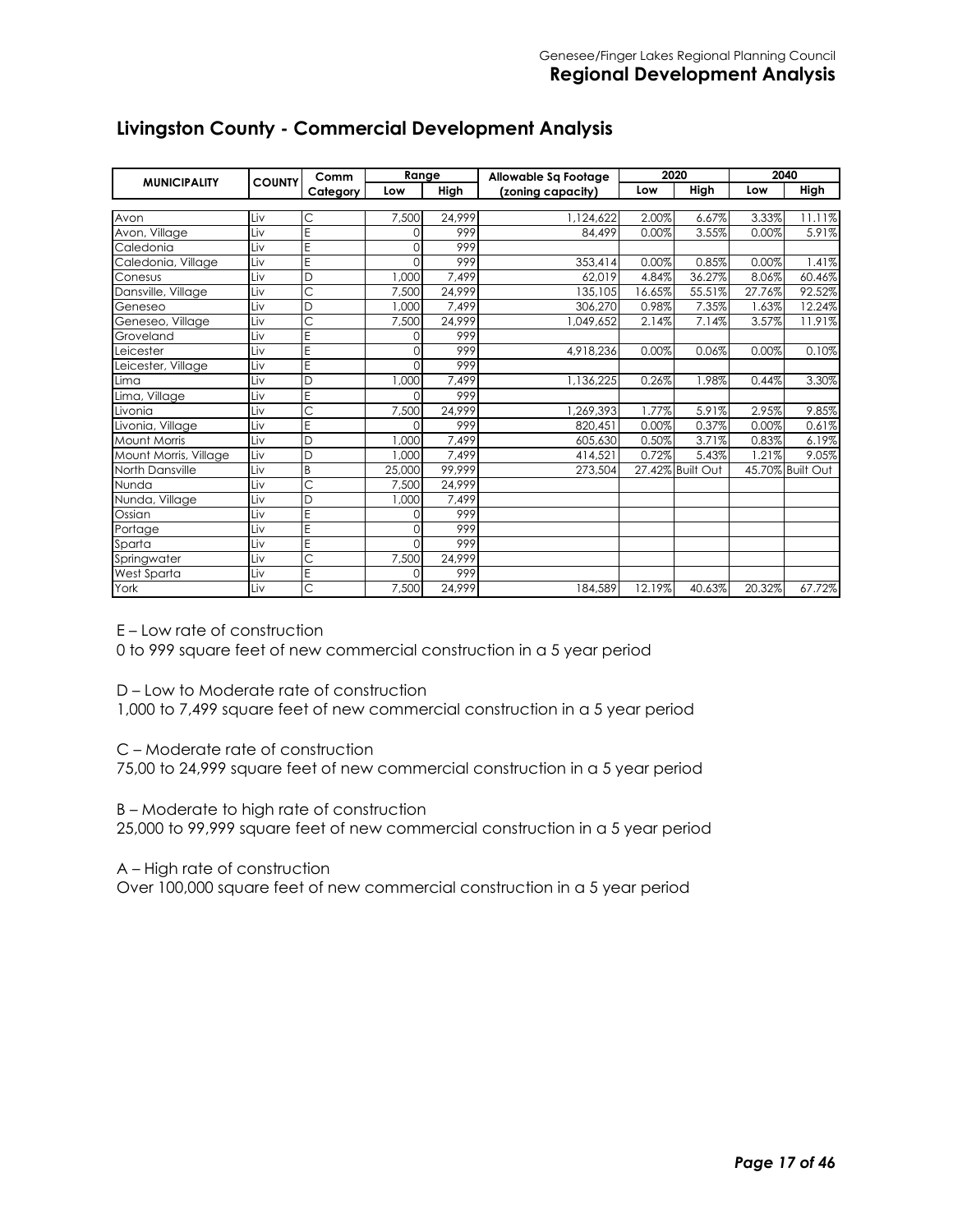## Livingston County - Commercial Development Analysis

| MUNICIPALITY | COUNTY | Comm Category | Range | | Allowable Sq Footage (zoning capacity) | 2020 | | 2040 | |
|---|---|---|---|---|---|---|---|---|---|
| | | | Low | High | | Low | High | Low | High |
| Avon | Liv | C | 7,500 | 24,999 | 1,124,622 | 2.00% | 6.67% | 3.33% | 11.11% |
| Avon, Village | Liv | E | 0 | 999 | 84,499 | 0.00% | 3.55% | 0.00% | 5.91% |
| Caledonia | Liv | E | 0 | 999 | | | | | |
| Caledonia, Village | Liv | E | 0 | 999 | 353,414 | 0.00% | 0.85% | 0.00% | 1.41% |
| Conesus | Liv | D | 1,000 | 7,499 | 62,019 | 4.84% | 36.27% | 8.06% | 60.46% |
| Dansville, Village | Liv | C | 7,500 | 24,999 | 135,105 | 16.65% | 55.51% | 27.76% | 92.52% |
| Geneseo | Liv | D | 1,000 | 7,499 | 306,270 | 0.98% | 7.35% | 1.63% | 12.24% |
| Geneseo, Village | Liv | C | 7,500 | 24,999 | 1,049,652 | 2.14% | 7.14% | 3.57% | 11.91% |
| Groveland | Liv | E | 0 | 999 | | | | | |
| Leicester | Liv | E | 0 | 999 | 4,918,236 | 0.00% | 0.06% | 0.00% | 0.10% |
| Leicester, Village | Liv | E | 0 | 999 | | | | | |
| Lima | Liv | D | 1,000 | 7,499 | 1,136,225 | 0.26% | 1.98% | 0.44% | 3.30% |
| Lima, Village | Liv | E | 0 | 999 | | | | | |
| Livonia | Liv | C | 7,500 | 24,999 | 1,269,393 | 1.77% | 5.91% | 2.95% | 9.85% |
| Livonia, Village | Liv | E | 0 | 999 | 820,451 | 0.00% | 0.37% | 0.00% | 0.61% |
| Mount Morris | Liv | D | 1,000 | 7,499 | 605,630 | 0.50% | 3.71% | 0.83% | 6.19% |
| Mount Morris, Village | Liv | D | 1,000 | 7,499 | 414,521 | 0.72% | 5.43% | 1.21% | 9.05% |
| North Dansville | Liv | B | 25,000 | 99,999 | 273,504 | 27.42% | Built Out | 45.70% | Built Out |
| Nunda | Liv | C | 7,500 | 24,999 | | | | | |
| Nunda, Village | Liv | D | 1,000 | 7,499 | | | | | |
| Ossian | Liv | E | 0 | 999 | | | | | |
| Portage | Liv | E | 0 | 999 | | | | | |
| Sparta | Liv | E | 0 | 999 | | | | | |
| Springwater | Liv | C | 7,500 | 24,999 | | | | | |
| West Sparta | Liv | E | 0 | 999 | | | | | |
| York | Liv | C | 7,500 | 24,999 | 184,589 | 12.19% | 40.63% | 20.32% | 67.72% |

E – Low rate of construction
0 to 999 square feet of new commercial construction in a 5 year period

D – Low to Moderate rate of construction
1,000 to 7,499 square feet of new commercial construction in a 5 year period

C – Moderate rate of construction
75,00 to 24,999 square feet of new commercial construction in a 5 year period

B – Moderate to high rate of construction
25,000 to 99,999 square feet of new commercial construction in a 5 year period

A – High rate of construction
Over 100,000 square feet of new commercial construction in a 5 year period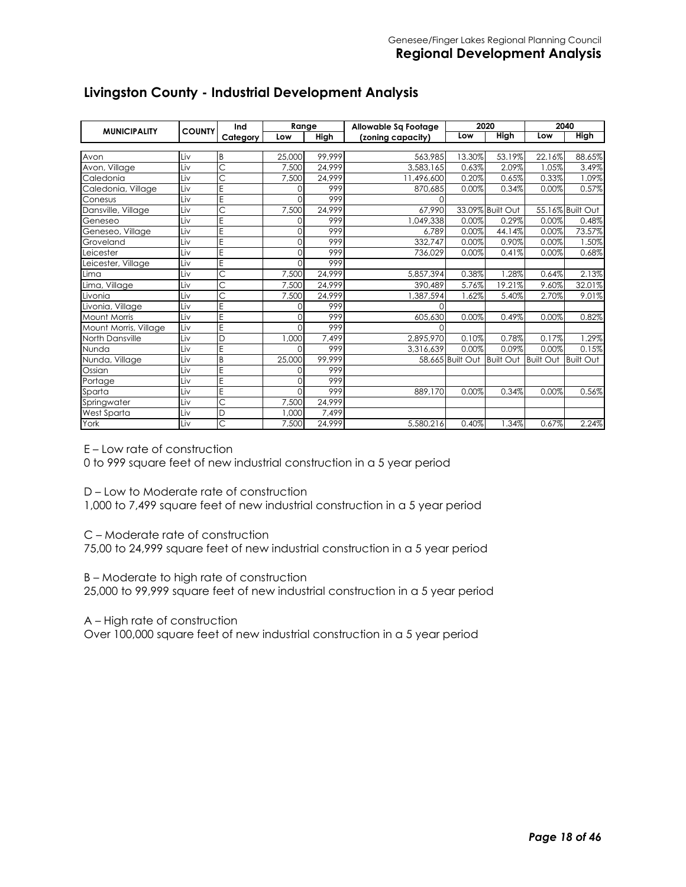## Livingston County - Industrial Development Analysis

| MUNICIPALITY | COUNTY | Ind Category | Range | | Allowable Sq Footage (zoning capacity) | 2020 | | 2040 | |
|---|---|---|---|---|---|---|---|---|---|
| | | | Low | High | | Low | High | Low | High |
| Avon | Liv | B | 25,000 | 99,999 | 563,985 | 13.30% | 53.19% | 22.16% | 88.65% |
| Avon, Village | Liv | C | 7,500 | 24,999 | 3,583,165 | 0.63% | 2.09% | 1.05% | 3.49% |
| Caledonia | Liv | C | 7,500 | 24,999 | 11,496,600 | 0.20% | 0.65% | 0.33% | 1.09% |
| Caledonia, Village | Liv | E | 0 | 999 | 870,685 | 0.00% | 0.34% | 0.00% | 0.57% |
| Conesus | Liv | E | 0 | 999 | 0 | | | | |
| Dansville, Village | Liv | C | 7,500 | 24,999 | 67,990 | 33.09% | Built Out | 55.16% | Built Out |
| Geneseo | Liv | E | 0 | 999 | 1,049,338 | 0.00% | 0.29% | 0.00% | 0.48% |
| Geneseo, Village | Liv | E | 0 | 999 | 6,789 | 0.00% | 44.14% | 0.00% | 73.57% |
| Groveland | Liv | E | 0 | 999 | 332,747 | 0.00% | 0.90% | 0.00% | 1.50% |
| Leicester | Liv | E | 0 | 999 | 736,029 | 0.00% | 0.41% | 0.00% | 0.68% |
| Leicester, Village | Liv | E | 0 | 999 | | | | | |
| Lima | Liv | C | 7,500 | 24,999 | 5,857,394 | 0.38% | 1.28% | 0.64% | 2.13% |
| Lima, Village | Liv | C | 7,500 | 24,999 | 390,489 | 5.76% | 19.21% | 9.60% | 32.01% |
| Livonia | Liv | C | 7,500 | 24,999 | 1,387,594 | 1.62% | 5.40% | 2.70% | 9.01% |
| Livonia, Village | Liv | E | 0 | 999 | 0 | | | | |
| Mount Morris | Liv | E | 0 | 999 | 605,630 | 0.00% | 0.49% | 0.00% | 0.82% |
| Mount Morris, Village | Liv | E | 0 | 999 | 0 | | | | |
| North Dansville | Liv | D | 1,000 | 7,499 | 2,895,970 | 0.10% | 0.78% | 0.17% | 1.29% |
| Nunda | Liv | E | 0 | 999 | 3,316,639 | 0.00% | 0.09% | 0.00% | 0.15% |
| Nunda, Village | Liv | B | 25,000 | 99,999 | 58,665 | Built Out | Built Out | Built Out | Built Out |
| Ossian | Liv | E | 0 | 999 | | | | | |
| Portage | Liv | E | 0 | 999 | | | | | |
| Sparta | Liv | E | 0 | 999 | 889,170 | 0.00% | 0.34% | 0.00% | 0.56% |
| Springwater | Liv | C | 7,500 | 24,999 | | | | | |
| West Sparta | Liv | D | 1,000 | 7,499 | | | | | |
| York | Liv | C | 7,500 | 24,999 | 5,580,216 | 0.40% | 1.34% | 0.67% | 2.24% |

E – Low rate of construction
0 to 999 square feet of new industrial construction in a 5 year period

D – Low to Moderate rate of construction
1,000 to 7,499 square feet of new industrial construction in a 5 year period

C – Moderate rate of construction
75,00 to 24,999 square feet of new industrial construction in a 5 year period

B – Moderate to high rate of construction
25,000 to 99,999 square feet of new industrial construction in a 5 year period

A – High rate of construction
Over 100,000 square feet of new industrial construction in a 5 year period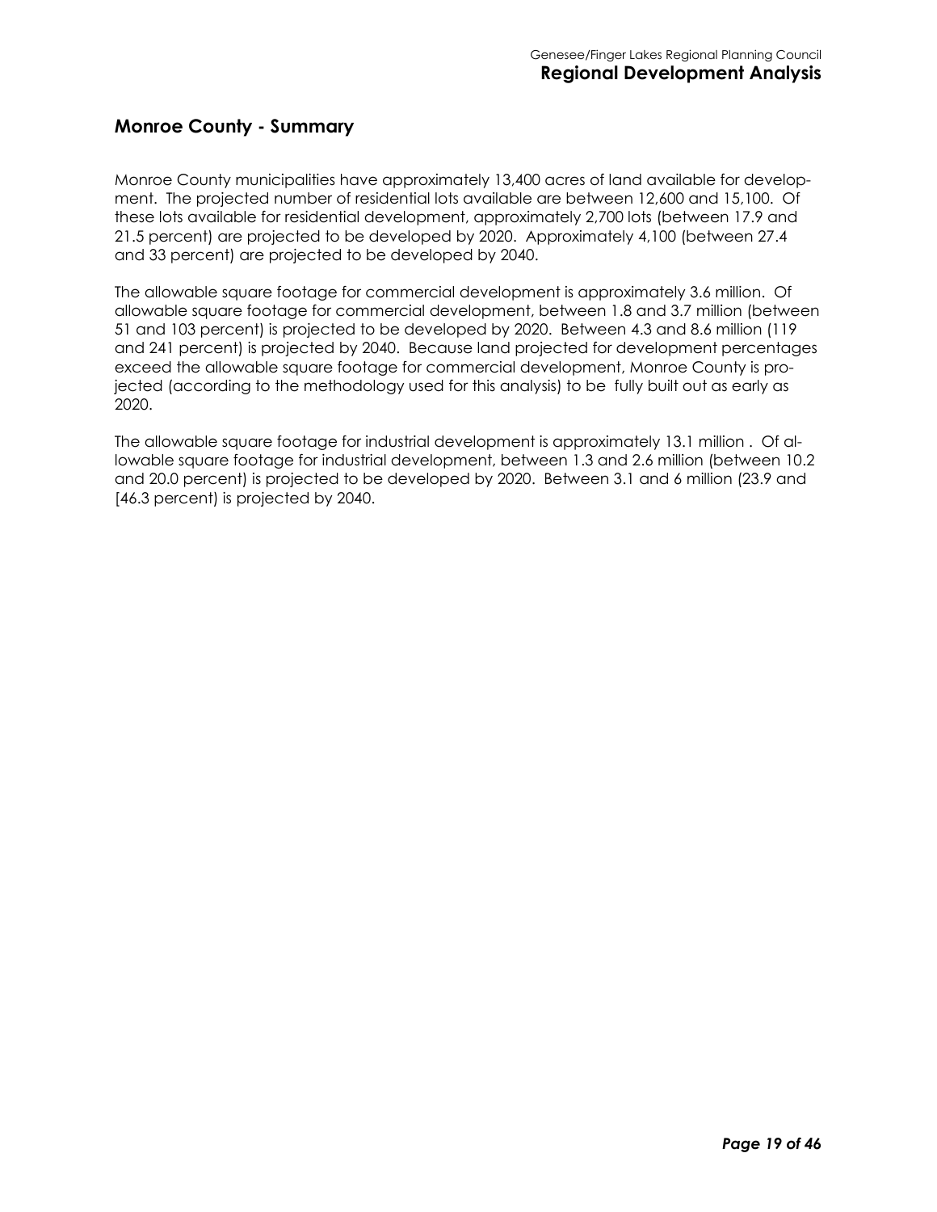## Monroe County - Summary

Monroe County municipalities have approximately 13,400 acres of land available for development. The projected number of residential lots available are between 12,600 and 15,100. Of these lots available for residential development, approximately 2,700 lots (between 17.9 and 21.5 percent) are projected to be developed by 2020. Approximately 4,100 (between 27.4 and 33 percent) are projected to be developed by 2040.

The allowable square footage for commercial development is approximately 3.6 million. Of allowable square footage for commercial development, between 1.8 and 3.7 million (between 51 and 103 percent) is projected to be developed by 2020. Between 4.3 and 8.6 million (119 and 241 percent) is projected by 2040. Because land projected for development percentages exceed the allowable square footage for commercial development, Monroe County is projected (according to the methodology used for this analysis) to be fully built out as early as 2020.

The allowable square footage for industrial development is approximately 13.1 million . Of allowable square footage for industrial development, between 1.3 and 2.6 million (between 10.2 and 20.0 percent) is projected to be developed by 2020. Between 3.1 and 6 million (23.9 and [46.3 percent) is projected by 2040.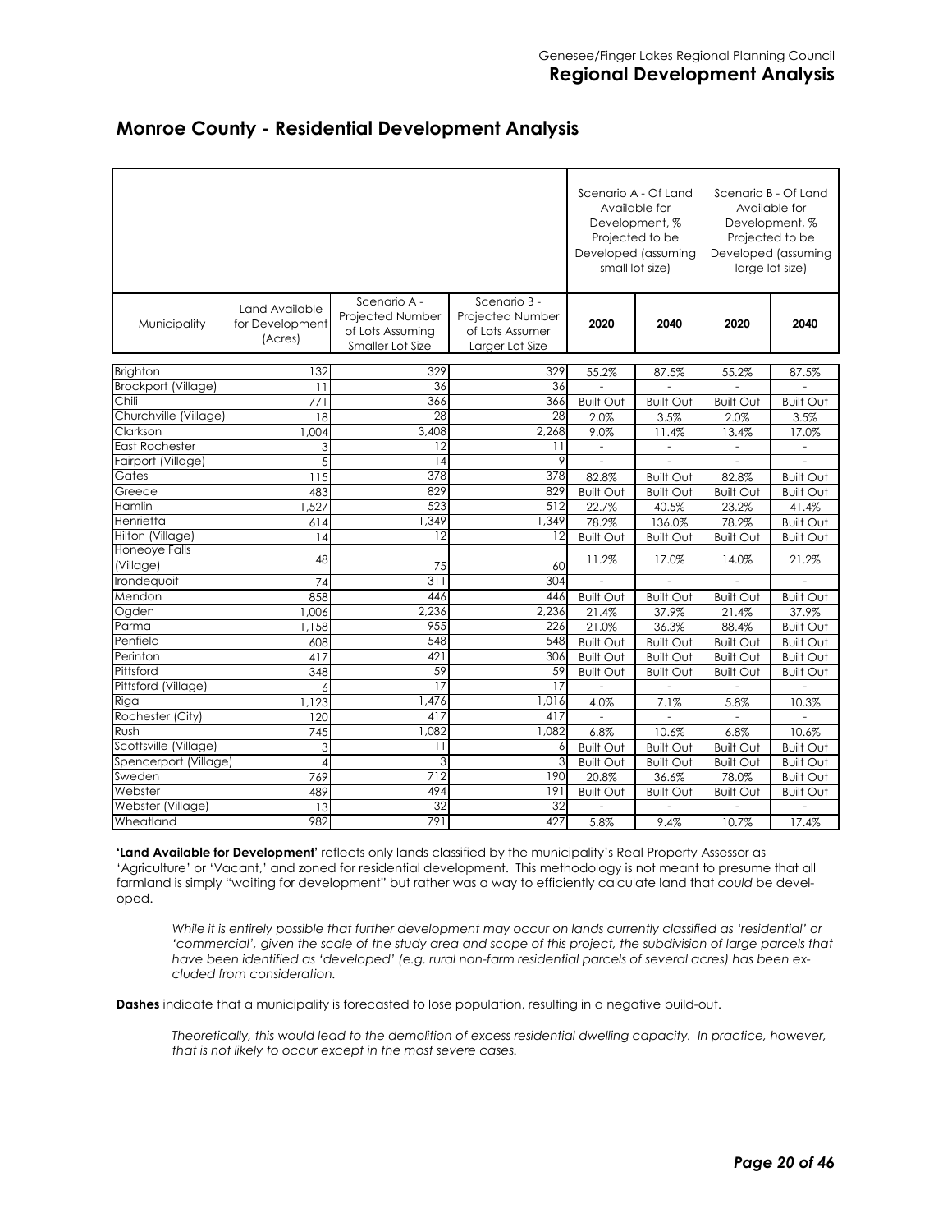## Monroe County - Residential Development Analysis

| Municipality | Land Available for Development (Acres) | Scenario A - Projected Number of Lots Assuming Smaller Lot Size | Scenario B - Projected Number of Lots Assumer Larger Lot Size | Scenario A - Of Land Available for Development, % Projected to be Developed (assuming small lot size) | | Scenario B - Of Land Available for Development, % Projected to be Developed (assuming large lot size) | |
|---|---|---|---|---|---|---|---|
| | | | | 2020 | 2040 | 2020 | 2040 |
| Brighton | 132 | 329 | 329 | 55.2% | 87.5% | 55.2% | 87.5% |
| Brockport (Village) | 11 | 36 | 36 | - | - | - | - |
| Chili | 771 | 366 | 366 | Built Out | Built Out | Built Out | Built Out |
| Churchville (Village) | 18 | 28 | 28 | 2.0% | 3.5% | 2.0% | 3.5% |
| Clarkson | 1,004 | 3,408 | 2,268 | 9.0% | 11.4% | 13.4% | 17.0% |
| East Rochester | 3 | 12 | 11 | - | - | - | - |
| Fairport (Village) | 5 | 14 | 9 | - | - | - | - |
| Gates | 115 | 378 | 378 | 82.8% | Built Out | 82.8% | Built Out |
| Greece | 483 | 829 | 829 | Built Out | Built Out | Built Out | Built Out |
| Hamlin | 1,527 | 523 | 512 | 22.7% | 40.5% | 23.2% | 41.4% |
| Henrietta | 614 | 1,349 | 1,349 | 78.2% | 136.0% | 78.2% | Built Out |
| Hilton (Village) | 14 | 12 | 12 | Built Out | Built Out | Built Out | Built Out |
| Honeoye Falls (Village) | 48 | 75 | 60 | 11.2% | 17.0% | 14.0% | 21.2% |
| Irondequoit | 74 | 311 | 304 | - | - | - | - |
| Mendon | 858 | 446 | 446 | Built Out | Built Out | Built Out | Built Out |
| Ogden | 1,006 | 2,236 | 2,236 | 21.4% | 37.9% | 21.4% | 37.9% |
| Parma | 1,158 | 955 | 226 | 21.0% | 36.3% | 88.4% | Built Out |
| Penfield | 608 | 548 | 548 | Built Out | Built Out | Built Out | Built Out |
| Perinton | 417 | 421 | 306 | Built Out | Built Out | Built Out | Built Out |
| Pittsford | 348 | 59 | 59 | Built Out | Built Out | Built Out | Built Out |
| Pittsford (Village) | 6 | 17 | 17 | - | - | - | - |
| Riga | 1,123 | 1,476 | 1,016 | 4.0% | 7.1% | 5.8% | 10.3% |
| Rochester (City) | 120 | 417 | 417 | - | - | - | - |
| Rush | 745 | 1,082 | 1,082 | 6.8% | 10.6% | 6.8% | 10.6% |
| Scottsville (Village) | 3 | 11 | 6 | Built Out | Built Out | Built Out | Built Out |
| Spencerport (Village) | 4 | 3 | 3 | Built Out | Built Out | Built Out | Built Out |
| Sweden | 769 | 712 | 190 | 20.8% | 36.6% | 78.0% | Built Out |
| Webster | 489 | 494 | 191 | Built Out | Built Out | Built Out | Built Out |
| Webster (Village) | 13 | 32 | 32 | - | - | - | - |
| Wheatland | 982 | 791 | 427 | 5.8% | 9.4% | 10.7% | 17.4% |

**'Land Available for Development'** reflects only lands classified by the municipality's Real Property Assessor as 'Agriculture' or 'Vacant,' and zoned for residential development. This methodology is not meant to presume that all farmland is simply "waiting for development" but rather was a way to efficiently calculate land that *could* be developed.

> *While it is entirely possible that further development may occur on lands currently classified as 'residential' or 'commercial', given the scale of the study area and scope of this project, the subdivision of large parcels that have been identified as 'developed' (e.g. rural non-farm residential parcels of several acres) has been excluded from consideration.*

**Dashes** indicate that a municipality is forecasted to lose population, resulting in a negative build-out.

> *Theoretically, this would lead to the demolition of excess residential dwelling capacity. In practice, however, that is not likely to occur except in the most severe cases.*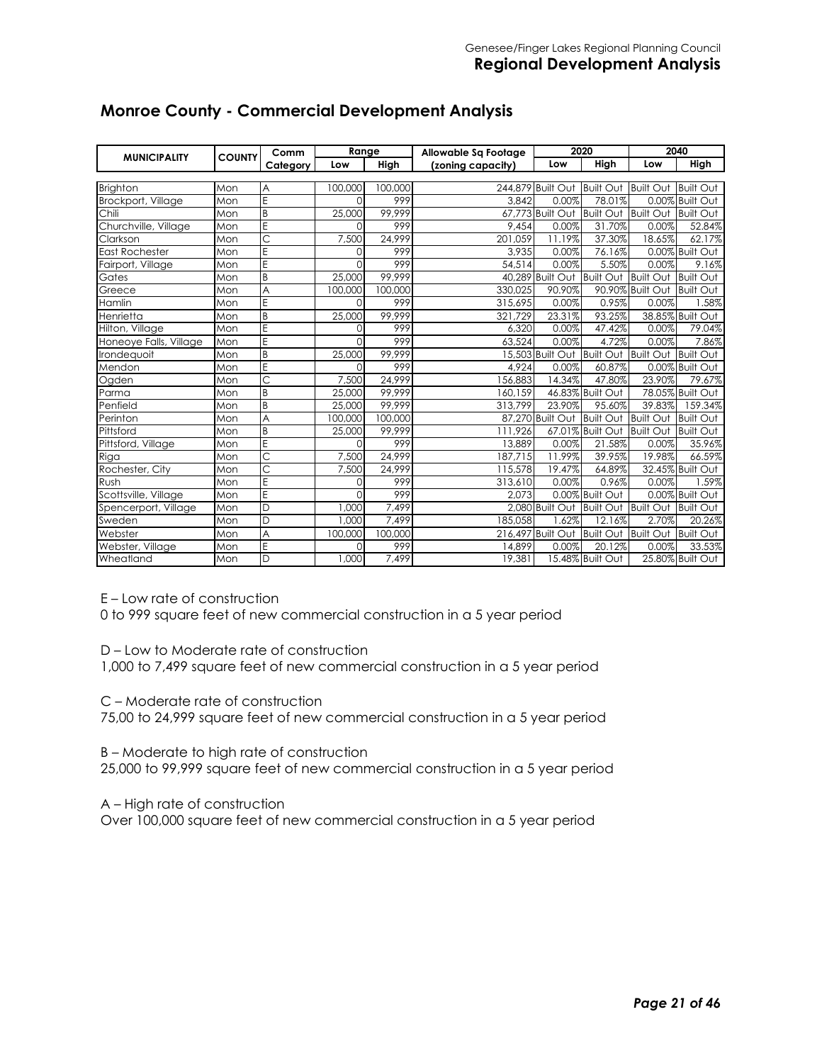## Monroe County - Commercial Development Analysis

| MUNICIPALITY | COUNTY | Comm Category | Range | | Allowable Sq Footage (zoning capacity) | 2020 | | 2040 | |
|---|---|---|---|---|---|---|---|---|---|
| | | | Low | High | | Low | High | Low | High |
| Brighton | Mon | A | 100,000 | 100,000 | 244,879 | Built Out | Built Out | Built Out | Built Out |
| Brockport, Village | Mon | E | 0 | 999 | 3,842 | 0.00% | 78.01% | 0.00% | Built Out |
| Chili | Mon | B | 25,000 | 99,999 | 67,773 | Built Out | Built Out | Built Out | Built Out |
| Churchville, Village | Mon | E | 0 | 999 | 9,454 | 0.00% | 31.70% | 0.00% | 52.84% |
| Clarkson | Mon | C | 7,500 | 24,999 | 201,059 | 11.19% | 37.30% | 18.65% | 62.17% |
| East Rochester | Mon | E | 0 | 999 | 3,935 | 0.00% | 76.16% | 0.00% | Built Out |
| Fairport, Village | Mon | E | 0 | 999 | 54,514 | 0.00% | 5.50% | 0.00% | 9.16% |
| Gates | Mon | B | 25,000 | 99,999 | 40,289 | Built Out | Built Out | Built Out | Built Out |
| Greece | Mon | A | 100,000 | 100,000 | 330,025 | 90.90% | 90.90% | Built Out | Built Out |
| Hamlin | Mon | E | 0 | 999 | 315,695 | 0.00% | 0.95% | 0.00% | 1.58% |
| Henrietta | Mon | B | 25,000 | 99,999 | 321,729 | 23.31% | 93.25% | 38.85% | Built Out |
| Hilton, Village | Mon | E | 0 | 999 | 6,320 | 0.00% | 47.42% | 0.00% | 79.04% |
| Honeoye Falls, Village | Mon | E | 0 | 999 | 63,524 | 0.00% | 4.72% | 0.00% | 7.86% |
| Irondequoit | Mon | B | 25,000 | 99,999 | 15,503 | Built Out | Built Out | Built Out | Built Out |
| Mendon | Mon | E | 0 | 999 | 4,924 | 0.00% | 60.87% | 0.00% | Built Out |
| Ogden | Mon | C | 7,500 | 24,999 | 156,883 | 14.34% | 47.80% | 23.90% | 79.67% |
| Parma | Mon | B | 25,000 | 99,999 | 160,159 | 46.83% | Built Out | 78.05% | Built Out |
| Penfield | Mon | B | 25,000 | 99,999 | 313,799 | 23.90% | 95.60% | 39.83% | 159.34% |
| Perinton | Mon | A | 100,000 | 100,000 | 87,270 | Built Out | Built Out | Built Out | Built Out |
| Pittsford | Mon | B | 25,000 | 99,999 | 111,926 | 67.01% | Built Out | Built Out | Built Out |
| Pittsford, Village | Mon | E | 0 | 999 | 13,889 | 0.00% | 21.58% | 0.00% | 35.96% |
| Riga | Mon | C | 7,500 | 24,999 | 187,715 | 11.99% | 39.95% | 19.98% | 66.59% |
| Rochester, City | Mon | C | 7,500 | 24,999 | 115,578 | 19.47% | 64.89% | 32.45% | Built Out |
| Rush | Mon | E | 0 | 999 | 313,610 | 0.00% | 0.96% | 0.00% | 1.59% |
| Scottsville, Village | Mon | E | 0 | 999 | 2,073 | 0.00% | Built Out | 0.00% | Built Out |
| Spencerport, Village | Mon | D | 1,000 | 7,499 | 2,080 | Built Out | Built Out | Built Out | Built Out |
| Sweden | Mon | D | 1,000 | 7,499 | 185,058 | 1.62% | 12.16% | 2.70% | 20.26% |
| Webster | Mon | A | 100,000 | 100,000 | 216,497 | Built Out | Built Out | Built Out | Built Out |
| Webster, Village | Mon | E | 0 | 999 | 14,899 | 0.00% | 20.12% | 0.00% | 33.53% |
| Wheatland | Mon | D | 1,000 | 7,499 | 19,381 | 15.48% | Built Out | 25.80% | Built Out |

E – Low rate of construction
0 to 999 square feet of new commercial construction in a 5 year period

D – Low to Moderate rate of construction
1,000 to 7,499 square feet of new commercial construction in a 5 year period

C – Moderate rate of construction
75,00 to 24,999 square feet of new commercial construction in a 5 year period

B – Moderate to high rate of construction
25,000 to 99,999 square feet of new commercial construction in a 5 year period

A – High rate of construction
Over 100,000 square feet of new commercial construction in a 5 year period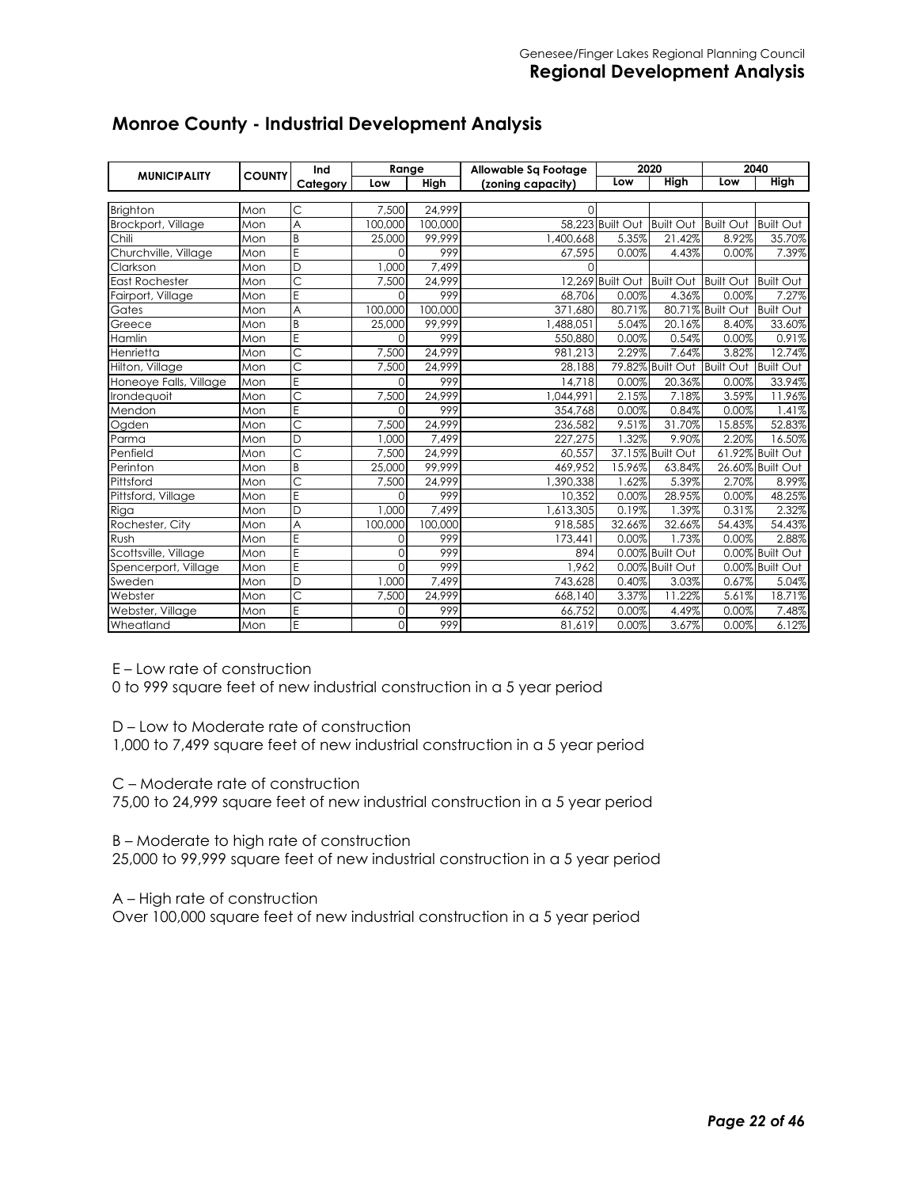## Monroe County - Industrial Development Analysis

| MUNICIPALITY | COUNTY | Ind Category | Range | | Allowable Sq Footage (zoning capacity) | 2020 | | 2040 | |
|---|---|---|---|---|---|---|---|---|---|
| | | | Low | High | | Low | High | Low | High |
| Brighton | Mon | C | 7,500 | 24,999 | 0 | | | | |
| Brockport, Village | Mon | A | 100,000 | 100,000 | 58,223 | Built Out | Built Out | Built Out | Built Out |
| Chili | Mon | B | 25,000 | 99,999 | 1,400,668 | 5.35% | 21.42% | 8.92% | 35.70% |
| Churchville, Village | Mon | E | 0 | 999 | 67,595 | 0.00% | 4.43% | 0.00% | 7.39% |
| Clarkson | Mon | D | 1,000 | 7,499 | 0 | | | | |
| East Rochester | Mon | C | 7,500 | 24,999 | 12,269 | Built Out | Built Out | Built Out | Built Out |
| Fairport, Village | Mon | E | 0 | 999 | 68,706 | 0.00% | 4.36% | 0.00% | 7.27% |
| Gates | Mon | A | 100,000 | 100,000 | 371,680 | 80.71% | 80.71% | Built Out | Built Out |
| Greece | Mon | B | 25,000 | 99,999 | 1,488,051 | 5.04% | 20.16% | 8.40% | 33.60% |
| Hamlin | Mon | E | 0 | 999 | 550,880 | 0.00% | 0.54% | 0.00% | 0.91% |
| Henrietta | Mon | C | 7,500 | 24,999 | 981,213 | 2.29% | 7.64% | 3.82% | 12.74% |
| Hilton, Village | Mon | C | 7,500 | 24,999 | 28,188 | 79.82% | Built Out | Built Out | Built Out |
| Honeoye Falls, Village | Mon | E | 0 | 999 | 14,718 | 0.00% | 20.36% | 0.00% | 33.94% |
| Irondequoit | Mon | C | 7,500 | 24,999 | 1,044,991 | 2.15% | 7.18% | 3.59% | 11.96% |
| Mendon | Mon | E | 0 | 999 | 354,768 | 0.00% | 0.84% | 0.00% | 1.41% |
| Ogden | Mon | C | 7,500 | 24,999 | 236,582 | 9.51% | 31.70% | 15.85% | 52.83% |
| Parma | Mon | D | 1,000 | 7,499 | 227,275 | 1.32% | 9.90% | 2.20% | 16.50% |
| Penfield | Mon | C | 7,500 | 24,999 | 60,557 | 37.15% | Built Out | 61.92% | Built Out |
| Perinton | Mon | B | 25,000 | 99,999 | 469,952 | 15.96% | 63.84% | 26.60% | Built Out |
| Pittsford | Mon | C | 7,500 | 24,999 | 1,390,338 | 1.62% | 5.39% | 2.70% | 8.99% |
| Pittsford, Village | Mon | E | 0 | 999 | 10,352 | 0.00% | 28.95% | 0.00% | 48.25% |
| Riga | Mon | D | 1,000 | 7,499 | 1,613,305 | 0.19% | 1.39% | 0.31% | 2.32% |
| Rochester, City | Mon | A | 100,000 | 100,000 | 918,585 | 32.66% | 32.66% | 54.43% | 54.43% |
| Rush | Mon | E | 0 | 999 | 173,441 | 0.00% | 1.73% | 0.00% | 2.88% |
| Scottsville, Village | Mon | E | 0 | 999 | 894 | 0.00% | Built Out | 0.00% | Built Out |
| Spencerport, Village | Mon | E | 0 | 999 | 1,962 | 0.00% | Built Out | 0.00% | Built Out |
| Sweden | Mon | D | 1,000 | 7,499 | 743,628 | 0.40% | 3.03% | 0.67% | 5.04% |
| Webster | Mon | C | 7,500 | 24,999 | 668,140 | 3.37% | 11.22% | 5.61% | 18.71% |
| Webster, Village | Mon | E | 0 | 999 | 66,752 | 0.00% | 4.49% | 0.00% | 7.48% |
| Wheatland | Mon | E | 0 | 999 | 81,619 | 0.00% | 3.67% | 0.00% | 6.12% |

E – Low rate of construction
0 to 999 square feet of new industrial construction in a 5 year period

D – Low to Moderate rate of construction
1,000 to 7,499 square feet of new industrial construction in a 5 year period

C – Moderate rate of construction
75,00 to 24,999 square feet of new industrial construction in a 5 year period

B – Moderate to high rate of construction
25,000 to 99,999 square feet of new industrial construction in a 5 year period

A – High rate of construction
Over 100,000 square feet of new industrial construction in a 5 year period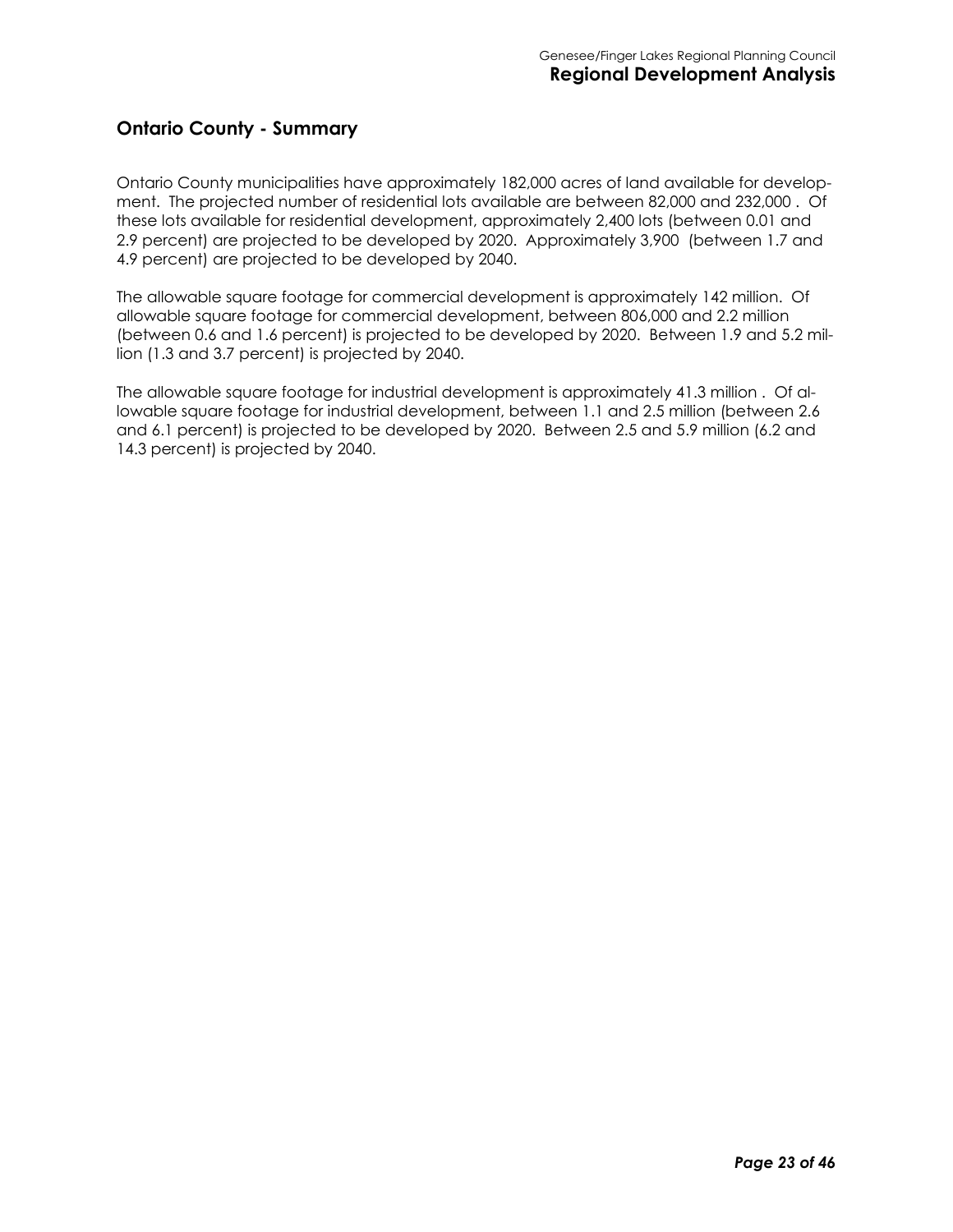## Ontario County - Summary

Ontario County municipalities have approximately 182,000 acres of land available for development. The projected number of residential lots available are between 82,000 and 232,000 . Of these lots available for residential development, approximately 2,400 lots (between 0.01 and 2.9 percent) are projected to be developed by 2020. Approximately 3,900 (between 1.7 and 4.9 percent) are projected to be developed by 2040.

The allowable square footage for commercial development is approximately 142 million. Of allowable square footage for commercial development, between 806,000 and 2.2 million (between 0.6 and 1.6 percent) is projected to be developed by 2020. Between 1.9 and 5.2 million (1.3 and 3.7 percent) is projected by 2040.

The allowable square footage for industrial development is approximately 41.3 million . Of allowable square footage for industrial development, between 1.1 and 2.5 million (between 2.6 and 6.1 percent) is projected to be developed by 2020. Between 2.5 and 5.9 million (6.2 and 14.3 percent) is projected by 2040.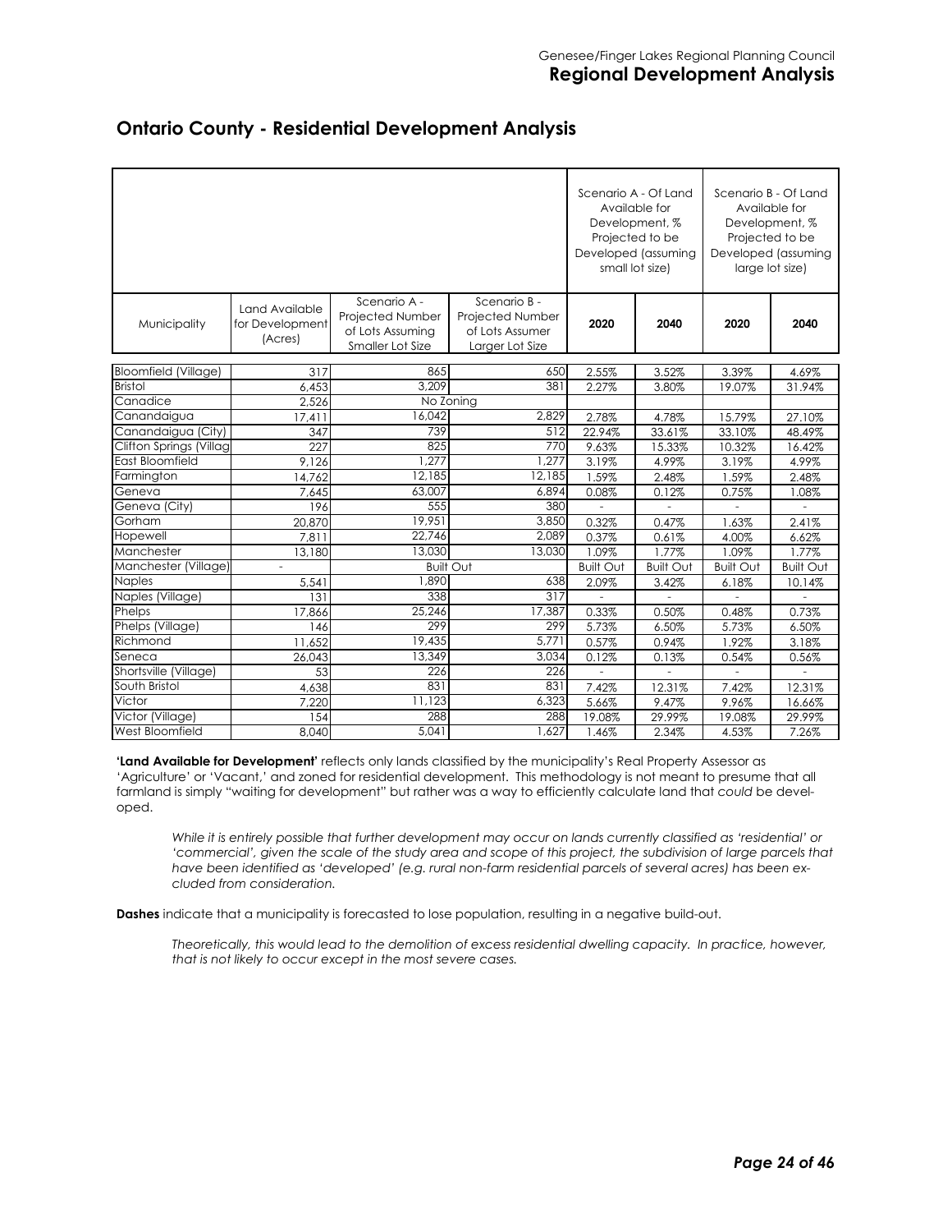## Ontario County - Residential Development Analysis

| | | | | Scenario A - Of Land Available for Development, % Projected to be Developed (assuming small lot size) | | Scenario B - Of Land Available for Development, % Projected to be Developed (assuming large lot size) | |
|---|---|---|---|---|---|---|---|
| Municipality | Land Available for Development (Acres) | Scenario A - Projected Number of Lots Assuming Smaller Lot Size | Scenario B - Projected Number of Lots Assumer Larger Lot Size | 2020 | 2040 | 2020 | 2040 |
| Bloomfield (Village) | 317 | 865 | 650 | 2.55% | 3.52% | 3.39% | 4.69% |
| Bristol | 6,453 | 3,209 | 381 | 2.27% | 3.80% | 19.07% | 31.94% |
| Canadice | 2,526 | No Zoning | | | | | |
| Canandaigua | 17,411 | 16,042 | 2,829 | 2.78% | 4.78% | 15.79% | 27.10% |
| Canandaigua (City) | 347 | 739 | 512 | 22.94% | 33.61% | 33.10% | 48.49% |
| Clifton Springs (Villag | 227 | 825 | 770 | 9.63% | 15.33% | 10.32% | 16.42% |
| East Bloomfield | 9,126 | 1,277 | 1,277 | 3.19% | 4.99% | 3.19% | 4.99% |
| Farmington | 14,762 | 12,185 | 12,185 | 1.59% | 2.48% | 1.59% | 2.48% |
| Geneva | 7,645 | 63,007 | 6,894 | 0.08% | 0.12% | 0.75% | 1.08% |
| Geneva (City) | 196 | 555 | 380 | - | - | - | - |
| Gorham | 20,870 | 19,951 | 3,850 | 0.32% | 0.47% | 1.63% | 2.41% |
| Hopewell | 7,811 | 22,746 | 2,089 | 0.37% | 0.61% | 4.00% | 6.62% |
| Manchester | 13,180 | 13,030 | 13,030 | 1.09% | 1.77% | 1.09% | 1.77% |
| Manchester (Village) | - | Built Out | | Built Out | Built Out | Built Out | Built Out |
| Naples | 5,541 | 1,890 | 638 | 2.09% | 3.42% | 6.18% | 10.14% |
| Naples (Village) | 131 | 338 | 317 | - | - | - | - |
| Phelps | 17,866 | 25,246 | 17,387 | 0.33% | 0.50% | 0.48% | 0.73% |
| Phelps (Village) | 146 | 299 | 299 | 5.73% | 6.50% | 5.73% | 6.50% |
| Richmond | 11,652 | 19,435 | 5,771 | 0.57% | 0.94% | 1.92% | 3.18% |
| Seneca | 26,043 | 13,349 | 3,034 | 0.12% | 0.13% | 0.54% | 0.56% |
| Shortsville (Village) | 53 | 226 | 226 | - | - | - | - |
| South Bristol | 4,638 | 831 | 831 | 7.42% | 12.31% | 7.42% | 12.31% |
| Victor | 7,220 | 11,123 | 6,323 | 5.66% | 9.47% | 9.96% | 16.66% |
| Victor (Village) | 154 | 288 | 288 | 19.08% | 29.99% | 19.08% | 29.99% |
| West Bloomfield | 8,040 | 5,041 | 1,627 | 1.46% | 2.34% | 4.53% | 7.26% |

**'Land Available for Development'** reflects only lands classified by the municipality's Real Property Assessor as 'Agriculture' or 'Vacant,' and zoned for residential development. This methodology is not meant to presume that all farmland is simply "waiting for development" but rather was a way to efficiently calculate land that *could* be developed.

> *While it is entirely possible that further development may occur on lands currently classified as 'residential' or 'commercial', given the scale of the study area and scope of this project, the subdivision of large parcels that have been identified as 'developed' (e.g. rural non-farm residential parcels of several acres) has been excluded from consideration.*

**Dashes** indicate that a municipality is forecasted to lose population, resulting in a negative build-out.

> *Theoretically, this would lead to the demolition of excess residential dwelling capacity. In practice, however, that is not likely to occur except in the most severe cases.*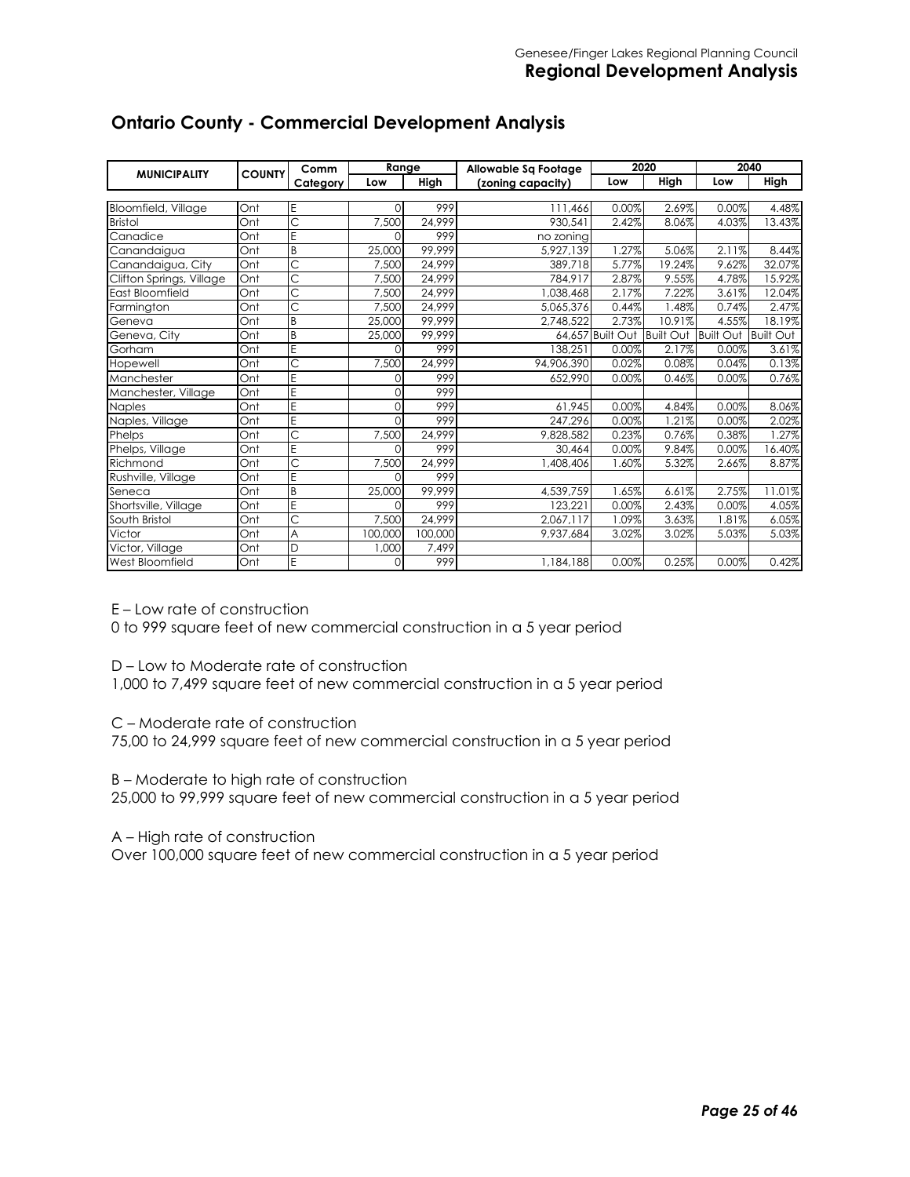## Ontario County - Commercial Development Analysis

| MUNICIPALITY | COUNTY | Comm Category | Range | | Allowable Sq Footage (zoning capacity) | 2020 | | 2040 | |
|---|---|---|---|---|---|---|---|---|---|
| | | | Low | High | | Low | High | Low | High |
| Bloomfield, Village | Ont | E | 0 | 999 | 111,466 | 0.00% | 2.69% | 0.00% | 4.48% |
| Bristol | Ont | C | 7,500 | 24,999 | 930,541 | 2.42% | 8.06% | 4.03% | 13.43% |
| Canadice | Ont | E | 0 | 999 | no zoning | | | | |
| Canandaigua | Ont | B | 25,000 | 99,999 | 5,927,139 | 1.27% | 5.06% | 2.11% | 8.44% |
| Canandaigua, City | Ont | C | 7,500 | 24,999 | 389,718 | 5.77% | 19.24% | 9.62% | 32.07% |
| Clifton Springs, Village | Ont | C | 7,500 | 24,999 | 784,917 | 2.87% | 9.55% | 4.78% | 15.92% |
| East Bloomfield | Ont | C | 7,500 | 24,999 | 1,038,468 | 2.17% | 7.22% | 3.61% | 12.04% |
| Farmington | Ont | C | 7,500 | 24,999 | 5,065,376 | 0.44% | 1.48% | 0.74% | 2.47% |
| Geneva | Ont | B | 25,000 | 99,999 | 2,748,522 | 2.73% | 10.91% | 4.55% | 18.19% |
| Geneva, City | Ont | B | 25,000 | 99,999 | 64,657 | Built Out | Built Out | Built Out | Built Out |
| Gorham | Ont | E | 0 | 999 | 138,251 | 0.00% | 2.17% | 0.00% | 3.61% |
| Hopewell | Ont | C | 7,500 | 24,999 | 94,906,390 | 0.02% | 0.08% | 0.04% | 0.13% |
| Manchester | Ont | E | 0 | 999 | 652,990 | 0.00% | 0.46% | 0.00% | 0.76% |
| Manchester, Village | Ont | E | 0 | 999 | | | | | |
| Naples | Ont | E | 0 | 999 | 61,945 | 0.00% | 4.84% | 0.00% | 8.06% |
| Naples, Village | Ont | E | 0 | 999 | 247,296 | 0.00% | 1.21% | 0.00% | 2.02% |
| Phelps | Ont | C | 7,500 | 24,999 | 9,828,582 | 0.23% | 0.76% | 0.38% | 1.27% |
| Phelps, Village | Ont | E | 0 | 999 | 30,464 | 0.00% | 9.84% | 0.00% | 16.40% |
| Richmond | Ont | C | 7,500 | 24,999 | 1,408,406 | 1.60% | 5.32% | 2.66% | 8.87% |
| Rushville, Village | Ont | E | 0 | 999 | | | | | |
| Seneca | Ont | B | 25,000 | 99,999 | 4,539,759 | 1.65% | 6.61% | 2.75% | 11.01% |
| Shortsville, Village | Ont | E | 0 | 999 | 123,221 | 0.00% | 2.43% | 0.00% | 4.05% |
| South Bristol | Ont | C | 7,500 | 24,999 | 2,067,117 | 1.09% | 3.63% | 1.81% | 6.05% |
| Victor | Ont | A | 100,000 | 100,000 | 9,937,684 | 3.02% | 3.02% | 5.03% | 5.03% |
| Victor, Village | Ont | D | 1,000 | 7,499 | | | | | |
| West Bloomfield | Ont | E | 0 | 999 | 1,184,188 | 0.00% | 0.25% | 0.00% | 0.42% |

E – Low rate of construction
0 to 999 square feet of new commercial construction in a 5 year period

D – Low to Moderate rate of construction
1,000 to 7,499 square feet of new commercial construction in a 5 year period

C – Moderate rate of construction
75,00 to 24,999 square feet of new commercial construction in a 5 year period

B – Moderate to high rate of construction
25,000 to 99,999 square feet of new commercial construction in a 5 year period

A – High rate of construction
Over 100,000 square feet of new commercial construction in a 5 year period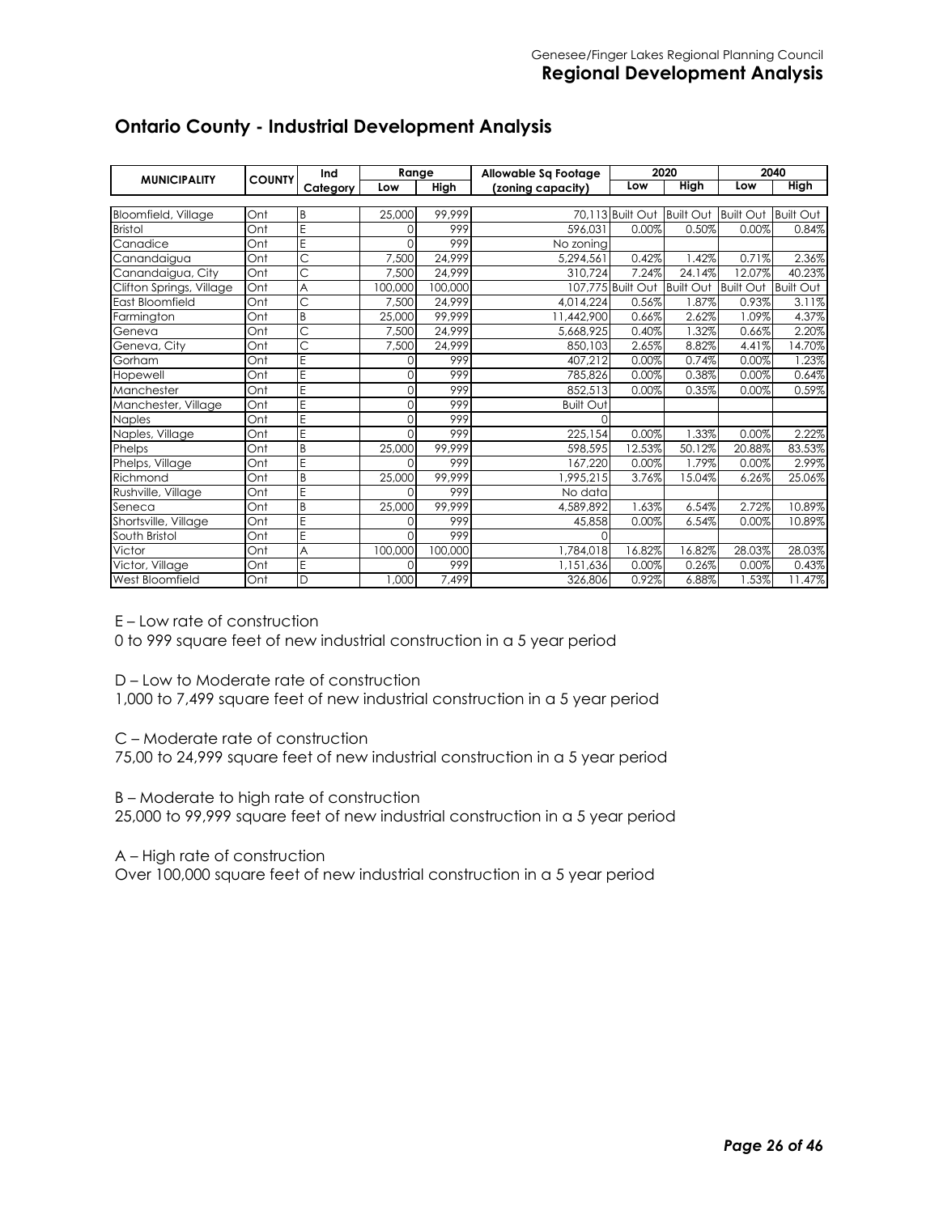## Ontario County - Industrial Development Analysis

| MUNICIPALITY | COUNTY | Ind Category | Range | | Allowable Sq Footage (zoning capacity) | 2020 | | 2040 | |
|---|---|---|---|---|---|---|---|---|---|
| | | | Low | High | | Low | High | Low | High |
| Bloomfield, Village | Ont | B | 25,000 | 99,999 | 70,113 | Built Out | Built Out | Built Out | Built Out |
| Bristol | Ont | E | 0 | 999 | 596,031 | 0.00% | 0.50% | 0.00% | 0.84% |
| Canadice | Ont | E | 0 | 999 | No zoning | | | | |
| Canandaigua | Ont | C | 7,500 | 24,999 | 5,294,561 | 0.42% | 1.42% | 0.71% | 2.36% |
| Canandaigua, City | Ont | C | 7,500 | 24,999 | 310,724 | 7.24% | 24.14% | 12.07% | 40.23% |
| Clifton Springs, Village | Ont | A | 100,000 | 100,000 | 107,775 | Built Out | Built Out | Built Out | Built Out |
| East Bloomfield | Ont | C | 7,500 | 24,999 | 4,014,224 | 0.56% | 1.87% | 0.93% | 3.11% |
| Farmington | Ont | B | 25,000 | 99,999 | 11,442,900 | 0.66% | 2.62% | 1.09% | 4.37% |
| Geneva | Ont | C | 7,500 | 24,999 | 5,668,925 | 0.40% | 1.32% | 0.66% | 2.20% |
| Geneva, City | Ont | C | 7,500 | 24,999 | 850,103 | 2.65% | 8.82% | 4.41% | 14.70% |
| Gorham | Ont | E | 0 | 999 | 407,212 | 0.00% | 0.74% | 0.00% | 1.23% |
| Hopewell | Ont | E | 0 | 999 | 785,826 | 0.00% | 0.38% | 0.00% | 0.64% |
| Manchester | Ont | E | 0 | 999 | 852,513 | 0.00% | 0.35% | 0.00% | 0.59% |
| Manchester, Village | Ont | E | 0 | 999 | Built Out | | | | |
| Naples | Ont | E | 0 | 999 | 0 | | | | |
| Naples, Village | Ont | E | 0 | 999 | 225,154 | 0.00% | 1.33% | 0.00% | 2.22% |
| Phelps | Ont | B | 25,000 | 99,999 | 598,595 | 12.53% | 50.12% | 20.88% | 83.53% |
| Phelps, Village | Ont | E | 0 | 999 | 167,220 | 0.00% | 1.79% | 0.00% | 2.99% |
| Richmond | Ont | B | 25,000 | 99,999 | 1,995,215 | 3.76% | 15.04% | 6.26% | 25.06% |
| Rushville, Village | Ont | E | 0 | 999 | No data | | | | |
| Seneca | Ont | B | 25,000 | 99,999 | 4,589,892 | 1.63% | 6.54% | 2.72% | 10.89% |
| Shortsville, Village | Ont | E | 0 | 999 | 45,858 | 0.00% | 6.54% | 0.00% | 10.89% |
| South Bristol | Ont | E | 0 | 999 | 0 | | | | |
| Victor | Ont | A | 100,000 | 100,000 | 1,784,018 | 16.82% | 16.82% | 28.03% | 28.03% |
| Victor, Village | Ont | E | 0 | 999 | 1,151,636 | 0.00% | 0.26% | 0.00% | 0.43% |
| West Bloomfield | Ont | D | 1,000 | 7,499 | 326,806 | 0.92% | 6.88% | 1.53% | 11.47% |

E – Low rate of construction
0 to 999 square feet of new industrial construction in a 5 year period

D – Low to Moderate rate of construction
1,000 to 7,499 square feet of new industrial construction in a 5 year period

C – Moderate rate of construction
75,00 to 24,999 square feet of new industrial construction in a 5 year period

B – Moderate to high rate of construction
25,000 to 99,999 square feet of new industrial construction in a 5 year period

A – High rate of construction
Over 100,000 square feet of new industrial construction in a 5 year period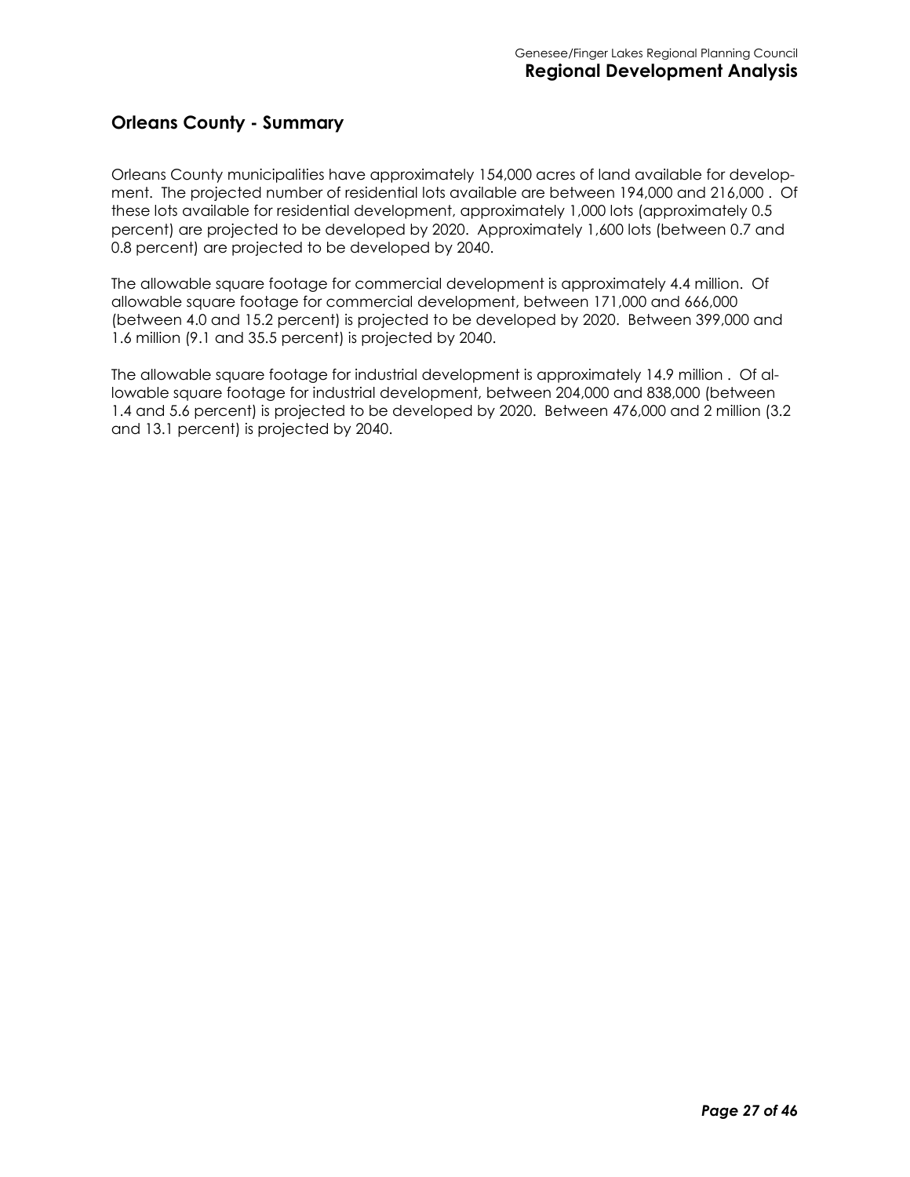## Orleans County - Summary

Orleans County municipalities have approximately 154,000 acres of land available for development. The projected number of residential lots available are between 194,000 and 216,000 . Of these lots available for residential development, approximately 1,000 lots (approximately 0.5 percent) are projected to be developed by 2020. Approximately 1,600 lots (between 0.7 and 0.8 percent) are projected to be developed by 2040.

The allowable square footage for commercial development is approximately 4.4 million. Of allowable square footage for commercial development, between 171,000 and 666,000 (between 4.0 and 15.2 percent) is projected to be developed by 2020. Between 399,000 and 1.6 million (9.1 and 35.5 percent) is projected by 2040.

The allowable square footage for industrial development is approximately 14.9 million . Of allowable square footage for industrial development, between 204,000 and 838,000 (between 1.4 and 5.6 percent) is projected to be developed by 2020. Between 476,000 and 2 million (3.2 and 13.1 percent) is projected by 2040.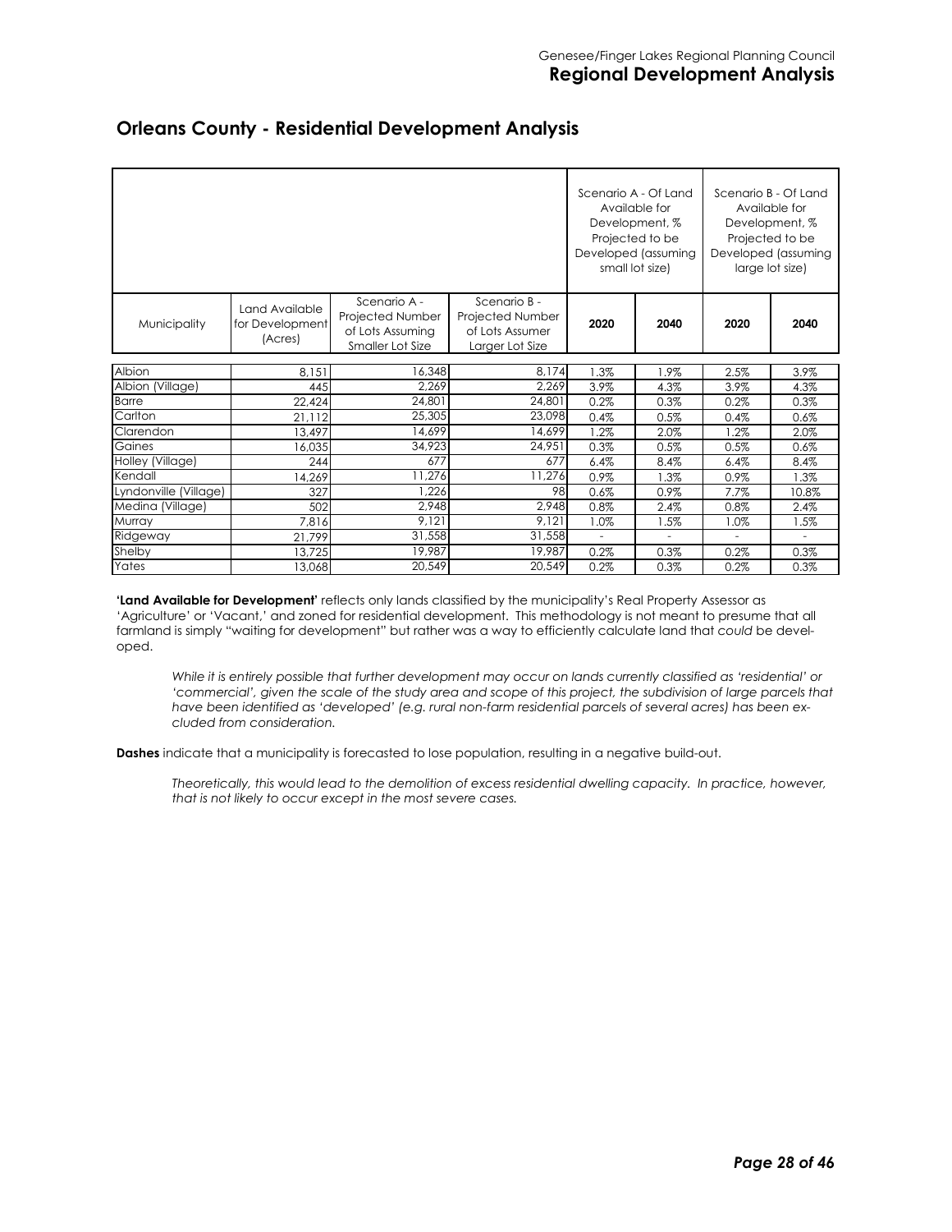## Orleans County - Residential Development Analysis

| Municipality | Land Available for Development (Acres) | Scenario A - Projected Number of Lots Assuming Smaller Lot Size | Scenario B - Projected Number of Lots Assumer Larger Lot Size | Scenario A - Of Land Available for Development, % Projected to be Developed (assuming small lot size) | | Scenario B - Of Land Available for Development, % Projected to be Developed (assuming large lot size) | |
|---|---|---|---|---|---|---|---|
| | | | | 2020 | 2040 | 2020 | 2040 |
| Albion | 8,151 | 16,348 | 8,174 | 1.3% | 1.9% | 2.5% | 3.9% |
| Albion (Village) | 445 | 2,269 | 2,269 | 3.9% | 4.3% | 3.9% | 4.3% |
| Barre | 22,424 | 24,801 | 24,801 | 0.2% | 0.3% | 0.2% | 0.3% |
| Carlton | 21,112 | 25,305 | 23,098 | 0.4% | 0.5% | 0.4% | 0.6% |
| Clarendon | 13,497 | 14,699 | 14,699 | 1.2% | 2.0% | 1.2% | 2.0% |
| Gaines | 16,035 | 34,923 | 24,951 | 0.3% | 0.5% | 0.5% | 0.6% |
| Holley (Village) | 244 | 677 | 677 | 6.4% | 8.4% | 6.4% | 8.4% |
| Kendall | 14,269 | 11,276 | 11,276 | 0.9% | 1.3% | 0.9% | 1.3% |
| Lyndonville (Village) | 327 | 1,226 | 98 | 0.6% | 0.9% | 7.7% | 10.8% |
| Medina (Village) | 502 | 2,948 | 2,948 | 0.8% | 2.4% | 0.8% | 2.4% |
| Murray | 7,816 | 9,121 | 9,121 | 1.0% | 1.5% | 1.0% | 1.5% |
| Ridgeway | 21,799 | 31,558 | 31,558 | - | - | - | - |
| Shelby | 13,725 | 19,987 | 19,987 | 0.2% | 0.3% | 0.2% | 0.3% |
| Yates | 13,068 | 20,549 | 20,549 | 0.2% | 0.3% | 0.2% | 0.3% |

**'Land Available for Development'** reflects only lands classified by the municipality's Real Property Assessor as 'Agriculture' or 'Vacant,' and zoned for residential development. This methodology is not meant to presume that all farmland is simply "waiting for development" but rather was a way to efficiently calculate land that *could* be developed.

*While it is entirely possible that further development may occur on lands currently classified as 'residential' or 'commercial', given the scale of the study area and scope of this project, the subdivision of large parcels that have been identified as 'developed' (e.g. rural non-farm residential parcels of several acres) has been excluded from consideration.*

**Dashes** indicate that a municipality is forecasted to lose population, resulting in a negative build-out.

*Theoretically, this would lead to the demolition of excess residential dwelling capacity. In practice, however, that is not likely to occur except in the most severe cases.*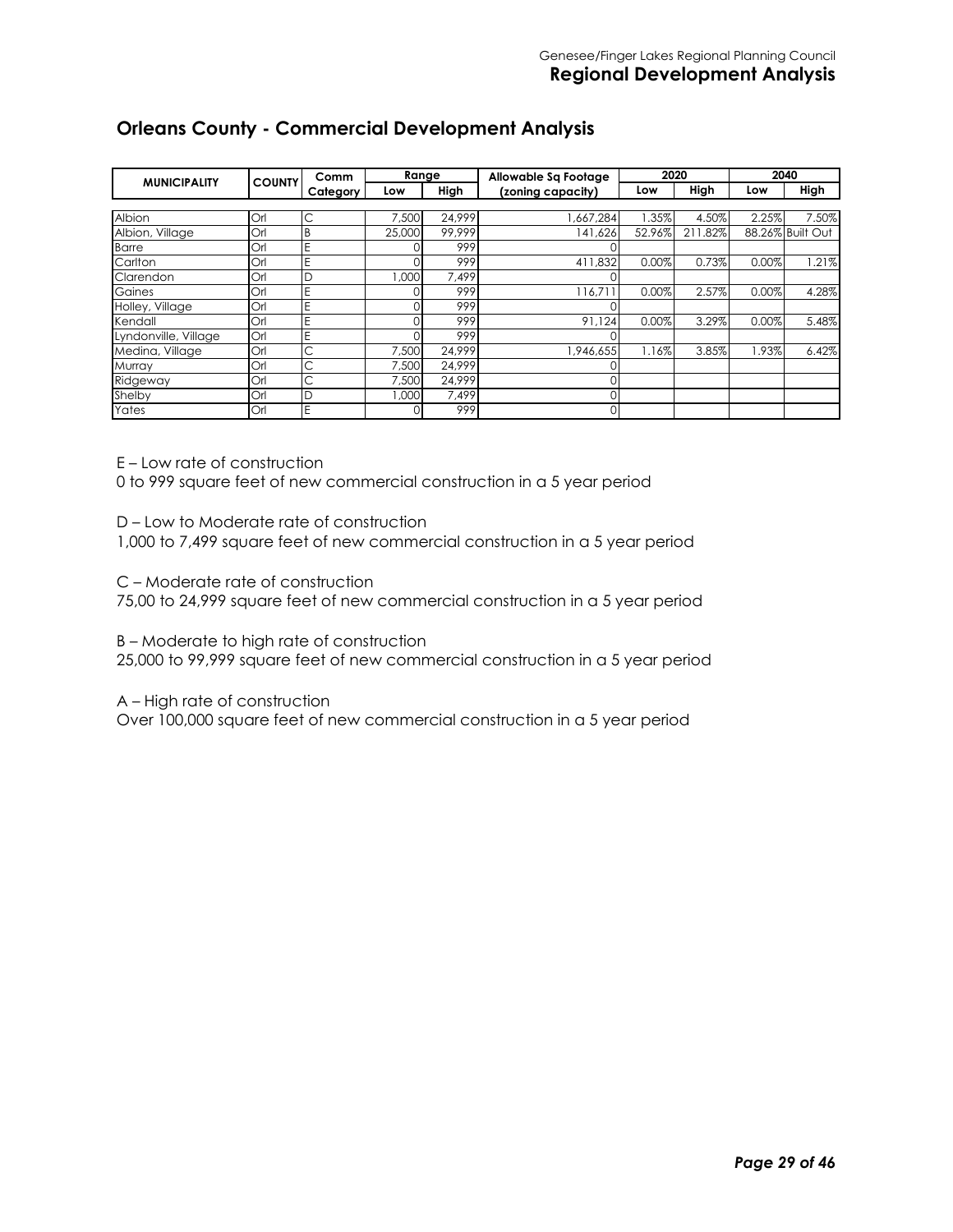## Orleans County - Commercial Development Analysis

| MUNICIPALITY | COUNTY | Comm Category | Range | | Allowable Sq Footage (zoning capacity) | 2020 | | 2040 | |
|---|---|---|---|---|---|---|---|---|---|
| | | | Low | High | | Low | High | Low | High |
| Albion | Orl | C | 7,500 | 24,999 | 1,667,284 | 1.35% | 4.50% | 2.25% | 7.50% |
| Albion, Village | Orl | B | 25,000 | 99,999 | 141,626 | 52.96% | 211.82% | 88.26% | Built Out |
| Barre | Orl | E | 0 | 999 | 0 | | | | |
| Carlton | Orl | E | 0 | 999 | 411,832 | 0.00% | 0.73% | 0.00% | 1.21% |
| Clarendon | Orl | D | 1,000 | 7,499 | 0 | | | | |
| Gaines | Orl | E | 0 | 999 | 116,711 | 0.00% | 2.57% | 0.00% | 4.28% |
| Holley, Village | Orl | E | 0 | 999 | 0 | | | | |
| Kendall | Orl | E | 0 | 999 | 91,124 | 0.00% | 3.29% | 0.00% | 5.48% |
| Lyndonville, Village | Orl | E | 0 | 999 | 0 | | | | |
| Medina, Village | Orl | C | 7,500 | 24,999 | 1,946,655 | 1.16% | 3.85% | 1.93% | 6.42% |
| Murray | Orl | C | 7,500 | 24,999 | 0 | | | | |
| Ridgeway | Orl | C | 7,500 | 24,999 | 0 | | | | |
| Shelby | Orl | D | 1,000 | 7,499 | 0 | | | | |
| Yates | Orl | E | 0 | 999 | 0 | | | | |

E – Low rate of construction
0 to 999 square feet of new commercial construction in a 5 year period

D – Low to Moderate rate of construction
1,000 to 7,499 square feet of new commercial construction in a 5 year period

C – Moderate rate of construction
75,00 to 24,999 square feet of new commercial construction in a 5 year period

B – Moderate to high rate of construction
25,000 to 99,999 square feet of new commercial construction in a 5 year period

A – High rate of construction
Over 100,000 square feet of new commercial construction in a 5 year period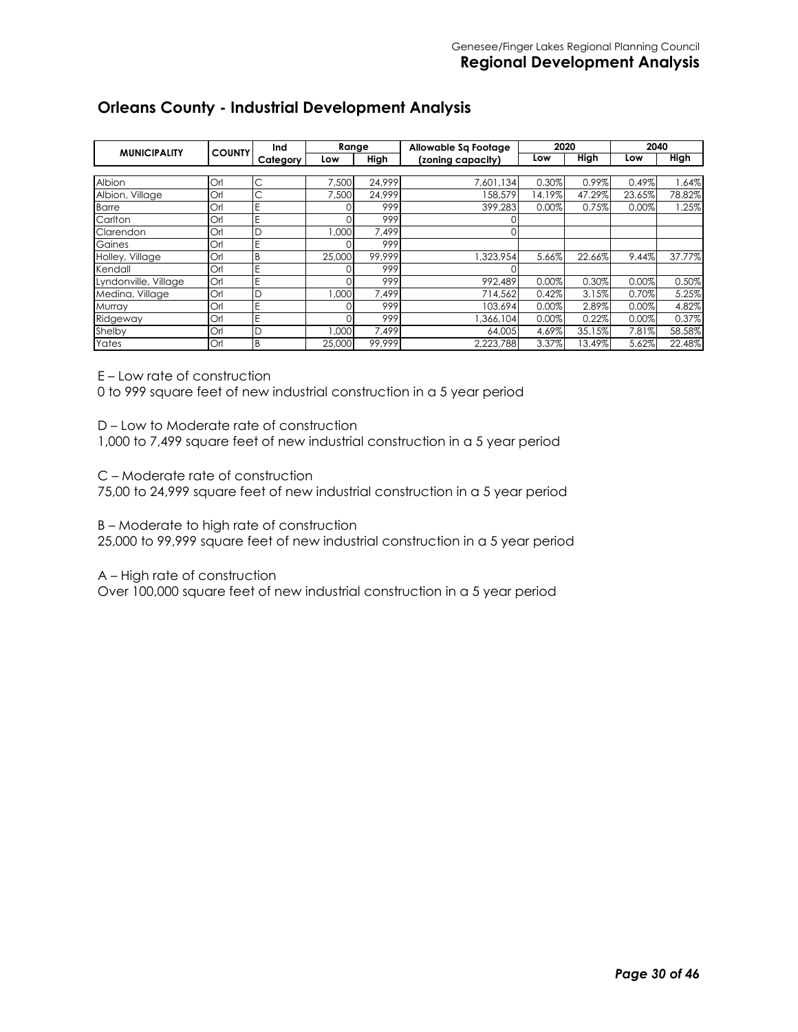## Orleans County - Industrial Development Analysis

| MUNICIPALITY | COUNTY | Ind Category | Range | | Allowable Sq Footage (zoning capacity) | 2020 | | 2040 | |
|---|---|---|---|---|---|---|---|---|---|
| | | | Low | High | | Low | High | Low | High |
| Albion | Orl | C | 7,500 | 24,999 | 7,601,134 | 0.30% | 0.99% | 0.49% | 1.64% |
| Albion, Village | Orl | C | 7,500 | 24,999 | 158,579 | 14.19% | 47.29% | 23.65% | 78.82% |
| Barre | Orl | E | 0 | 999 | 399,283 | 0.00% | 0.75% | 0.00% | 1.25% |
| Carlton | Orl | E | 0 | 999 | 0 | | | | |
| Clarendon | Orl | D | 1,000 | 7,499 | 0 | | | | |
| Gaines | Orl | E | 0 | 999 | | | | | |
| Holley, Village | Orl | B | 25,000 | 99,999 | 1,323,954 | 5.66% | 22.66% | 9.44% | 37.77% |
| Kendall | Orl | E | 0 | 999 | 0 | | | | |
| Lyndonville, Village | Orl | E | 0 | 999 | 992,489 | 0.00% | 0.30% | 0.00% | 0.50% |
| Medina, Village | Orl | D | 1,000 | 7,499 | 714,562 | 0.42% | 3.15% | 0.70% | 5.25% |
| Murray | Orl | E | 0 | 999 | 103,694 | 0.00% | 2.89% | 0.00% | 4.82% |
| Ridgeway | Orl | E | 0 | 999 | 1,366,104 | 0.00% | 0.22% | 0.00% | 0.37% |
| Shelby | Orl | D | 1,000 | 7,499 | 64,005 | 4.69% | 35.15% | 7.81% | 58.58% |
| Yates | Orl | B | 25,000 | 99,999 | 2,223,788 | 3.37% | 13.49% | 5.62% | 22.48% |

E – Low rate of construction
0 to 999 square feet of new industrial construction in a 5 year period

D – Low to Moderate rate of construction
1,000 to 7,499 square feet of new industrial construction in a 5 year period

C – Moderate rate of construction
75,00 to 24,999 square feet of new industrial construction in a 5 year period

B – Moderate to high rate of construction
25,000 to 99,999 square feet of new industrial construction in a 5 year period

A – High rate of construction
Over 100,000 square feet of new industrial construction in a 5 year period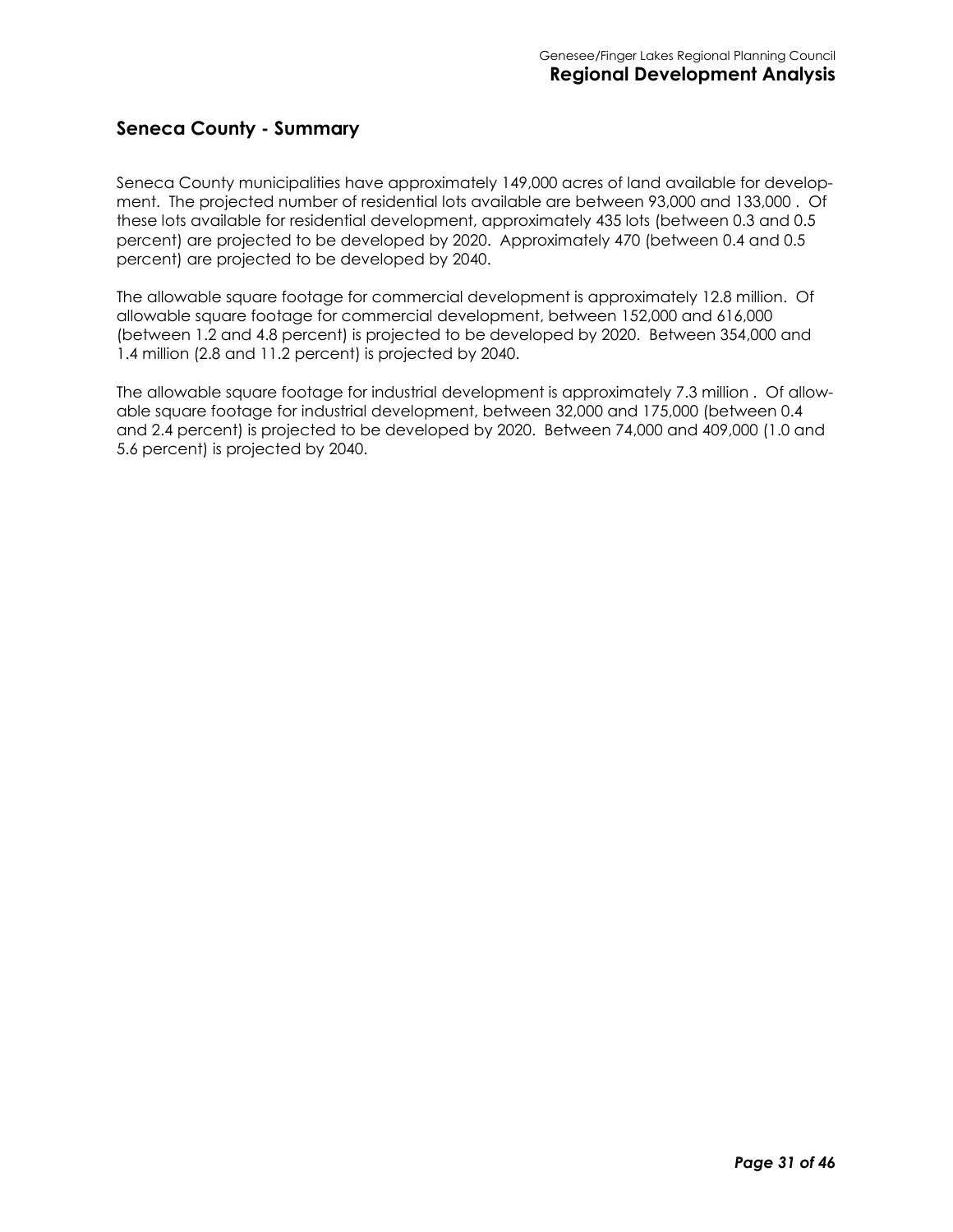## Seneca County - Summary

Seneca County municipalities have approximately 149,000 acres of land available for development. The projected number of residential lots available are between 93,000 and 133,000 . Of these lots available for residential development, approximately 435 lots (between 0.3 and 0.5 percent) are projected to be developed by 2020. Approximately 470 (between 0.4 and 0.5 percent) are projected to be developed by 2040.

The allowable square footage for commercial development is approximately 12.8 million. Of allowable square footage for commercial development, between 152,000 and 616,000 (between 1.2 and 4.8 percent) is projected to be developed by 2020. Between 354,000 and 1.4 million (2.8 and 11.2 percent) is projected by 2040.

The allowable square footage for industrial development is approximately 7.3 million . Of allowable square footage for industrial development, between 32,000 and 175,000 (between 0.4 and 2.4 percent) is projected to be developed by 2020. Between 74,000 and 409,000 (1.0 and 5.6 percent) is projected by 2040.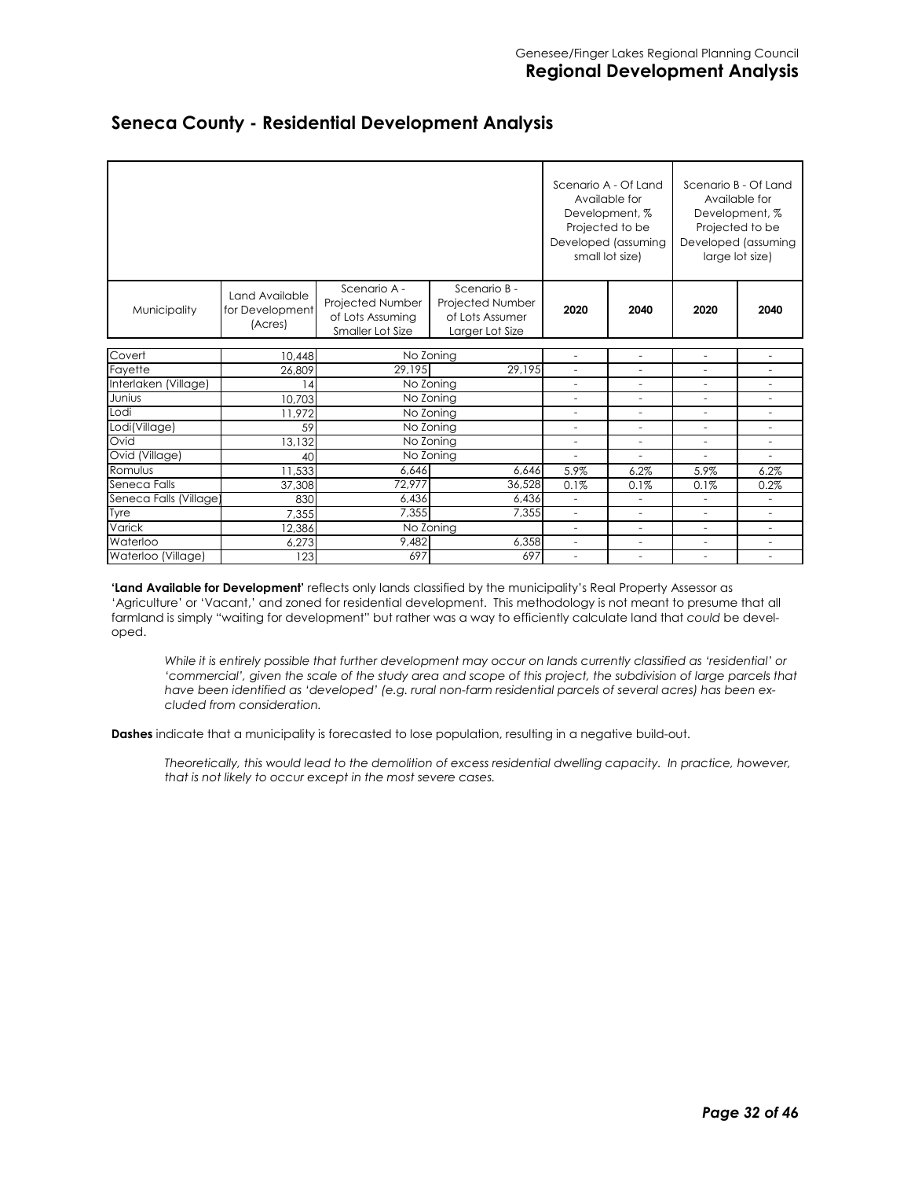## Seneca County - Residential Development Analysis

| Municipality | Land Available for Development (Acres) | Scenario A - Projected Number of Lots Assuming Smaller Lot Size | Scenario B - Projected Number of Lots Assumer Larger Lot Size | Scenario A - Of Land Available for Development, % Projected to be Developed (assuming small lot size) | | Scenario B - Of Land Available for Development, % Projected to be Developed (assuming large lot size) | |
|---|---|---|---|---|---|---|---|
| | | | | 2020 | 2040 | 2020 | 2040 |
| Covert | 10,448 | No Zoning | | - | - | - | - |
| Fayette | 26,809 | 29,195 | 29,195 | - | - | - | - |
| Interlaken (Village) | 14 | No Zoning | | - | - | - | - |
| Junius | 10,703 | No Zoning | | - | - | - | - |
| Lodi | 11,972 | No Zoning | | - | - | - | - |
| Lodi(Village) | 59 | No Zoning | | - | - | - | - |
| Ovid | 13,132 | No Zoning | | - | - | - | - |
| Ovid (Village) | 40 | No Zoning | | - | - | - | - |
| Romulus | 11,533 | 6,646 | 6,646 | 5.9% | 6.2% | 5.9% | 6.2% |
| Seneca Falls | 37,308 | 72,977 | 36,528 | 0.1% | 0.1% | 0.1% | 0.2% |
| Seneca Falls (Village) | 830 | 6,436 | 6,436 | - | - | - | - |
| Tyre | 7,355 | 7,355 | 7,355 | - | - | - | - |
| Varick | 12,386 | No Zoning | | - | - | - | - |
| Waterloo | 6,273 | 9,482 | 6,358 | - | - | - | - |
| Waterloo (Village) | 123 | 697 | 697 | - | - | - | - |

**'Land Available for Development'** reflects only lands classified by the municipality's Real Property Assessor as 'Agriculture' or 'Vacant,' and zoned for residential development. This methodology is not meant to presume that all farmland is simply "waiting for development" but rather was a way to efficiently calculate land that *could* be developed.

*While it is entirely possible that further development may occur on lands currently classified as 'residential' or 'commercial', given the scale of the study area and scope of this project, the subdivision of large parcels that have been identified as 'developed' (e.g. rural non-farm residential parcels of several acres) has been excluded from consideration.*

**Dashes** indicate that a municipality is forecasted to lose population, resulting in a negative build-out.

*Theoretically, this would lead to the demolition of excess residential dwelling capacity. In practice, however, that is not likely to occur except in the most severe cases.*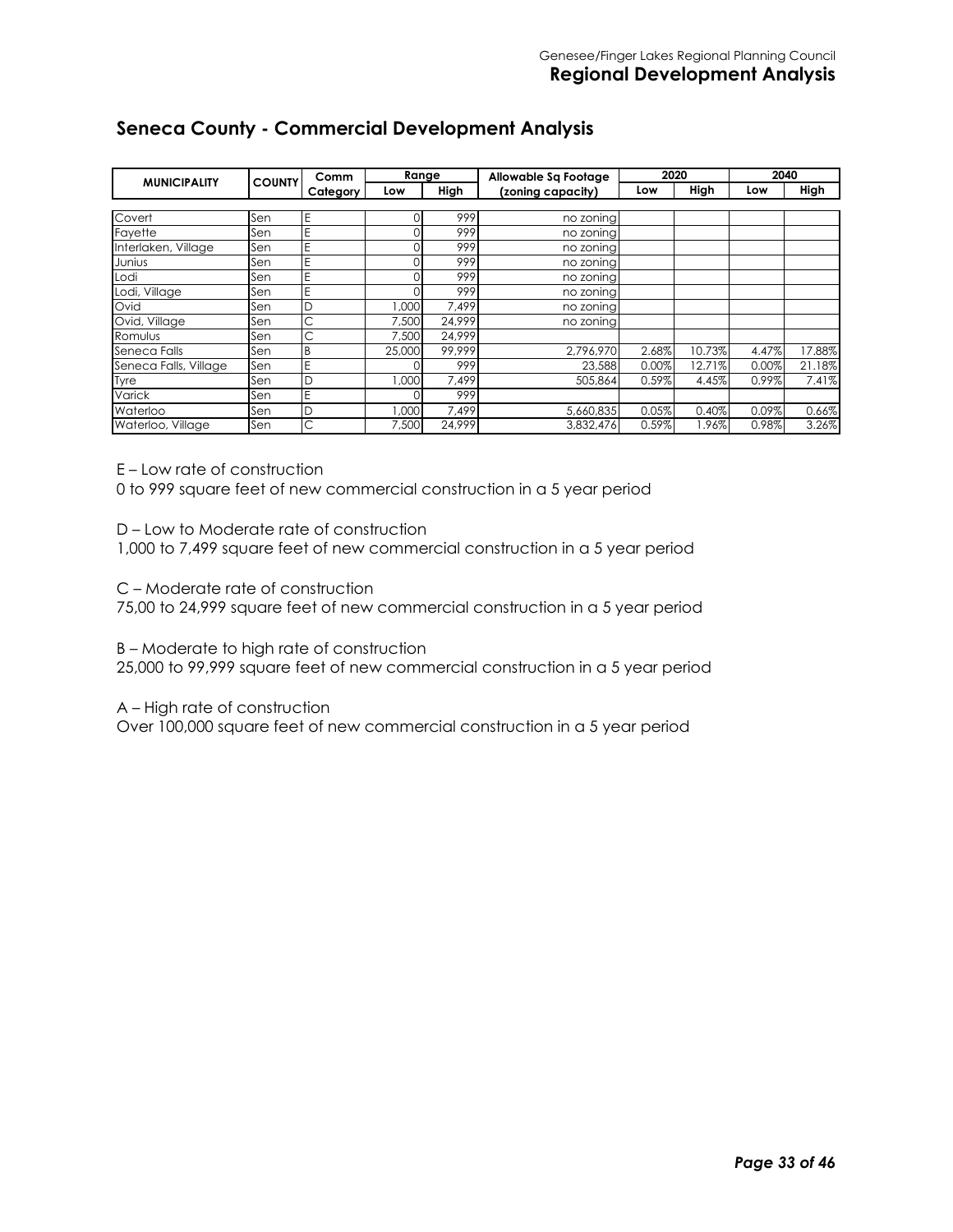## Seneca County - Commercial Development Analysis

| MUNICIPALITY | COUNTY | Comm Category | Range | | Allowable Sq Footage (zoning capacity) | 2020 | | 2040 | |
|---|---|---|---|---|---|---|---|---|---|
| | | | Low | High | | Low | High | Low | High |
| Covert | Sen | E | 0 | 999 | no zoning | | | | |
| Fayette | Sen | E | 0 | 999 | no zoning | | | | |
| Interlaken, Village | Sen | E | 0 | 999 | no zoning | | | | |
| Junius | Sen | E | 0 | 999 | no zoning | | | | |
| Lodi | Sen | E | 0 | 999 | no zoning | | | | |
| Lodi, Village | Sen | E | 0 | 999 | no zoning | | | | |
| Ovid | Sen | D | 1,000 | 7,499 | no zoning | | | | |
| Ovid, Village | Sen | C | 7,500 | 24,999 | no zoning | | | | |
| Romulus | Sen | C | 7,500 | 24,999 | | | | | |
| Seneca Falls | Sen | B | 25,000 | 99,999 | 2,796,970 | 2.68% | 10.73% | 4.47% | 17.88% |
| Seneca Falls, Village | Sen | E | 0 | 999 | 23,588 | 0.00% | 12.71% | 0.00% | 21.18% |
| Tyre | Sen | D | 1,000 | 7,499 | 505,864 | 0.59% | 4.45% | 0.99% | 7.41% |
| Varick | Sen | E | 0 | 999 | | | | | |
| Waterloo | Sen | D | 1,000 | 7,499 | 5,660,835 | 0.05% | 0.40% | 0.09% | 0.66% |
| Waterloo, Village | Sen | C | 7,500 | 24,999 | 3,832,476 | 0.59% | 1.96% | 0.98% | 3.26% |

E – Low rate of construction
0 to 999 square feet of new commercial construction in a 5 year period

D – Low to Moderate rate of construction
1,000 to 7,499 square feet of new commercial construction in a 5 year period

C – Moderate rate of construction
75,00 to 24,999 square feet of new commercial construction in a 5 year period

B – Moderate to high rate of construction
25,000 to 99,999 square feet of new commercial construction in a 5 year period

A – High rate of construction
Over 100,000 square feet of new commercial construction in a 5 year period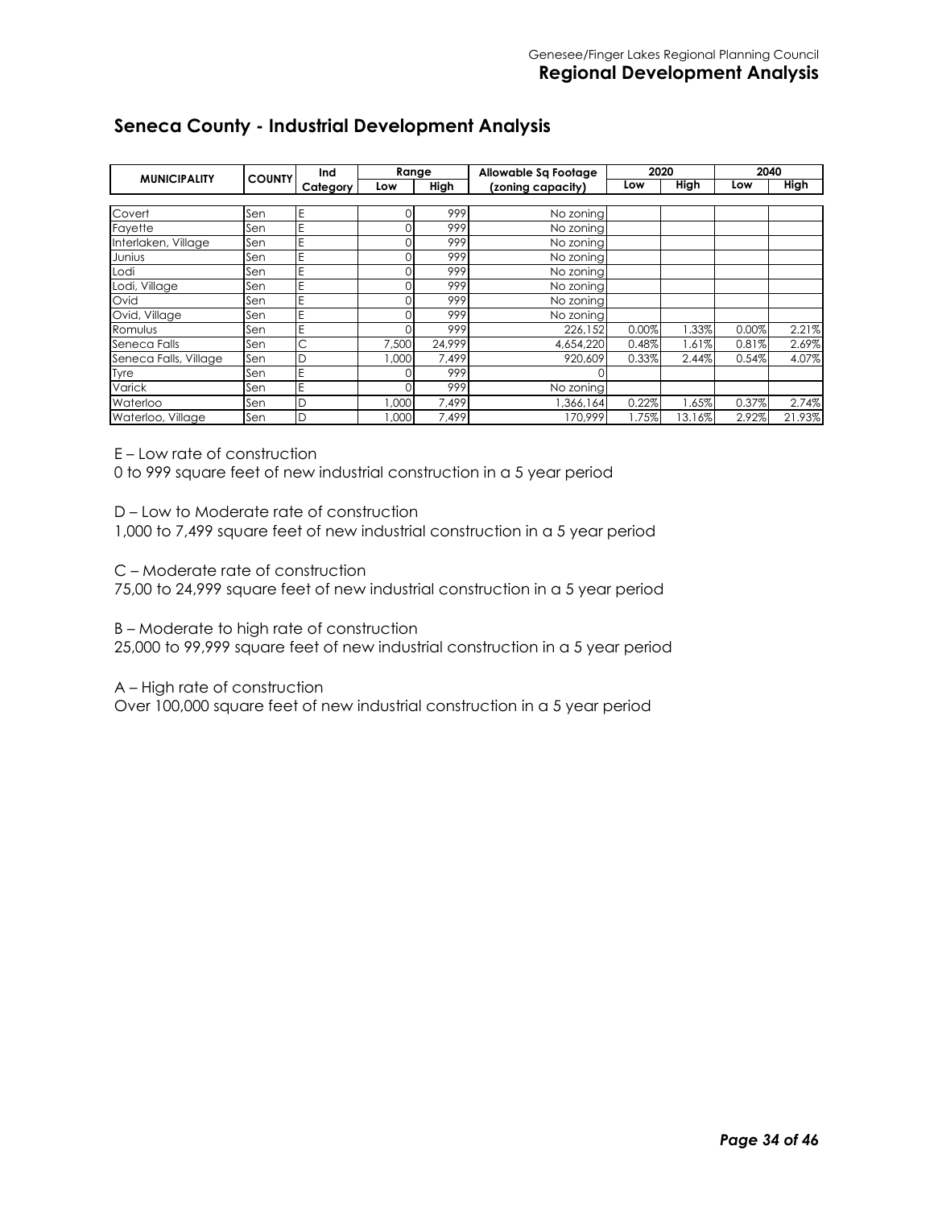## Seneca County - Industrial Development Analysis

| MUNICIPALITY | COUNTY | Ind Category | Range | | Allowable Sq Footage (zoning capacity) | 2020 | | 2040 | |
|---|---|---|---|---|---|---|---|---|---|
| | | | Low | High | | Low | High | Low | High |
| Covert | Sen | E | 0 | 999 | No zoning | | | | |
| Fayette | Sen | E | 0 | 999 | No zoning | | | | |
| Interlaken, Village | Sen | E | 0 | 999 | No zoning | | | | |
| Junius | Sen | E | 0 | 999 | No zoning | | | | |
| Lodi | Sen | E | 0 | 999 | No zoning | | | | |
| Lodi, Village | Sen | E | 0 | 999 | No zoning | | | | |
| Ovid | Sen | E | 0 | 999 | No zoning | | | | |
| Ovid, Village | Sen | E | 0 | 999 | No zoning | | | | |
| Romulus | Sen | E | 0 | 999 | 226,152 | 0.00% | 1.33% | 0.00% | 2.21% |
| Seneca Falls | Sen | C | 7,500 | 24,999 | 4,654,220 | 0.48% | 1.61% | 0.81% | 2.69% |
| Seneca Falls, Village | Sen | D | 1,000 | 7,499 | 920,609 | 0.33% | 2.44% | 0.54% | 4.07% |
| Tyre | Sen | E | 0 | 999 | 0 | | | | |
| Varick | Sen | E | 0 | 999 | No zoning | | | | |
| Waterloo | Sen | D | 1,000 | 7,499 | 1,366,164 | 0.22% | 1.65% | 0.37% | 2.74% |
| Waterloo, Village | Sen | D | 1,000 | 7,499 | 170,999 | 1.75% | 13.16% | 2.92% | 21.93% |

E – Low rate of construction
0 to 999 square feet of new industrial construction in a 5 year period

D – Low to Moderate rate of construction
1,000 to 7,499 square feet of new industrial construction in a 5 year period

C – Moderate rate of construction
75,00 to 24,999 square feet of new industrial construction in a 5 year period

B – Moderate to high rate of construction
25,000 to 99,999 square feet of new industrial construction in a 5 year period

A – High rate of construction
Over 100,000 square feet of new industrial construction in a 5 year period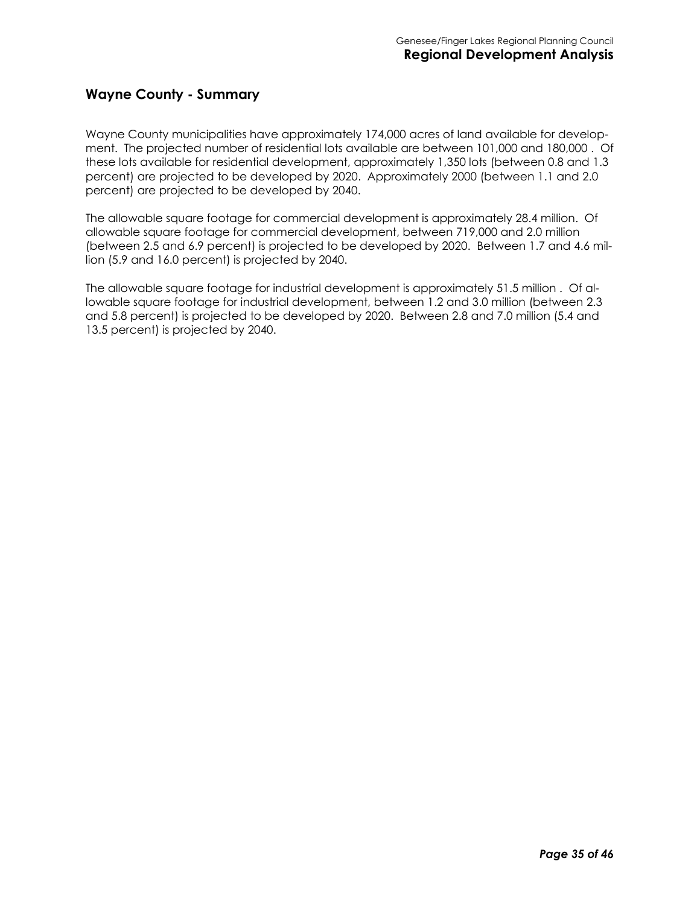## Wayne County - Summary

Wayne County municipalities have approximately 174,000 acres of land available for development. The projected number of residential lots available are between 101,000 and 180,000 . Of these lots available for residential development, approximately 1,350 lots (between 0.8 and 1.3 percent) are projected to be developed by 2020. Approximately 2000 (between 1.1 and 2.0 percent) are projected to be developed by 2040.

The allowable square footage for commercial development is approximately 28.4 million. Of allowable square footage for commercial development, between 719,000 and 2.0 million (between 2.5 and 6.9 percent) is projected to be developed by 2020. Between 1.7 and 4.6 million (5.9 and 16.0 percent) is projected by 2040.

The allowable square footage for industrial development is approximately 51.5 million . Of allowable square footage for industrial development, between 1.2 and 3.0 million (between 2.3 and 5.8 percent) is projected to be developed by 2020. Between 2.8 and 7.0 million (5.4 and 13.5 percent) is projected by 2040.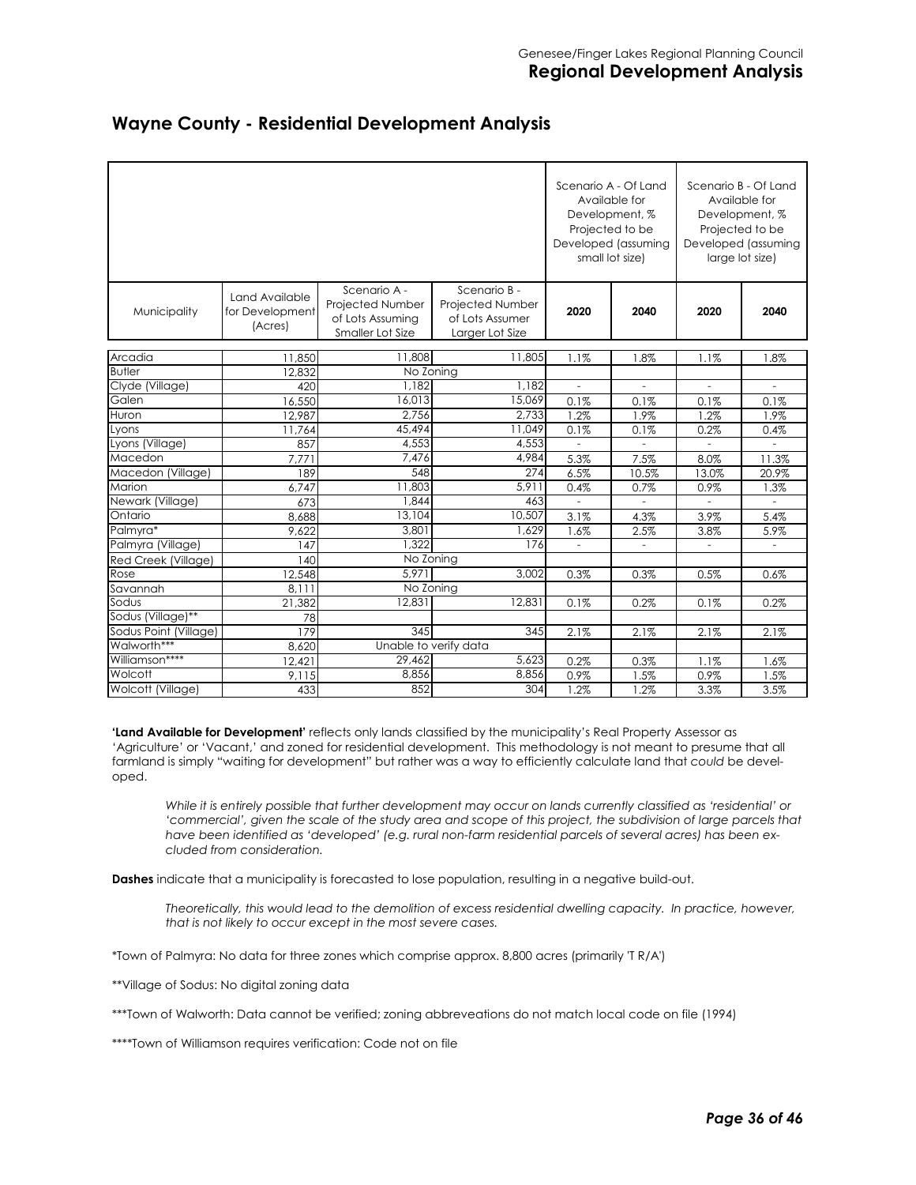## Wayne County - Residential Development Analysis

| Municipality | Land Available for Development (Acres) | Scenario A - Projected Number of Lots Assuming Smaller Lot Size | Scenario B - Projected Number of Lots Assumer Larger Lot Size | Scenario A - Of Land Available for Development, % Projected to be Developed (assuming small lot size) | | Scenario B - Of Land Available for Development, % Projected to be Developed (assuming large lot size) | |
|---|---|---|---|---|---|---|---|
| | | | | 2020 | 2040 | 2020 | 2040 |
| Arcadia | 11,850 | 11,808 | 11,805 | 1.1% | 1.8% | 1.1% | 1.8% |
| Butler | 12,832 | No Zoning | | | | | |
| Clyde (Village) | 420 | 1,182 | 1,182 | - | - | - | - |
| Galen | 16,550 | 16,013 | 15,069 | 0.1% | 0.1% | 0.1% | 0.1% |
| Huron | 12,987 | 2,756 | 2,733 | 1.2% | 1.9% | 1.2% | 1.9% |
| Lyons | 11,764 | 45,494 | 11,049 | 0.1% | 0.1% | 0.2% | 0.4% |
| Lyons (Village) | 857 | 4,553 | 4,553 | - | - | - | - |
| Macedon | 7,771 | 7,476 | 4,984 | 5.3% | 7.5% | 8.0% | 11.3% |
| Macedon (Village) | 189 | 548 | 274 | 6.5% | 10.5% | 13.0% | 20.9% |
| Marion | 6,747 | 11,803 | 5,911 | 0.4% | 0.7% | 0.9% | 1.3% |
| Newark (Village) | 673 | 1,844 | 463 | - | - | - | - |
| Ontario | 8,688 | 13,104 | 10,507 | 3.1% | 4.3% | 3.9% | 5.4% |
| Palmyra* | 9,622 | 3,801 | 1,629 | 1.6% | 2.5% | 3.8% | 5.9% |
| Palmyra (Village) | 147 | 1,322 | 176 | - | - | - | - |
| Red Creek (Village) | 140 | No Zoning | | | | | |
| Rose | 12,548 | 5,971 | 3,002 | 0.3% | 0.3% | 0.5% | 0.6% |
| Savannah | 8,111 | No Zoning | | | | | |
| Sodus | 21,382 | 12,831 | 12,831 | 0.1% | 0.2% | 0.1% | 0.2% |
| Sodus (Village)** | 78 | | | | | | |
| Sodus Point (Village) | 179 | 345 | 345 | 2.1% | 2.1% | 2.1% | 2.1% |
| Walworth*** | 8,620 | Unable to verify data | | | | | |
| Williamson**** | 12,421 | 29,462 | 5,623 | 0.2% | 0.3% | 1.1% | 1.6% |
| Wolcott | 9,115 | 8,856 | 8,856 | 0.9% | 1.5% | 0.9% | 1.5% |
| Wolcott (Village) | 433 | 852 | 304 | 1.2% | 1.2% | 3.3% | 3.5% |

**'Land Available for Development'** reflects only lands classified by the municipality's Real Property Assessor as 'Agriculture' or 'Vacant,' and zoned for residential development. This methodology is not meant to presume that all farmland is simply "waiting for development" but rather was a way to efficiently calculate land that *could* be developed.

> *While it is entirely possible that further development may occur on lands currently classified as 'residential' or 'commercial', given the scale of the study area and scope of this project, the subdivision of large parcels that have been identified as 'developed' (e.g. rural non-farm residential parcels of several acres) has been excluded from consideration.*

**Dashes** indicate that a municipality is forecasted to lose population, resulting in a negative build-out.

> *Theoretically, this would lead to the demolition of excess residential dwelling capacity. In practice, however, that is not likely to occur except in the most severe cases.*

*Town of Palmyra: No data for three zones which comprise approx. 8,800 acres (primarily 'T R/A')

**Village of Sodus: No digital zoning data

***Town of Walworth: Data cannot be verified; zoning abbreveations do not match local code on file (1994)

****Town of Williamson requires verification: Code not on file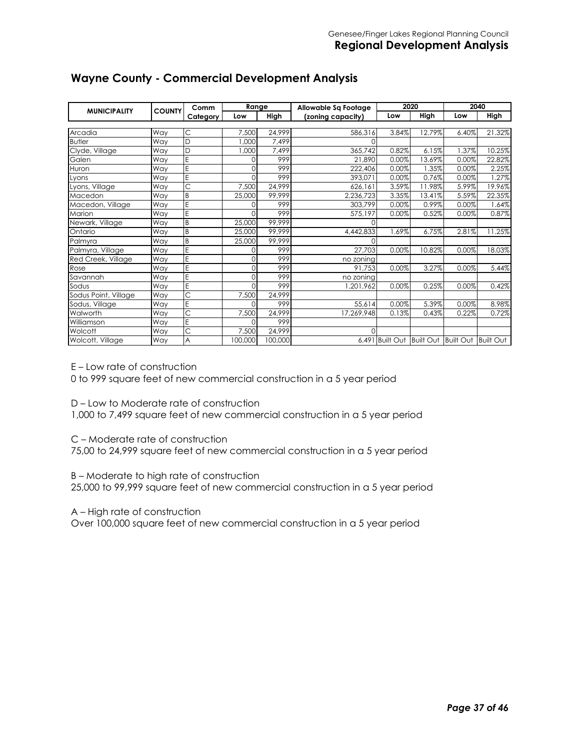## Wayne County - Commercial Development Analysis

| MUNICIPALITY | COUNTY | Comm Category | Range | | Allowable Sq Footage (zoning capacity) | 2020 | | 2040 | |
|---|---|---|---|---|---|---|---|---|---|
| | | | Low | High | | Low | High | Low | High |
| Arcadia | Way | C | 7,500 | 24,999 | 586,316 | 3.84% | 12.79% | 6.40% | 21.32% |
| Butler | Way | D | 1,000 | 7,499 | 0 | | | | |
| Clyde, Village | Way | D | 1,000 | 7,499 | 365,742 | 0.82% | 6.15% | 1.37% | 10.25% |
| Galen | Way | E | 0 | 999 | 21,890 | 0.00% | 13.69% | 0.00% | 22.82% |
| Huron | Way | E | 0 | 999 | 222,406 | 0.00% | 1.35% | 0.00% | 2.25% |
| Lyons | Way | E | 0 | 999 | 393,071 | 0.00% | 0.76% | 0.00% | 1.27% |
| Lyons, Village | Way | C | 7,500 | 24,999 | 626,161 | 3.59% | 11.98% | 5.99% | 19.96% |
| Macedon | Way | B | 25,000 | 99,999 | 2,236,723 | 3.35% | 13.41% | 5.59% | 22.35% |
| Macedon, Village | Way | E | 0 | 999 | 303,799 | 0.00% | 0.99% | 0.00% | 1.64% |
| Marion | Way | E | 0 | 999 | 575,197 | 0.00% | 0.52% | 0.00% | 0.87% |
| Newark, Village | Way | B | 25,000 | 99,999 | 0 | | | | |
| Ontario | Way | B | 25,000 | 99,999 | 4,442,833 | 1.69% | 6.75% | 2.81% | 11.25% |
| Palmyra | Way | B | 25,000 | 99,999 | 0 | | | | |
| Palmyra, Village | Way | E | 0 | 999 | 27,703 | 0.00% | 10.82% | 0.00% | 18.03% |
| Red Creek, Village | Way | E | 0 | 999 | no zoning | | | | |
| Rose | Way | E | 0 | 999 | 91,753 | 0.00% | 3.27% | 0.00% | 5.44% |
| Savannah | Way | E | 0 | 999 | no zoning | | | | |
| Sodus | Way | E | 0 | 999 | 1,201,962 | 0.00% | 0.25% | 0.00% | 0.42% |
| Sodus Point, Village | Way | C | 7,500 | 24,999 | | | | | |
| Sodus, Village | Way | E | 0 | 999 | 55,614 | 0.00% | 5.39% | 0.00% | 8.98% |
| Walworth | Way | C | 7,500 | 24,999 | 17,269,948 | 0.13% | 0.43% | 0.22% | 0.72% |
| Williamson | Way | E | 0 | 999 | | | | | |
| Wolcott | Way | C | 7,500 | 24,999 | 0 | | | | |
| Wolcott, Village | Way | A | 100,000 | 100,000 | 6,491 | Built Out | Built Out | Built Out | Built Out |

E – Low rate of construction
0 to 999 square feet of new commercial construction in a 5 year period

D – Low to Moderate rate of construction
1,000 to 7,499 square feet of new commercial construction in a 5 year period

C – Moderate rate of construction
75,00 to 24,999 square feet of new commercial construction in a 5 year period

B – Moderate to high rate of construction
25,000 to 99,999 square feet of new commercial construction in a 5 year period

A – High rate of construction
Over 100,000 square feet of new commercial construction in a 5 year period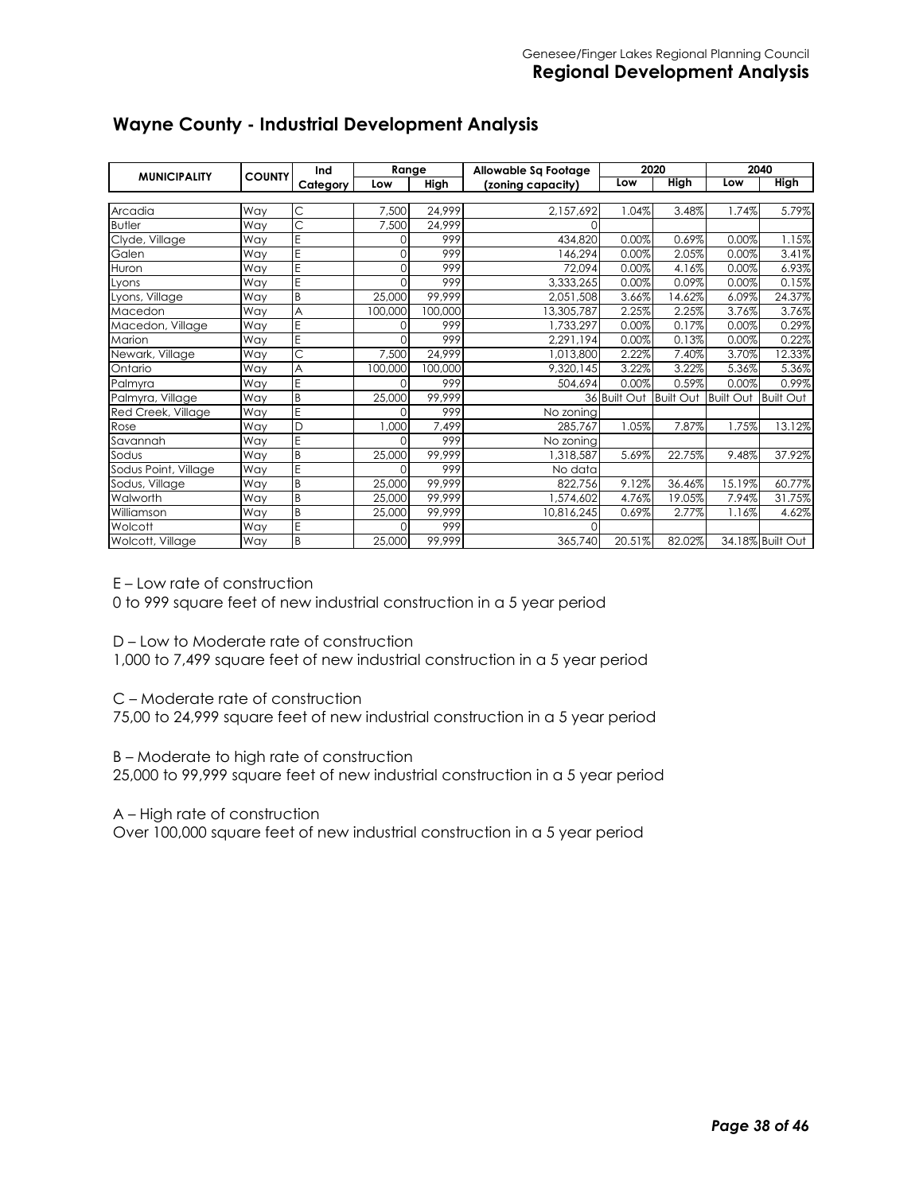## Wayne County - Industrial Development Analysis

| MUNICIPALITY | COUNTY | Ind Category | Range | | Allowable Sq Footage (zoning capacity) | 2020 | | 2040 | |
|---|---|---|---|---|---|---|---|---|---|
| | | | Low | High | | Low | High | Low | High |
| Arcadia | Way | C | 7,500 | 24,999 | 2,157,692 | 1.04% | 3.48% | 1.74% | 5.79% |
| Butler | Way | C | 7,500 | 24,999 | 0 | | | | |
| Clyde, Village | Way | E | 0 | 999 | 434,820 | 0.00% | 0.69% | 0.00% | 1.15% |
| Galen | Way | E | 0 | 999 | 146,294 | 0.00% | 2.05% | 0.00% | 3.41% |
| Huron | Way | E | 0 | 999 | 72,094 | 0.00% | 4.16% | 0.00% | 6.93% |
| Lyons | Way | E | 0 | 999 | 3,333,265 | 0.00% | 0.09% | 0.00% | 0.15% |
| Lyons, Village | Way | B | 25,000 | 99,999 | 2,051,508 | 3.66% | 14.62% | 6.09% | 24.37% |
| Macedon | Way | A | 100,000 | 100,000 | 13,305,787 | 2.25% | 2.25% | 3.76% | 3.76% |
| Macedon, Village | Way | E | 0 | 999 | 1,733,297 | 0.00% | 0.17% | 0.00% | 0.29% |
| Marion | Way | E | 0 | 999 | 2,291,194 | 0.00% | 0.13% | 0.00% | 0.22% |
| Newark, Village | Way | C | 7,500 | 24,999 | 1,013,800 | 2.22% | 7.40% | 3.70% | 12.33% |
| Ontario | Way | A | 100,000 | 100,000 | 9,320,145 | 3.22% | 3.22% | 5.36% | 5.36% |
| Palmyra | Way | E | 0 | 999 | 504,694 | 0.00% | 0.59% | 0.00% | 0.99% |
| Palmyra, Village | Way | B | 25,000 | 99,999 | 36 | Built Out | Built Out | Built Out | Built Out |
| Red Creek, Village | Way | E | 0 | 999 | No zoning | | | | |
| Rose | Way | D | 1,000 | 7,499 | 285,767 | 1.05% | 7.87% | 1.75% | 13.12% |
| Savannah | Way | E | 0 | 999 | No zoning | | | | |
| Sodus | Way | B | 25,000 | 99,999 | 1,318,587 | 5.69% | 22.75% | 9.48% | 37.92% |
| Sodus Point, Village | Way | E | 0 | 999 | No data | | | | |
| Sodus, Village | Way | B | 25,000 | 99,999 | 822,756 | 9.12% | 36.46% | 15.19% | 60.77% |
| Walworth | Way | B | 25,000 | 99,999 | 1,574,602 | 4.76% | 19.05% | 7.94% | 31.75% |
| Williamson | Way | B | 25,000 | 99,999 | 10,816,245 | 0.69% | 2.77% | 1.16% | 4.62% |
| Wolcott | Way | E | 0 | 999 | 0 | | | | |
| Wolcott, Village | Way | B | 25,000 | 99,999 | 365,740 | 20.51% | 82.02% | 34.18% | Built Out |

E – Low rate of construction
0 to 999 square feet of new industrial construction in a 5 year period

D – Low to Moderate rate of construction
1,000 to 7,499 square feet of new industrial construction in a 5 year period

C – Moderate rate of construction
75,00 to 24,999 square feet of new industrial construction in a 5 year period

B – Moderate to high rate of construction
25,000 to 99,999 square feet of new industrial construction in a 5 year period

A – High rate of construction
Over 100,000 square feet of new industrial construction in a 5 year period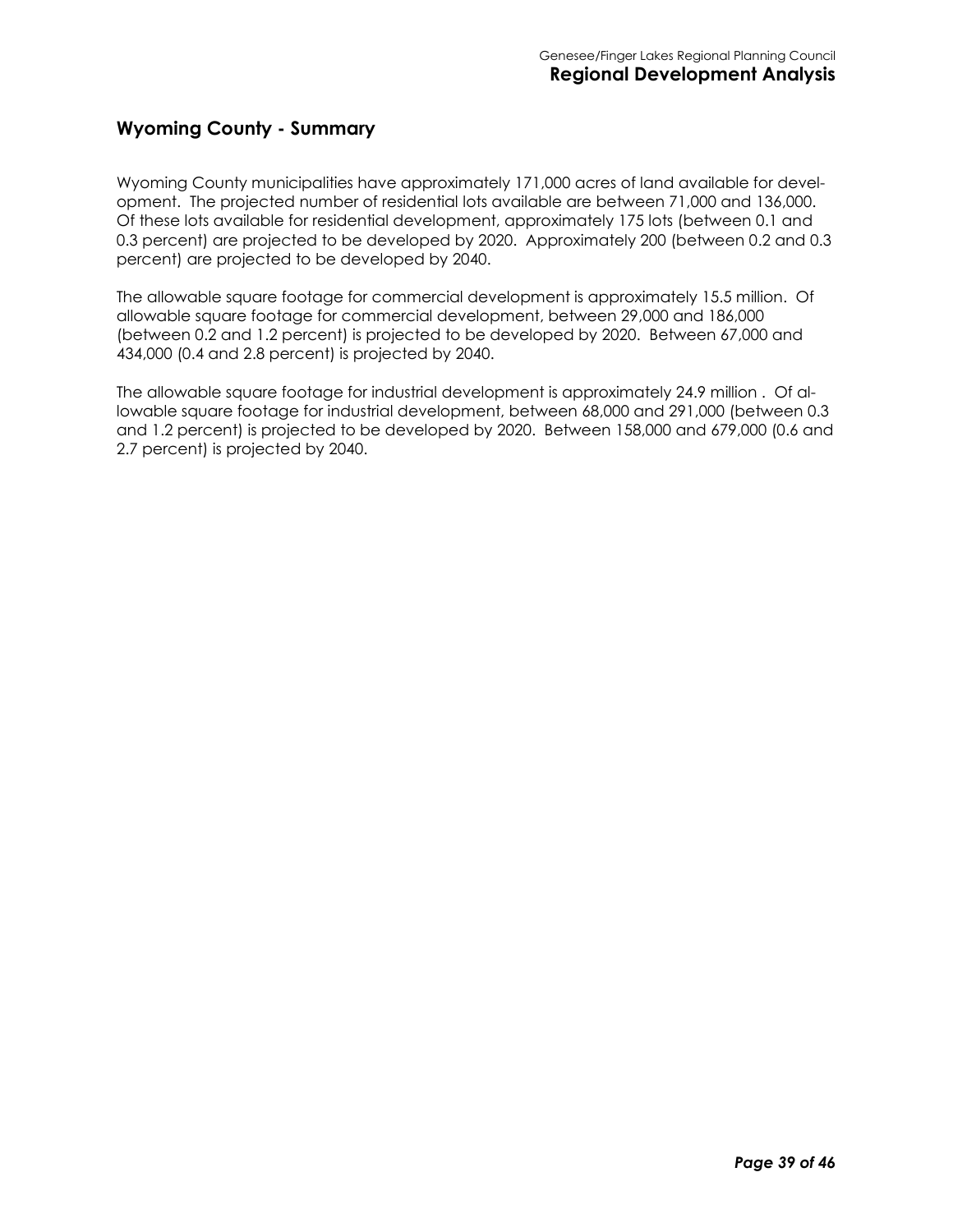## Wyoming County - Summary

Wyoming County municipalities have approximately 171,000 acres of land available for development. The projected number of residential lots available are between 71,000 and 136,000. Of these lots available for residential development, approximately 175 lots (between 0.1 and 0.3 percent) are projected to be developed by 2020. Approximately 200 (between 0.2 and 0.3 percent) are projected to be developed by 2040.

The allowable square footage for commercial development is approximately 15.5 million. Of allowable square footage for commercial development, between 29,000 and 186,000 (between 0.2 and 1.2 percent) is projected to be developed by 2020. Between 67,000 and 434,000 (0.4 and 2.8 percent) is projected by 2040.

The allowable square footage for industrial development is approximately 24.9 million . Of allowable square footage for industrial development, between 68,000 and 291,000 (between 0.3 and 1.2 percent) is projected to be developed by 2020. Between 158,000 and 679,000 (0.6 and 2.7 percent) is projected by 2040.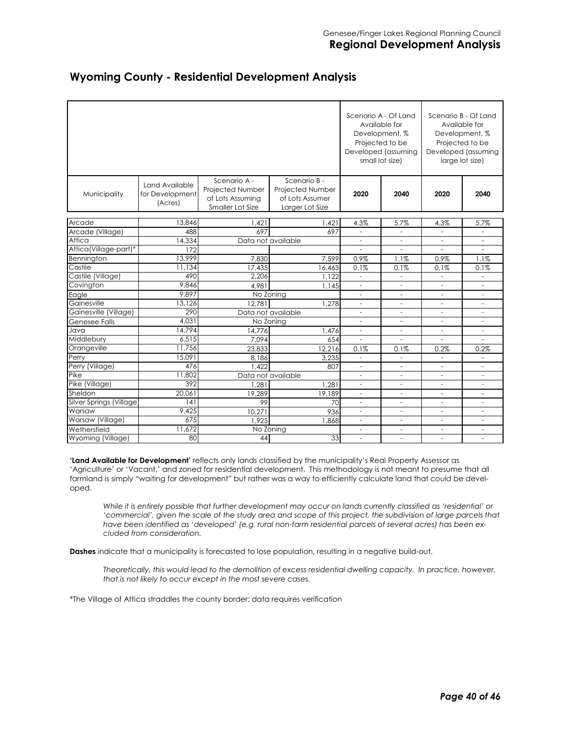## Wyoming County - Residential Development Analysis

| Municipality | Land Available for Development (Acres) | Scenario A - Projected Number of Lots Assuming Smaller Lot Size | Scenario B - Projected Number of Lots Assumer Larger Lot Size | Scenario A - Of Land Available for Development, % Projected to be Developed (assuming small lot size) | | Scenario B - Of Land Available for Development, % Projected to be Developed (assuming large lot size) | |
|---|---|---|---|---|---|---|---|
| | | | | **2020** | **2040** | **2020** | **2040** |
| Arcade | 13,846 | 1,421 | 1,421 | 4.3% | 5.7% | 4.3% | 5.7% |
| Arcade (Village) | 488 | 697 | 697 | - | - | - | - |
| Attica | 14,334 | Data not available | | - | - | - | - |
| Attica(Village-part)* | 172 | | | - | - | - | - |
| Bennington | 13,999 | 7,830 | 7,599 | 0.9% | 1.1% | 0.9% | 1.1% |
| Castile | 11,134 | 17,435 | 16,463 | 0.1% | 0.1% | 0.1% | 0.1% |
| Castile (Village) | 490 | 2,206 | 1,122 | - | - | - | - |
| Covington | 9,846 | 4,981 | 1,145 | - | - | - | - |
| Eagle | 9,897 | No Zoning | | - | - | - | - |
| Gainesville | 13,126 | 12,781 | 1,278 | - | - | - | - |
| Gainesville (Village) | 290 | Data not available | | - | - | - | - |
| Genesee Falls | 4,031 | No Zoning | | - | - | - | - |
| Java | 14,794 | 14,776 | 1,476 | - | - | - | - |
| Middlebury | 6,515 | 7,094 | 654 | - | - | - | - |
| Orangeville | 11,756 | 23,833 | 12,216 | 0.1% | 0.1% | 0.2% | 0.2% |
| Perry | 15,091 | 8,186 | 3,235 | - | - | - | - |
| Perry (Village) | 476 | 1,422 | 807 | - | - | - | - |
| Pike | 11,802 | Data not available | | - | - | - | - |
| Pike (Village) | 392 | 1,281 | 1,281 | - | - | - | - |
| Sheldon | 20,061 | 19,289 | 19,189 | - | - | - | - |
| Silver Springs (Village) | 141 | 99 | 70 | - | - | - | - |
| Warsaw | 9,425 | 10,271 | 936 | - | - | - | - |
| Warsaw (Village) | 675 | 1,925 | 1,868 | - | - | - | - |
| Wethersfield | 11,672 | No Zoning | | - | - | - | - |
| Wyoming (Village) | 80 | 44 | 33 | - | - | - | - |

**'Land Available for Development'** reflects only lands classified by the municipality's Real Property Assessor as 'Agriculture' or 'Vacant,' and zoned for residential development. This methodology is not meant to presume that all farmland is simply "waiting for development" but rather was a way to efficiently calculate land that *could* be developed.

> *While it is entirely possible that further development may occur on lands currently classified as 'residential' or 'commercial', given the scale of the study area and scope of this project, the subdivision of large parcels that have been identified as 'developed' (e.g. rural non-farm residential parcels of several acres) has been excluded from consideration.*

**Dashes** indicate that a municipality is forecasted to lose population, resulting in a negative build-out.

> *Theoretically, this would lead to the demolition of excess residential dwelling capacity. In practice, however, that is not likely to occur except in the most severe cases.*

*The Village of Attica straddles the county border; data requires verification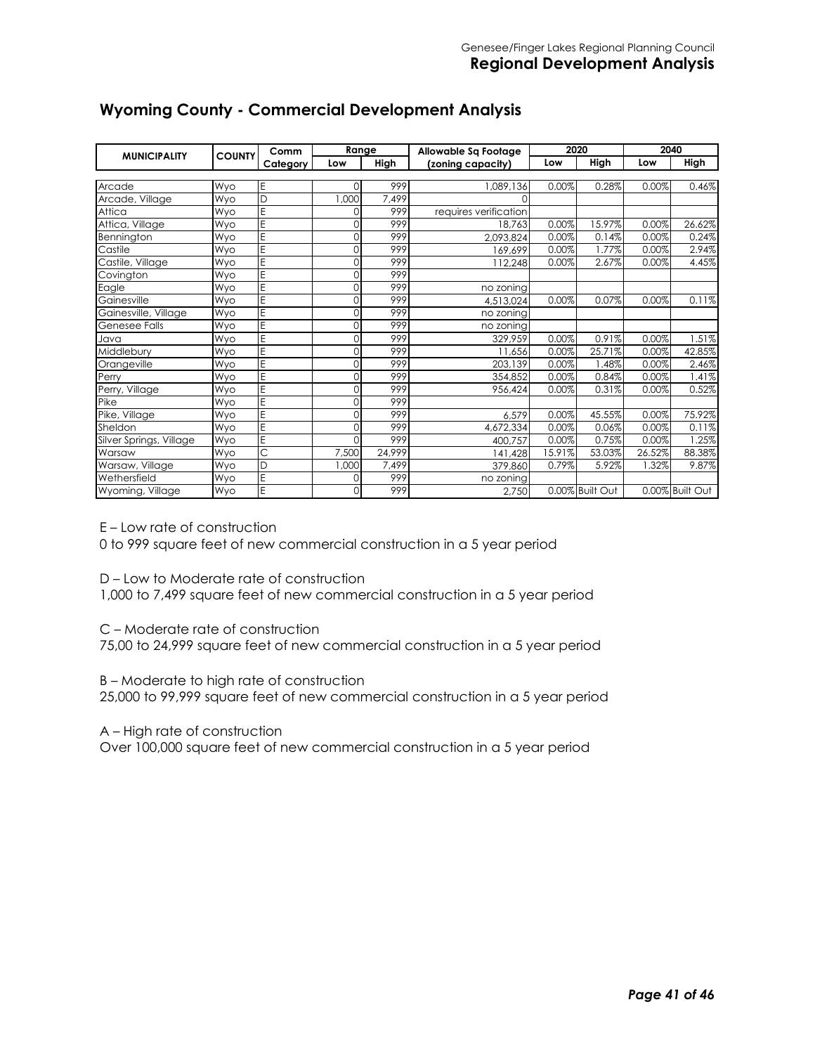## Wyoming County - Commercial Development Analysis

| MUNICIPALITY | COUNTY | Comm Category | Range | | Allowable Sq Footage (zoning capacity) | 2020 | | 2040 | |
|---|---|---|---|---|---|---|---|---|---|
| | | | Low | High | | Low | High | Low | High |
| Arcade | Wyo | E | 0 | 999 | 1,089,136 | 0.00% | 0.28% | 0.00% | 0.46% |
| Arcade, Village | Wyo | D | 1,000 | 7,499 | 0 | | | | |
| Attica | Wyo | E | 0 | 999 | requires verification | | | | |
| Attica, Village | Wyo | E | 0 | 999 | 18,763 | 0.00% | 15.97% | 0.00% | 26.62% |
| Bennington | Wyo | E | 0 | 999 | 2,093,824 | 0.00% | 0.14% | 0.00% | 0.24% |
| Castile | Wyo | E | 0 | 999 | 169,699 | 0.00% | 1.77% | 0.00% | 2.94% |
| Castile, Village | Wyo | E | 0 | 999 | 112,248 | 0.00% | 2.67% | 0.00% | 4.45% |
| Covington | Wyo | E | 0 | 999 | | | | | |
| Eagle | Wyo | E | 0 | 999 | no zoning | | | | |
| Gainesville | Wyo | E | 0 | 999 | 4,513,024 | 0.00% | 0.07% | 0.00% | 0.11% |
| Gainesville, Village | Wyo | E | 0 | 999 | no zoning | | | | |
| Genesee Falls | Wyo | E | 0 | 999 | no zoning | | | | |
| Java | Wyo | E | 0 | 999 | 329,959 | 0.00% | 0.91% | 0.00% | 1.51% |
| Middlebury | Wyo | E | 0 | 999 | 11,656 | 0.00% | 25.71% | 0.00% | 42.85% |
| Orangeville | Wyo | E | 0 | 999 | 203,139 | 0.00% | 1.48% | 0.00% | 2.46% |
| Perry | Wyo | E | 0 | 999 | 354,852 | 0.00% | 0.84% | 0.00% | 1.41% |
| Perry, Village | Wyo | E | 0 | 999 | 956,424 | 0.00% | 0.31% | 0.00% | 0.52% |
| Pike | Wyo | E | 0 | 999 | | | | | |
| Pike, Village | Wyo | E | 0 | 999 | 6,579 | 0.00% | 45.55% | 0.00% | 75.92% |
| Sheldon | Wyo | E | 0 | 999 | 4,672,334 | 0.00% | 0.06% | 0.00% | 0.11% |
| Silver Springs, Village | Wyo | E | 0 | 999 | 400,757 | 0.00% | 0.75% | 0.00% | 1.25% |
| Warsaw | Wyo | C | 7,500 | 24,999 | 141,428 | 15.91% | 53.03% | 26.52% | 88.38% |
| Warsaw, Village | Wyo | D | 1,000 | 7,499 | 379,860 | 0.79% | 5.92% | 1.32% | 9.87% |
| Wethersfield | Wyo | E | 0 | 999 | no zoning | | | | |
| Wyoming, Village | Wyo | E | 0 | 999 | 2,750 | 0.00% | Built Out | 0.00% | Built Out |

E – Low rate of construction
0 to 999 square feet of new commercial construction in a 5 year period

D – Low to Moderate rate of construction
1,000 to 7,499 square feet of new commercial construction in a 5 year period

C – Moderate rate of construction
75,00 to 24,999 square feet of new commercial construction in a 5 year period

B – Moderate to high rate of construction
25,000 to 99,999 square feet of new commercial construction in a 5 year period

A – High rate of construction
Over 100,000 square feet of new commercial construction in a 5 year period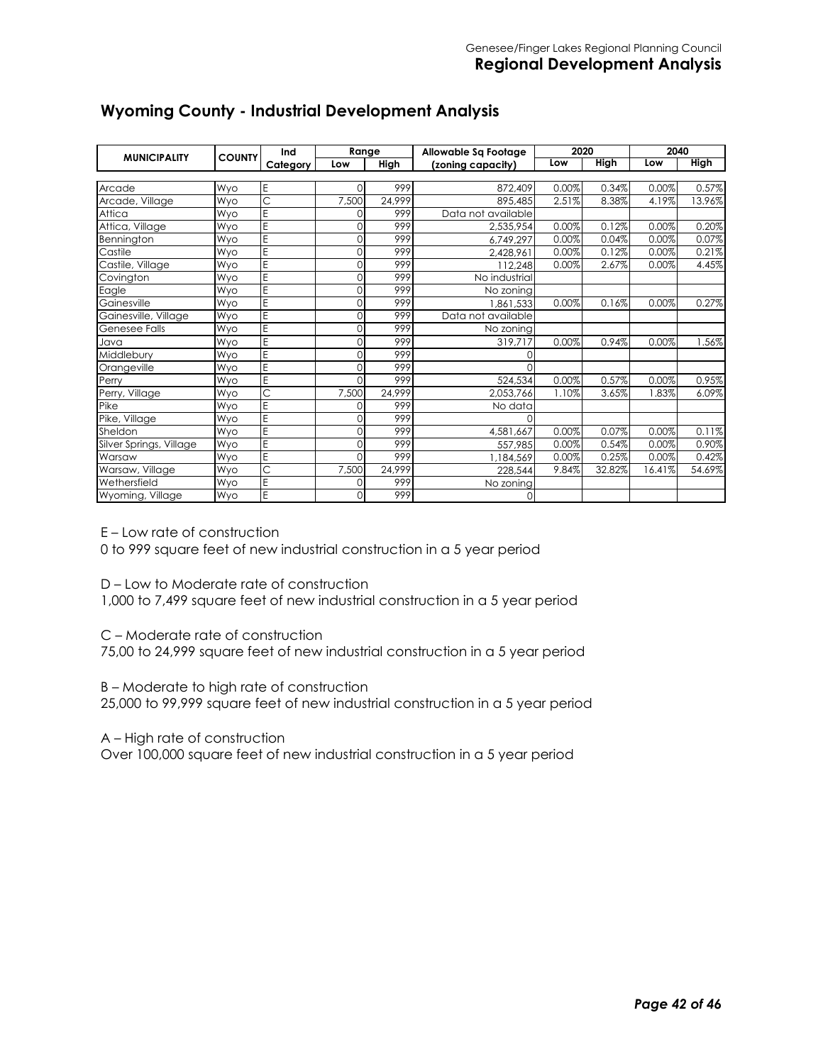## Wyoming County - Industrial Development Analysis

| MUNICIPALITY | COUNTY | Ind Category | Range | | Allowable Sq Footage (zoning capacity) | 2020 | | 2040 | |
|---|---|---|---|---|---|---|---|---|---|
| | | | Low | High | | Low | High | Low | High |
| Arcade | Wyo | E | 0 | 999 | 872,409 | 0.00% | 0.34% | 0.00% | 0.57% |
| Arcade, Village | Wyo | C | 7,500 | 24,999 | 895,485 | 2.51% | 8.38% | 4.19% | 13.96% |
| Attica | Wyo | E | 0 | 999 | Data not available | | | | |
| Attica, Village | Wyo | E | 0 | 999 | 2,535,954 | 0.00% | 0.12% | 0.00% | 0.20% |
| Bennington | Wyo | E | 0 | 999 | 6,749,297 | 0.00% | 0.04% | 0.00% | 0.07% |
| Castile | Wyo | E | 0 | 999 | 2,428,961 | 0.00% | 0.12% | 0.00% | 0.21% |
| Castile, Village | Wyo | E | 0 | 999 | 112,248 | 0.00% | 2.67% | 0.00% | 4.45% |
| Covington | Wyo | E | 0 | 999 | No industrial | | | | |
| Eagle | Wyo | E | 0 | 999 | No zoning | | | | |
| Gainesville | Wyo | E | 0 | 999 | 1,861,533 | 0.00% | 0.16% | 0.00% | 0.27% |
| Gainesville, Village | Wyo | E | 0 | 999 | Data not available | | | | |
| Genesee Falls | Wyo | E | 0 | 999 | No zoning | | | | |
| Java | Wyo | E | 0 | 999 | 319,717 | 0.00% | 0.94% | 0.00% | 1.56% |
| Middlebury | Wyo | E | 0 | 999 | 0 | | | | |
| Orangeville | Wyo | E | 0 | 999 | 0 | | | | |
| Perry | Wyo | E | 0 | 999 | 524,534 | 0.00% | 0.57% | 0.00% | 0.95% |
| Perry, Village | Wyo | C | 7,500 | 24,999 | 2,053,766 | 1.10% | 3.65% | 1.83% | 6.09% |
| Pike | Wyo | E | 0 | 999 | No data | | | | |
| Pike, Village | Wyo | E | 0 | 999 | 0 | | | | |
| Sheldon | Wyo | E | 0 | 999 | 4,581,667 | 0.00% | 0.07% | 0.00% | 0.11% |
| Silver Springs, Village | Wyo | E | 0 | 999 | 557,985 | 0.00% | 0.54% | 0.00% | 0.90% |
| Warsaw | Wyo | E | 0 | 999 | 1,184,569 | 0.00% | 0.25% | 0.00% | 0.42% |
| Warsaw, Village | Wyo | C | 7,500 | 24,999 | 228,544 | 9.84% | 32.82% | 16.41% | 54.69% |
| Wethersfield | Wyo | E | 0 | 999 | No zoning | | | | |
| Wyoming, Village | Wyo | E | 0 | 999 | 0 | | | | |

E – Low rate of construction
0 to 999 square feet of new industrial construction in a 5 year period

D – Low to Moderate rate of construction
1,000 to 7,499 square feet of new industrial construction in a 5 year period

C – Moderate rate of construction
75,00 to 24,999 square feet of new industrial construction in a 5 year period

B – Moderate to high rate of construction
25,000 to 99,999 square feet of new industrial construction in a 5 year period

A – High rate of construction
Over 100,000 square feet of new industrial construction in a 5 year period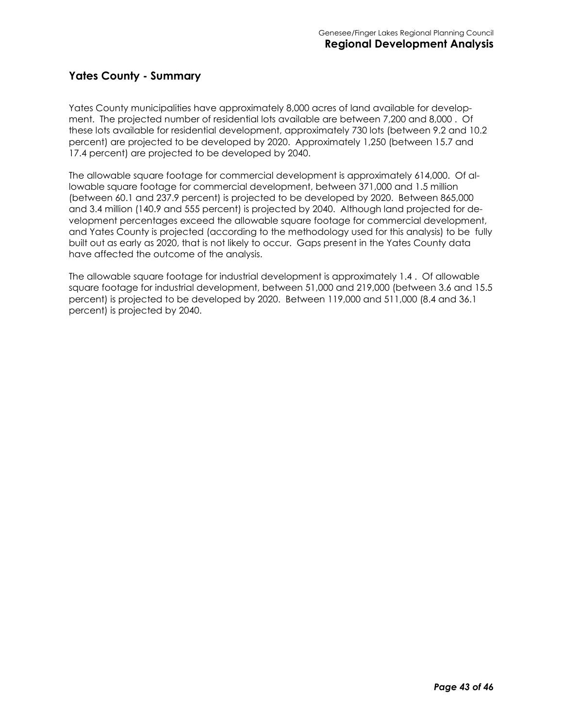## Yates County - Summary

Yates County municipalities have approximately 8,000 acres of land available for development. The projected number of residential lots available are between 7,200 and 8,000 . Of these lots available for residential development, approximately 730 lots (between 9.2 and 10.2 percent) are projected to be developed by 2020. Approximately 1,250 (between 15.7 and 17.4 percent) are projected to be developed by 2040.

The allowable square footage for commercial development is approximately 614,000. Of allowable square footage for commercial development, between 371,000 and 1.5 million (between 60.1 and 237.9 percent) is projected to be developed by 2020. Between 865,000 and 3.4 million (140.9 and 555 percent) is projected by 2040. Although land projected for development percentages exceed the allowable square footage for commercial development, and Yates County is projected (according to the methodology used for this analysis) to be fully built out as early as 2020, that is not likely to occur. Gaps present in the Yates County data have affected the outcome of the analysis.

The allowable square footage for industrial development is approximately 1.4 . Of allowable square footage for industrial development, between 51,000 and 219,000 (between 3.6 and 15.5 percent) is projected to be developed by 2020. Between 119,000 and 511,000 (8.4 and 36.1 percent) is projected by 2040.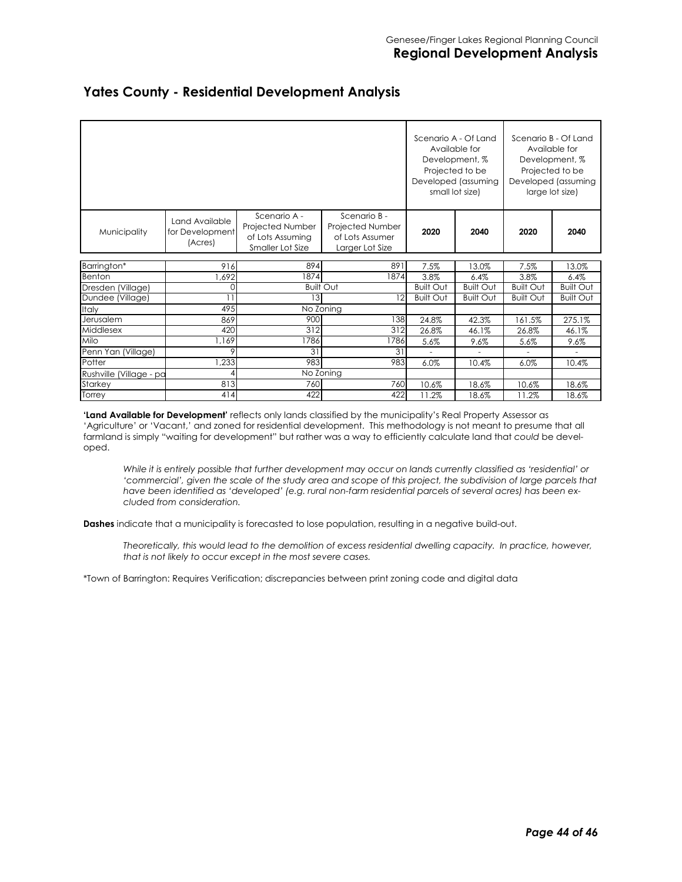## Yates County - Residential Development Analysis

| Municipality | Land Available for Development (Acres) | Scenario A - Projected Number of Lots Assuming Smaller Lot Size | Scenario B - Projected Number of Lots Assumer Larger Lot Size | Scenario A - Of Land Available for Development, % Projected to be Developed (assuming small lot size) | | Scenario B - Of Land Available for Development, % Projected to be Developed (assuming large lot size) | |
|---|---|---|---|---|---|---|---|
| | | | | 2020 | 2040 | 2020 | 2040 |
| Barrington* | 916 | 894 | 891 | 7.5% | 13.0% | 7.5% | 13.0% |
| Benton | 1,692 | 1874 | 1874 | 3.8% | 6.4% | 3.8% | 6.4% |
| Dresden (Village) | 0 | Built Out | | Built Out | Built Out | Built Out | Built Out |
| Dundee (Village) | 11 | 13 | 12 | Built Out | Built Out | Built Out | Built Out |
| Italy | 495 | No Zoning | | | | | |
| Jerusalem | 869 | 900 | 138 | 24.8% | 42.3% | 161.5% | 275.1% |
| Middlesex | 420 | 312 | 312 | 26.8% | 46.1% | 26.8% | 46.1% |
| Milo | 1,169 | 1786 | 1786 | 5.6% | 9.6% | 5.6% | 9.6% |
| Penn Yan (Village) | 9 | 31 | 31 | - | - | - | - |
| Potter | 1,233 | 983 | 983 | 6.0% | 10.4% | 6.0% | 10.4% |
| Rushville (Village - pa | 4 | No Zoning | | | | | |
| Starkey | 813 | 760 | 760 | 10.6% | 18.6% | 10.6% | 18.6% |
| Torrey | 414 | 422 | 422 | 11.2% | 18.6% | 11.2% | 18.6% |

**'Land Available for Development'** reflects only lands classified by the municipality's Real Property Assessor as 'Agriculture' or 'Vacant,' and zoned for residential development. This methodology is not meant to presume that all farmland is simply "waiting for development" but rather was a way to efficiently calculate land that *could* be developed.

*While it is entirely possible that further development may occur on lands currently classified as 'residential' or 'commercial', given the scale of the study area and scope of this project, the subdivision of large parcels that have been identified as 'developed' (e.g. rural non-farm residential parcels of several acres) has been excluded from consideration.*

**Dashes** indicate that a municipality is forecasted to lose population, resulting in a negative build-out.

*Theoretically, this would lead to the demolition of excess residential dwelling capacity. In practice, however, that is not likely to occur except in the most severe cases.*

*Town of Barrington: Requires Verification; discrepancies between print zoning code and digital data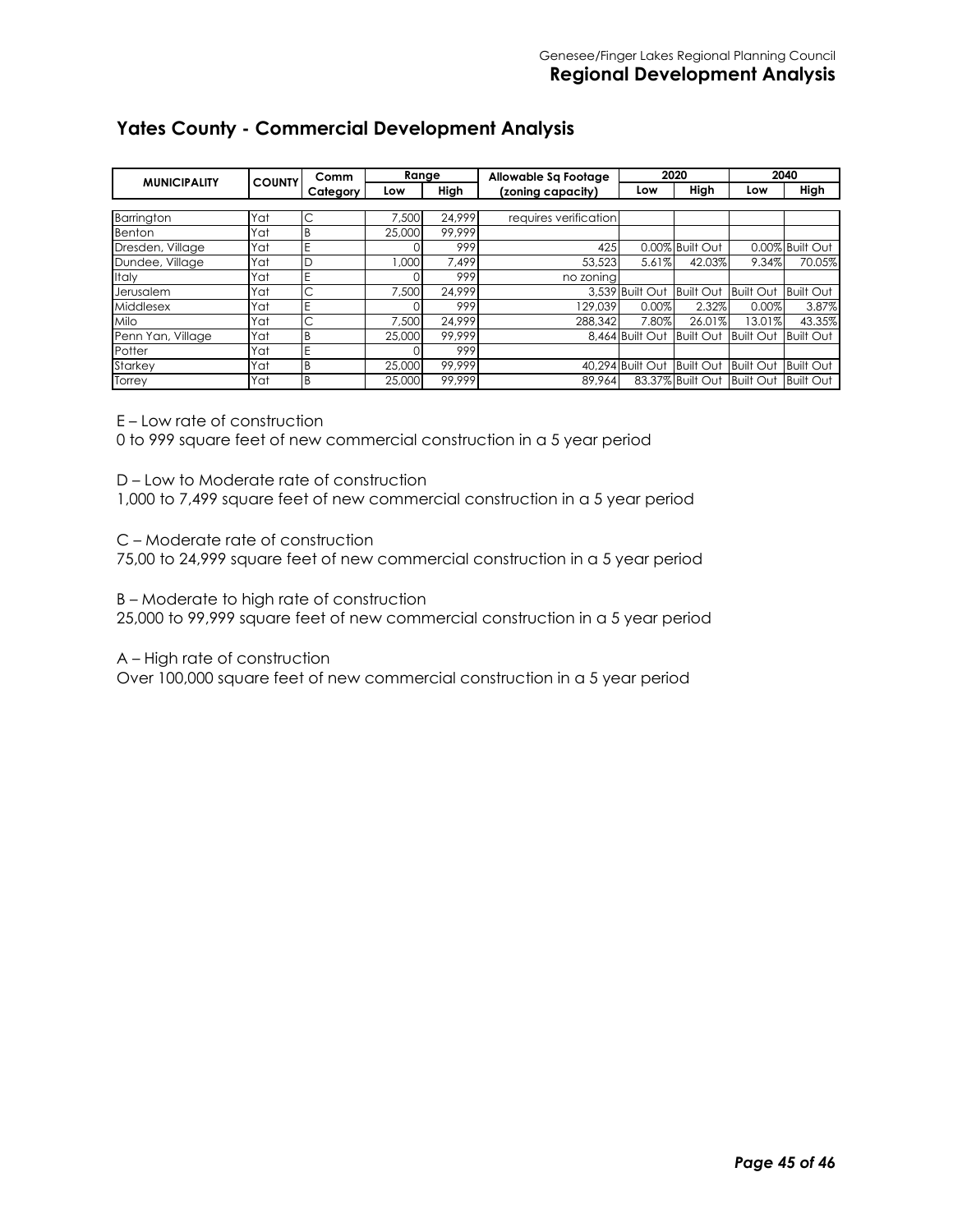## Yates County - Commercial Development Analysis

| MUNICIPALITY | COUNTY | Comm Category | Range | | Allowable Sq Footage (zoning capacity) | 2020 | | 2040 | |
|---|---|---|---|---|---|---|---|---|---|
| | | | Low | High | | Low | High | Low | High |
| Barrington | Yat | C | 7,500 | 24,999 | requires verification | | | | |
| Benton | Yat | B | 25,000 | 99,999 | | | | | |
| Dresden, Village | Yat | E | 0 | 999 | 425 | 0.00% | Built Out | 0.00% | Built Out |
| Dundee, Village | Yat | D | 1,000 | 7,499 | 53,523 | 5.61% | 42.03% | 9.34% | 70.05% |
| Italy | Yat | E | 0 | 999 | no zoning | | | | |
| Jerusalem | Yat | C | 7,500 | 24,999 | 3,539 | Built Out | Built Out | Built Out | Built Out |
| Middlesex | Yat | E | 0 | 999 | 129,039 | 0.00% | 2.32% | 0.00% | 3.87% |
| Milo | Yat | C | 7,500 | 24,999 | 288,342 | 7.80% | 26.01% | 13.01% | 43.35% |
| Penn Yan, Village | Yat | B | 25,000 | 99,999 | 8,464 | Built Out | Built Out | Built Out | Built Out |
| Potter | Yat | E | 0 | 999 | | | | | |
| Starkey | Yat | B | 25,000 | 99,999 | 40,294 | Built Out | Built Out | Built Out | Built Out |
| Torrey | Yat | B | 25,000 | 99,999 | 89,964 | 83.37% | Built Out | Built Out | Built Out |

E – Low rate of construction
0 to 999 square feet of new commercial construction in a 5 year period

D – Low to Moderate rate of construction
1,000 to 7,499 square feet of new commercial construction in a 5 year period

C – Moderate rate of construction
75,00 to 24,999 square feet of new commercial construction in a 5 year period

B – Moderate to high rate of construction
25,000 to 99,999 square feet of new commercial construction in a 5 year period

A – High rate of construction
Over 100,000 square feet of new commercial construction in a 5 year period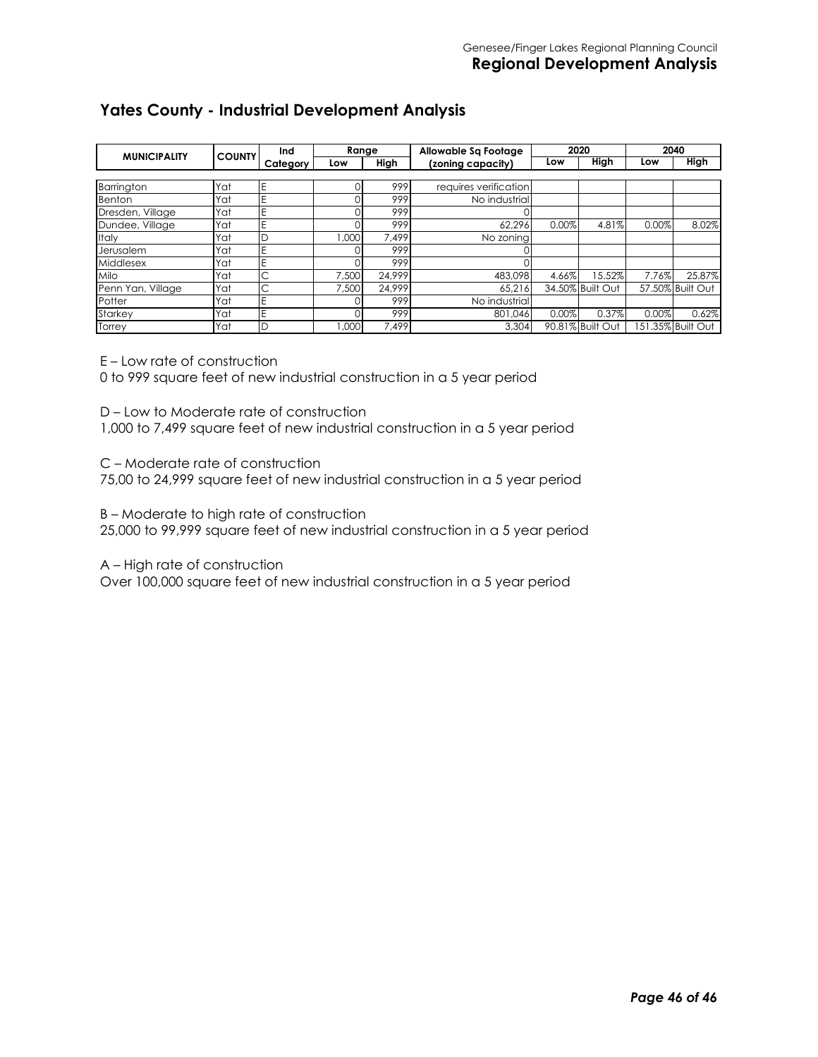## Yates County - Industrial Development Analysis

| MUNICIPALITY | COUNTY | Ind Category | Range | | Allowable Sq Footage (zoning capacity) | 2020 | | 2040 | |
|---|---|---|---|---|---|---|---|---|---|
| | | | Low | High | | Low | High | Low | High |
| Barrington | Yat | E | 0 | 999 | requires verification | | | | |
| Benton | Yat | E | 0 | 999 | No industrial | | | | |
| Dresden, Village | Yat | E | 0 | 999 | 0 | | | | |
| Dundee, Village | Yat | E | 0 | 999 | 62,296 | 0.00% | 4.81% | 0.00% | 8.02% |
| Italy | Yat | D | 1,000 | 7,499 | No zoning | | | | |
| Jerusalem | Yat | E | 0 | 999 | 0 | | | | |
| Middlesex | Yat | E | 0 | 999 | 0 | | | | |
| Milo | Yat | C | 7,500 | 24,999 | 483,098 | 4.66% | 15.52% | 7.76% | 25.87% |
| Penn Yan, Village | Yat | C | 7,500 | 24,999 | 65,216 | 34.50% | Built Out | 57.50% | Built Out |
| Potter | Yat | E | 0 | 999 | No industrial | | | | |
| Starkey | Yat | E | 0 | 999 | 801,046 | 0.00% | 0.37% | 0.00% | 0.62% |
| Torrey | Yat | D | 1,000 | 7,499 | 3,304 | 90.81% | Built Out | 151.35% | Built Out |

E – Low rate of construction
0 to 999 square feet of new industrial construction in a 5 year period

D – Low to Moderate rate of construction
1,000 to 7,499 square feet of new industrial construction in a 5 year period

C – Moderate rate of construction
75,00 to 24,999 square feet of new industrial construction in a 5 year period

B – Moderate to high rate of construction
25,000 to 99,999 square feet of new industrial construction in a 5 year period

A – High rate of construction
Over 100,000 square feet of new industrial construction in a 5 year period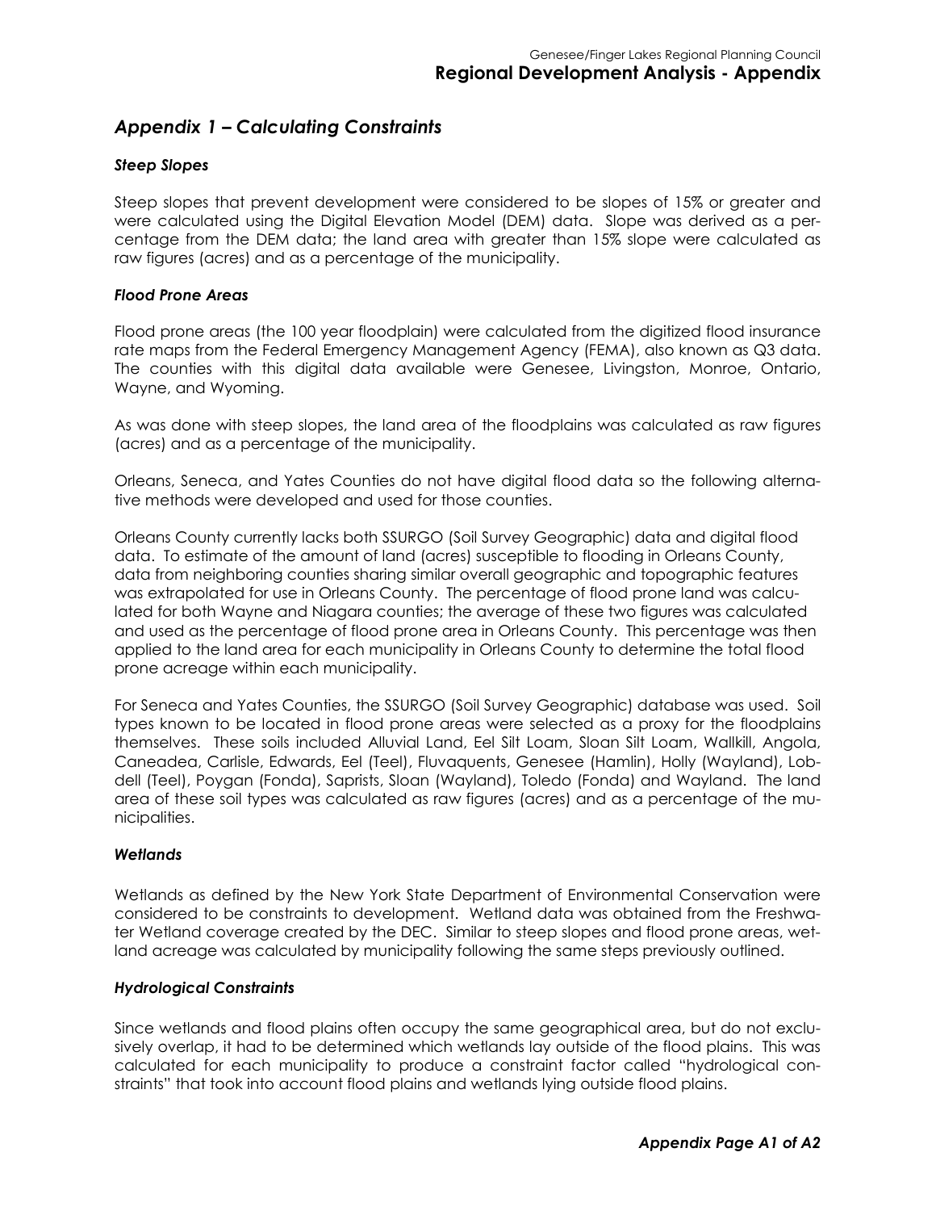## *Appendix 1 – Calculating Constraints*

### *Steep Slopes*

Steep slopes that prevent development were considered to be slopes of 15% or greater and were calculated using the Digital Elevation Model (DEM) data. Slope was derived as a percentage from the DEM data; the land area with greater than 15% slope were calculated as raw figures (acres) and as a percentage of the municipality.

### *Flood Prone Areas*

Flood prone areas (the 100 year floodplain) were calculated from the digitized flood insurance rate maps from the Federal Emergency Management Agency (FEMA), also known as Q3 data. The counties with this digital data available were Genesee, Livingston, Monroe, Ontario, Wayne, and Wyoming.

As was done with steep slopes, the land area of the floodplains was calculated as raw figures (acres) and as a percentage of the municipality.

Orleans, Seneca, and Yates Counties do not have digital flood data so the following alternative methods were developed and used for those counties.

Orleans County currently lacks both SSURGO (Soil Survey Geographic) data and digital flood data. To estimate of the amount of land (acres) susceptible to flooding in Orleans County, data from neighboring counties sharing similar overall geographic and topographic features was extrapolated for use in Orleans County. The percentage of flood prone land was calculated for both Wayne and Niagara counties; the average of these two figures was calculated and used as the percentage of flood prone area in Orleans County. This percentage was then applied to the land area for each municipality in Orleans County to determine the total flood prone acreage within each municipality.

For Seneca and Yates Counties, the SSURGO (Soil Survey Geographic) database was used. Soil types known to be located in flood prone areas were selected as a proxy for the floodplains themselves. These soils included Alluvial Land, Eel Silt Loam, Sloan Silt Loam, Wallkill, Angola, Caneadea, Carlisle, Edwards, Eel (Teel), Fluvaquents, Genesee (Hamlin), Holly (Wayland), Lobdell (Teel), Poygan (Fonda), Saprists, Sloan (Wayland), Toledo (Fonda) and Wayland. The land area of these soil types was calculated as raw figures (acres) and as a percentage of the municipalities.

### *Wetlands*

Wetlands as defined by the New York State Department of Environmental Conservation were considered to be constraints to development. Wetland data was obtained from the Freshwater Wetland coverage created by the DEC. Similar to steep slopes and flood prone areas, wetland acreage was calculated by municipality following the same steps previously outlined.

### *Hydrological Constraints*

Since wetlands and flood plains often occupy the same geographical area, but do not exclusively overlap, it had to be determined which wetlands lay outside of the flood plains. This was calculated for each municipality to produce a constraint factor called "hydrological constraints" that took into account flood plains and wetlands lying outside flood plains.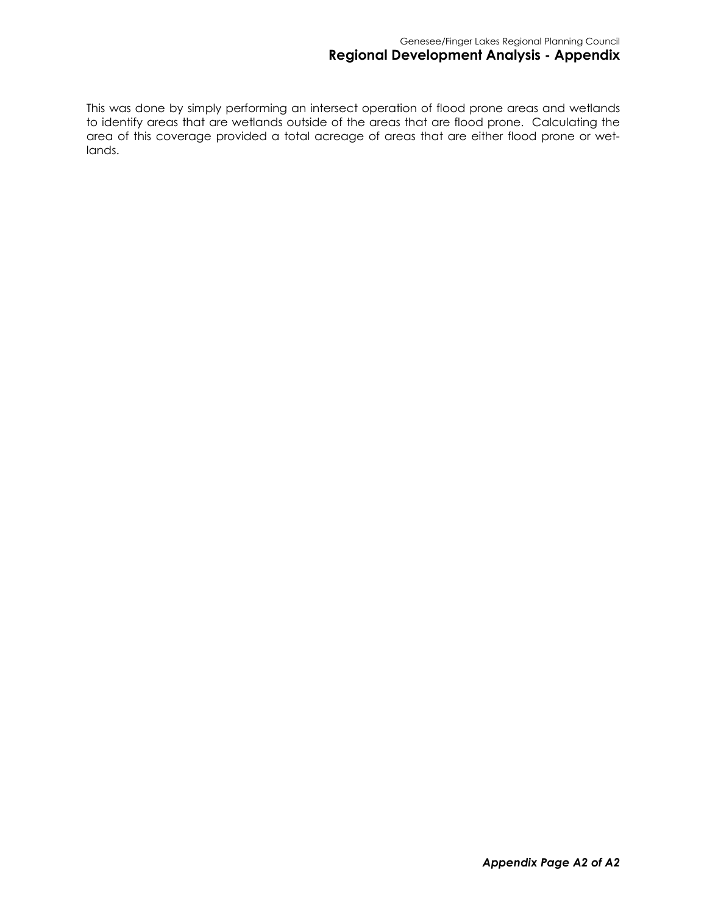This was done by simply performing an intersect operation of flood prone areas and wetlands to identify areas that are wetlands outside of the areas that are flood prone. Calculating the area of this coverage provided a total acreage of areas that are either flood prone or wetlands.